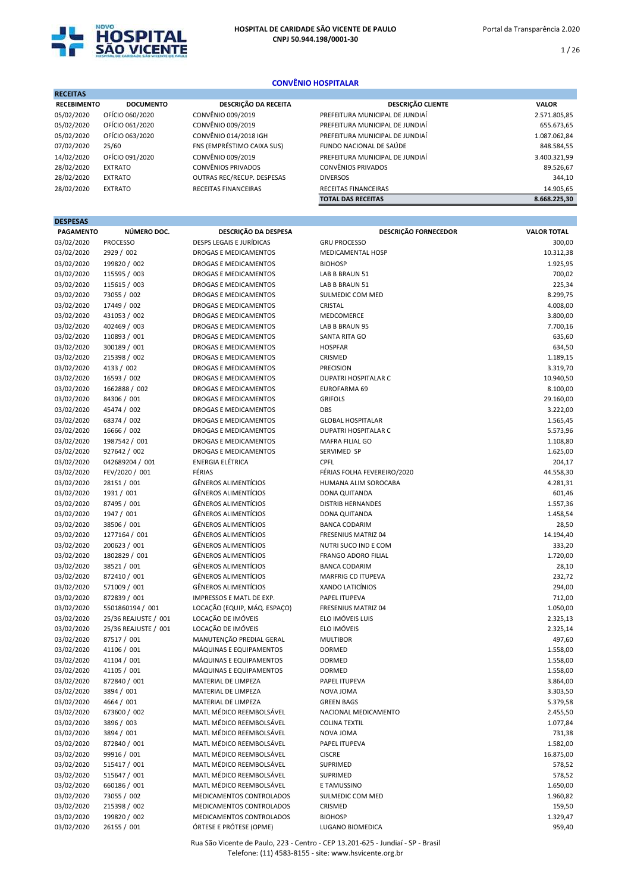# HOSPITAL DE CARIDADE SÃO VICENTE DE PAULO
**CNPJ 50.944.198/0001-30**

Portal da Transparência 2.020

## CONVÊNIO HOSPITALAR

### RECEITAS

| RECEBIMENTO | DOCUMENTO | DESCRIÇÃO DA RECEITA | DESCRIÇÃO CLIENTE | VALOR |
|---|---|---|---|---|
| 05/02/2020 | OFÍCIO 060/2020 | CONVÊNIO 009/2019 | PREFEITURA MUNICIPAL DE JUNDIAÍ | 2.571.805,85 |
| 05/02/2020 | OFÍCIO 061/2020 | CONVÊNIO 009/2019 | PREFEITURA MUNICIPAL DE JUNDIAÍ | 655.673,65 |
| 05/02/2020 | OFÍCIO 063/2020 | CONVÊNIO 014/2018 IGH | PREFEITURA MUNICIPAL DE JUNDIAÍ | 1.087.062,84 |
| 07/02/2020 | 25/60 | FNS (EMPRÉSTIMO CAIXA SUS) | FUNDO NACIONAL DE SAÚDE | 848.584,55 |
| 14/02/2020 | OFÍCIO 091/2020 | CONVÊNIO 009/2019 | PREFEITURA MUNICIPAL DE JUNDIAÍ | 3.400.321,99 |
| 28/02/2020 | EXTRATO | CONVÊNIOS PRIVADOS | CONVÊNIOS PRIVADOS | 89.526,67 |
| 28/02/2020 | EXTRATO | OUTRAS REC/RECUP. DESPESAS | DIVERSOS | 344,10 |
| 28/02/2020 | EXTRATO | RECEITAS FINANCEIRAS | RECEITAS FINANCEIRAS | 14.905,65 |
| | | | **TOTAL DAS RECEITAS** | **8.668.225,30** |

### DESPESAS

| PAGAMENTO | NÚMERO DOC. | DESCRIÇÃO DA DESPESA | DESCRIÇÃO FORNECEDOR | VALOR TOTAL |
|---|---|---|---|---|
| 03/02/2020 | PROCESSO | DESPS LEGAIS E JURÍDICAS | GRU PROCESSO | 300,00 |
| 03/02/2020 | 2929 / 002 | DROGAS E MEDICAMENTOS | MEDICAMENTAL HOSP | 10.312,38 |
| 03/02/2020 | 199820 / 002 | DROGAS E MEDICAMENTOS | BIOHOSP | 1.925,95 |
| 03/02/2020 | 115595 / 003 | DROGAS E MEDICAMENTOS | LAB B BRAUN 51 | 700,02 |
| 03/02/2020 | 115615 / 003 | DROGAS E MEDICAMENTOS | LAB B BRAUN 51 | 225,34 |
| 03/02/2020 | 73055 / 002 | DROGAS E MEDICAMENTOS | SULMEDIC COM MED | 8.299,75 |
| 03/02/2020 | 17449 / 002 | DROGAS E MEDICAMENTOS | CRISTAL | 4.008,00 |
| 03/02/2020 | 431053 / 002 | DROGAS E MEDICAMENTOS | MEDCOMERCE | 3.800,00 |
| 03/02/2020 | 402469 / 003 | DROGAS E MEDICAMENTOS | LAB B BRAUN 95 | 7.700,16 |
| 03/02/2020 | 110893 / 001 | DROGAS E MEDICAMENTOS | SANTA RITA GO | 635,60 |
| 03/02/2020 | 300189 / 001 | DROGAS E MEDICAMENTOS | HOSPFAR | 634,50 |
| 03/02/2020 | 215398 / 002 | DROGAS E MEDICAMENTOS | CRISMED | 1.189,15 |
| 03/02/2020 | 4133 / 002 | DROGAS E MEDICAMENTOS | PRECISION | 3.319,70 |
| 03/02/2020 | 16593 / 002 | DROGAS E MEDICAMENTOS | DUPATRI HOSPITALAR C | 10.940,50 |
| 03/02/2020 | 1662888 / 002 | DROGAS E MEDICAMENTOS | EUROFARMA 69 | 8.100,00 |
| 03/02/2020 | 84306 / 001 | DROGAS E MEDICAMENTOS | GRIFOLS | 29.160,00 |
| 03/02/2020 | 45474 / 002 | DROGAS E MEDICAMENTOS | DBS | 3.222,00 |
| 03/02/2020 | 68374 / 002 | DROGAS E MEDICAMENTOS | GLOBAL HOSPITALAR | 1.565,45 |
| 03/02/2020 | 16666 / 002 | DROGAS E MEDICAMENTOS | DUPATRI HOSPITALAR C | 5.573,96 |
| 03/02/2020 | 1987542 / 001 | DROGAS E MEDICAMENTOS | MAFRA FILIAL GO | 1.108,80 |
| 03/02/2020 | 927642 / 002 | DROGAS E MEDICAMENTOS | SERVIMED SP | 1.625,00 |
| 03/02/2020 | 042689204 / 001 | ENERGIA ELÉTRICA | CPFL | 204,17 |
| 03/02/2020 | FEV/2020 / 001 | FÉRIAS | FÉRIAS FOLHA FEVEREIRO/2020 | 44.558,30 |
| 03/02/2020 | 28151 / 001 | GÊNEROS ALIMENTÍCIOS | HUMANA ALIM SOROCABA | 4.281,31 |
| 03/02/2020 | 1931 / 001 | GÊNEROS ALIMENTÍCIOS | DONA QUITANDA | 601,46 |
| 03/02/2020 | 87495 / 001 | GÊNEROS ALIMENTÍCIOS | DISTRIB HERNANDES | 1.557,36 |
| 03/02/2020 | 1947 / 001 | GÊNEROS ALIMENTÍCIOS | DONA QUITANDA | 1.458,54 |
| 03/02/2020 | 38506 / 001 | GÊNEROS ALIMENTÍCIOS | BANCA CODARIM | 28,50 |
| 03/02/2020 | 1277164 / 001 | GÊNEROS ALIMENTÍCIOS | FRESENIUS MATRIZ 04 | 14.194,40 |
| 03/02/2020 | 200623 / 001 | GÊNEROS ALIMENTÍCIOS | NUTRI SUCO IND E COM | 333,20 |
| 03/02/2020 | 1802829 / 001 | GÊNEROS ALIMENTÍCIOS | FRANGO ADORO FILIAL | 1.720,00 |
| 03/02/2020 | 38521 / 001 | GÊNEROS ALIMENTÍCIOS | BANCA CODARIM | 28,10 |
| 03/02/2020 | 872410 / 001 | GÊNEROS ALIMENTÍCIOS | MARFRIG CD ITUPEVA | 232,72 |
| 03/02/2020 | 571009 / 001 | GÊNEROS ALIMENTÍCIOS | XANDO LATICÍNIOS | 294,00 |
| 03/02/2020 | 872839 / 001 | IMPRESSOS E MATL DE EXP. | PAPEL ITUPEVA | 712,00 |
| 03/02/2020 | 5501860194 / 001 | LOCAÇÃO (EQUIP, MÁQ. ESPAÇO) | FRESENIUS MATRIZ 04 | 1.050,00 |
| 03/02/2020 | 25/36 REAJUSTE / 001 | LOCAÇÃO DE IMÓVEIS | ELO IMÓVEIS LUIS | 2.325,13 |
| 03/02/2020 | 25/36 REAJUSTE / 001 | LOCAÇÃO DE IMÓVEIS | ELO IMÓVEIS | 2.325,14 |
| 03/02/2020 | 87517 / 001 | MANUTENÇÃO PREDIAL GERAL | MULTIBOR | 497,60 |
| 03/02/2020 | 41106 / 001 | MÁQUINAS E EQUIPAMENTOS | DORMED | 1.558,00 |
| 03/02/2020 | 41104 / 001 | MÁQUINAS E EQUIPAMENTOS | DORMED | 1.558,00 |
| 03/02/2020 | 41105 / 001 | MÁQUINAS E EQUIPAMENTOS | DORMED | 1.558,00 |
| 03/02/2020 | 872840 / 001 | MATERIAL DE LIMPEZA | PAPEL ITUPEVA | 3.864,00 |
| 03/02/2020 | 3894 / 001 | MATERIAL DE LIMPEZA | NOVA JOMA | 3.303,50 |
| 03/02/2020 | 4664 / 001 | MATERIAL DE LIMPEZA | GREEN BAGS | 5.379,58 |
| 03/02/2020 | 673600 / 002 | MATL MÉDICO REEMBOLSÁVEL | NACIONAL MEDICAMENTO | 2.455,50 |
| 03/02/2020 | 3896 / 003 | MATL MÉDICO REEMBOLSÁVEL | COLINA TEXTIL | 1.077,84 |
| 03/02/2020 | 3894 / 001 | MATL MÉDICO REEMBOLSÁVEL | NOVA JOMA | 731,38 |
| 03/02/2020 | 872840 / 001 | MATL MÉDICO REEMBOLSÁVEL | PAPEL ITUPEVA | 1.582,00 |
| 03/02/2020 | 99916 / 001 | MATL MÉDICO REEMBOLSÁVEL | CISCRE | 16.875,00 |
| 03/02/2020 | 515417 / 001 | MATL MÉDICO REEMBOLSÁVEL | SUPRIMED | 578,52 |
| 03/02/2020 | 515647 / 001 | MATL MÉDICO REEMBOLSÁVEL | SUPRIMED | 578,52 |
| 03/02/2020 | 660186 / 001 | MATL MÉDICO REEMBOLSÁVEL | E TAMUSSINO | 1.650,00 |
| 03/02/2020 | 73055 / 002 | MEDICAMENTOS CONTROLADOS | SULMEDIC COM MED | 1.960,82 |
| 03/02/2020 | 215398 / 002 | MEDICAMENTOS CONTROLADOS | CRISMED | 159,50 |
| 03/02/2020 | 199820 / 002 | MEDICAMENTOS CONTROLADOS | BIOHOSP | 1.329,47 |
| 03/02/2020 | 26155 / 001 | ÓRTESE E PRÓTESE (OPME) | LUGANO BIOMEDICA | 959,40 |

Rua São Vicente de Paulo, 223 - Centro - CEP 13.201-625 - Jundiaí - SP - Brasil
Telefone: (11) 4583-8155 - site: www.hsvicente.org.br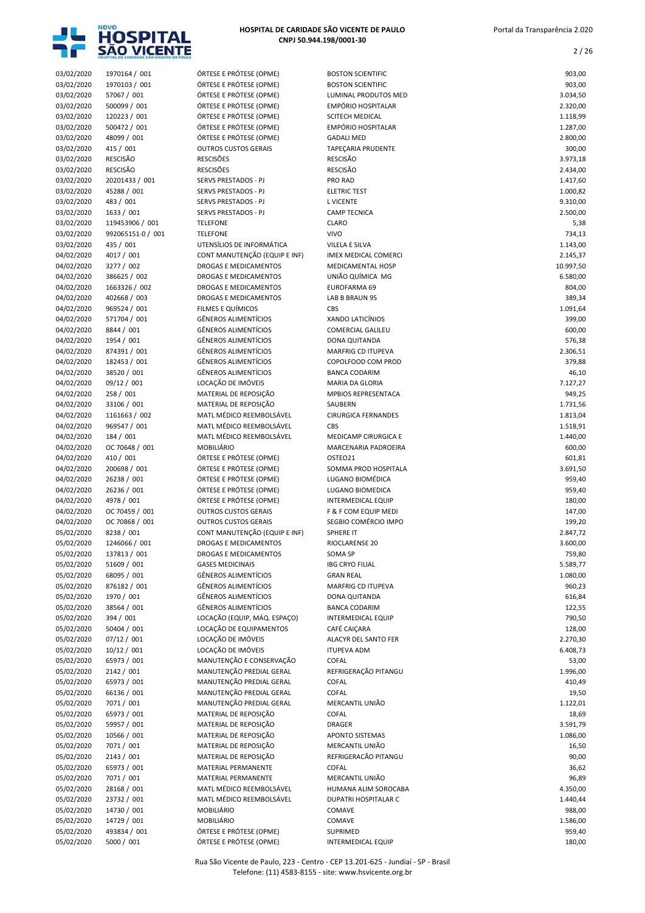| | | | | |
|---|---|---|---|---|
| 03/02/2020 | 1970164 / 001 | ÓRTESE E PRÓTESE (OPME) | BOSTON SCIENTIFIC | 903,00 |
| 03/02/2020 | 1970103 / 001 | ÓRTESE E PRÓTESE (OPME) | BOSTON SCIENTIFIC | 903,00 |
| 03/02/2020 | 57067 / 001 | ÓRTESE E PRÓTESE (OPME) | LUMINAL PRODUTOS MED | 3.034,50 |
| 03/02/2020 | 500099 / 001 | ÓRTESE E PRÓTESE (OPME) | EMPÓRIO HOSPITALAR | 2.320,00 |
| 03/02/2020 | 120223 / 001 | ÓRTESE E PRÓTESE (OPME) | SCITECH MEDICAL | 1.118,99 |
| 03/02/2020 | 500472 / 001 | ÓRTESE E PRÓTESE (OPME) | EMPÓRIO HOSPITALAR | 1.287,00 |
| 03/02/2020 | 48099 / 001 | ÓRTESE E PRÓTESE (OPME) | GADALI MED | 2.800,00 |
| 03/02/2020 | 415 / 001 | OUTROS CUSTOS GERAIS | TAPEÇARIA PRUDENTE | 300,00 |
| 03/02/2020 | RESCISÃO | RESCISÕES | RESCISÃO | 3.973,18 |
| 03/02/2020 | RESCISÃO | RESCISÕES | RESCISÃO | 2.434,00 |
| 03/02/2020 | 20201433 / 001 | SERVS PRESTADOS - PJ | PRO RAD | 1.417,60 |
| 03/02/2020 | 45288 / 001 | SERVS PRESTADOS - PJ | ELETRIC TEST | 1.000,82 |
| 03/02/2020 | 483 / 001 | SERVS PRESTADOS - PJ | L VICENTE | 9.310,00 |
| 03/02/2020 | 1633 / 001 | SERVS PRESTADOS - PJ | CAMP TECNICA | 2.500,00 |
| 03/02/2020 | 119453906 / 001 | TELEFONE | CLARO | 5,38 |
| 03/02/2020 | 992065151-0 / 001 | TELEFONE | VIVO | 734,13 |
| 03/02/2020 | 435 / 001 | UTENSÍLIOS DE INFORMÁTICA | VILELA E SILVA | 1.143,00 |
| 04/02/2020 | 4017 / 001 | CONT MANUTENÇÃO (EQUIP E INF) | IMEX MEDICAL COMERCI | 2.145,37 |
| 04/02/2020 | 3277 / 002 | DROGAS E MEDICAMENTOS | MEDICAMENTAL HOSP | 10.997,50 |
| 04/02/2020 | 386625 / 002 | DROGAS E MEDICAMENTOS | UNIÃO QUÍMICA MG | 6.580,00 |
| 04/02/2020 | 1663326 / 002 | DROGAS E MEDICAMENTOS | EUROFARMA 69 | 804,00 |
| 04/02/2020 | 402668 / 003 | DROGAS E MEDICAMENTOS | LAB B BRAUN 95 | 389,34 |
| 04/02/2020 | 969524 / 001 | FILMES E QUÍMICOS | CBS | 1.091,64 |
| 04/02/2020 | 571704 / 001 | GÊNEROS ALIMENTÍCIOS | XANDO LATICÍNIOS | 399,00 |
| 04/02/2020 | 8844 / 001 | GÊNEROS ALIMENTÍCIOS | COMERCIAL GALILEU | 600,00 |
| 04/02/2020 | 1954 / 001 | GÊNEROS ALIMENTÍCIOS | DONA QUITANDA | 576,38 |
| 04/02/2020 | 874391 / 001 | GÊNEROS ALIMENTÍCIOS | MARFRIG CD ITUPEVA | 2.306,51 |
| 04/02/2020 | 182453 / 001 | GÊNEROS ALIMENTÍCIOS | COPOLFOOD COM PROD | 379,88 |
| 04/02/2020 | 38520 / 001 | GÊNEROS ALIMENTÍCIOS | BANCA CODARIM | 46,10 |
| 04/02/2020 | 09/12 / 001 | LOCAÇÃO DE IMÓVEIS | MARIA DA GLORIA | 7.127,27 |
| 04/02/2020 | 258 / 001 | MATERIAL DE REPOSIÇÃO | MPBIOS REPRESENTACA | 949,25 |
| 04/02/2020 | 33106 / 001 | MATERIAL DE REPOSIÇÃO | SAUBERN | 1.731,56 |
| 04/02/2020 | 1161663 / 002 | MATL MÉDICO REEMBOLSÁVEL | CIRURGICA FERNANDES | 1.813,04 |
| 04/02/2020 | 969547 / 001 | MATL MÉDICO REEMBOLSÁVEL | CBS | 1.518,91 |
| 04/02/2020 | 184 / 001 | MATL MÉDICO REEMBOLSÁVEL | MEDICAMP CIRURGICA E | 1.440,00 |
| 04/02/2020 | OC 70648 / 001 | MOBILIÁRIO | MARCENARIA PADROEIRA | 600,00 |
| 04/02/2020 | 410 / 001 | ÓRTESE E PRÓTESE (OPME) | OSTEO21 | 601,81 |
| 04/02/2020 | 200698 / 001 | ÓRTESE E PRÓTESE (OPME) | SOMMA PROD HOSPITALA | 3.691,50 |
| 04/02/2020 | 26238 / 001 | ÓRTESE E PRÓTESE (OPME) | LUGANO BIOMÉDICA | 959,40 |
| 04/02/2020 | 26236 / 001 | ÓRTESE E PRÓTESE (OPME) | LUGANO BIOMEDICA | 959,40 |
| 04/02/2020 | 4978 / 001 | ÓRTESE E PRÓTESE (OPME) | INTERMEDICAL EQUIP | 180,00 |
| 04/02/2020 | OC 70459 / 001 | OUTROS CUSTOS GERAIS | F & F COM EQUIP MEDI | 147,00 |
| 04/02/2020 | OC 70868 / 001 | OUTROS CUSTOS GERAIS | SEGBIO COMÉRCIO IMPO | 199,20 |
| 05/02/2020 | 8238 / 001 | CONT MANUTENÇÃO (EQUIP E INF) | SPHERE IT | 2.847,72 |
| 05/02/2020 | 1246066 / 001 | DROGAS E MEDICAMENTOS | RIOCLARENSE 20 | 3.600,00 |
| 05/02/2020 | 137813 / 001 | DROGAS E MEDICAMENTOS | SOMA SP | 759,80 |
| 05/02/2020 | 51609 / 001 | GASES MEDICINAIS | IBG CRYO FILIAL | 5.589,77 |
| 05/02/2020 | 68095 / 001 | GÊNEROS ALIMENTÍCIOS | GRAN REAL | 1.080,00 |
| 05/02/2020 | 876182 / 001 | GÊNEROS ALIMENTÍCIOS | MARFRIG CD ITUPEVA | 960,23 |
| 05/02/2020 | 1970 / 001 | GÊNEROS ALIMENTÍCIOS | DONA QUITANDA | 616,84 |
| 05/02/2020 | 38564 / 001 | GÊNEROS ALIMENTÍCIOS | BANCA CODARIM | 122,55 |
| 05/02/2020 | 394 / 001 | LOCAÇÃO (EQUIP, MÁQ. ESPAÇO) | INTERMEDICAL EQUIP | 790,50 |
| 05/02/2020 | 50404 / 001 | LOCAÇÃO DE EQUIPAMENTOS | CAFÉ CAIÇARA | 128,00 |
| 05/02/2020 | 07/12 / 001 | LOCAÇÃO DE IMÓVEIS | ALACYR DEL SANTO FER | 2.270,30 |
| 05/02/2020 | 10/12 / 001 | LOCAÇÃO DE IMÓVEIS | ITUPEVA ADM | 6.408,73 |
| 05/02/2020 | 65973 / 001 | MANUTENÇÃO E CONSERVAÇÃO | COFAL | 53,00 |
| 05/02/2020 | 2142 / 001 | MANUTENÇÃO PREDIAL GERAL | REFRIGERAÇÃO PITANGU | 1.996,00 |
| 05/02/2020 | 65973 / 001 | MANUTENÇÃO PREDIAL GERAL | COFAL | 410,49 |
| 05/02/2020 | 66136 / 001 | MANUTENÇÃO PREDIAL GERAL | COFAL | 19,50 |
| 05/02/2020 | 7071 / 001 | MANUTENÇÃO PREDIAL GERAL | MERCANTIL UNIÃO | 1.122,01 |
| 05/02/2020 | 65973 / 001 | MATERIAL DE REPOSIÇÃO | COFAL | 18,69 |
| 05/02/2020 | 59957 / 001 | MATERIAL DE REPOSIÇÃO | DRAGER | 3.591,79 |
| 05/02/2020 | 10566 / 001 | MATERIAL DE REPOSIÇÃO | APONTO SISTEMAS | 1.086,00 |
| 05/02/2020 | 7071 / 001 | MATERIAL DE REPOSIÇÃO | MERCANTIL UNIÃO | 16,50 |
| 05/02/2020 | 2143 / 001 | MATERIAL DE REPOSIÇÃO | REFRIGERACÃO PITANGU | 90,00 |
| 05/02/2020 | 65973 / 001 | MATERIAL PERMANENTE | COFAL | 36,62 |
| 05/02/2020 | 7071 / 001 | MATERIAL PERMANENTE | MERCANTIL UNIÃO | 96,89 |
| 05/02/2020 | 28168 / 001 | MATL MÉDICO REEMBOLSÁVEL | HUMANA ALIM SOROCABA | 4.350,00 |
| 05/02/2020 | 23732 / 001 | MATL MÉDICO REEMBOLSÁVEL | DUPATRI HOSPITALAR C | 1.440,44 |
| 05/02/2020 | 14730 / 001 | MOBILIÁRIO | COMAVE | 988,00 |
| 05/02/2020 | 14729 / 001 | MOBILIÁRIO | COMAVE | 1.586,00 |
| 05/02/2020 | 493834 / 001 | ÓRTESE E PRÓTESE (OPME) | SUPRIMED | 959,40 |
| 05/02/2020 | 5000 / 001 | ÓRTESE E PRÓTESE (OPME) | INTERMEDICAL EQUIP | 180,00 |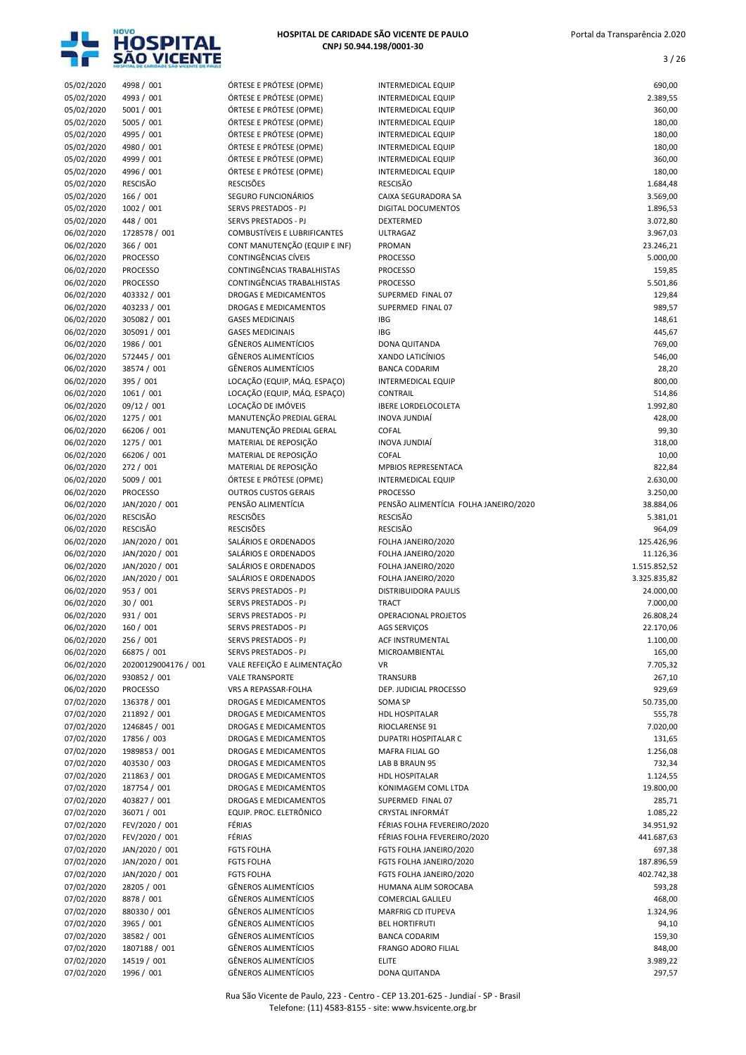| | | | | |
|---|---|---|---|---|
| 05/02/2020 | 4998 / 001 | ÓRTESE E PRÓTESE (OPME) | INTERMEDICAL EQUIP | 690,00 |
| 05/02/2020 | 4993 / 001 | ÓRTESE E PRÓTESE (OPME) | INTERMEDICAL EQUIP | 2.389,55 |
| 05/02/2020 | 5001 / 001 | ÓRTESE E PRÓTESE (OPME) | INTERMEDICAL EQUIP | 360,00 |
| 05/02/2020 | 5005 / 001 | ÓRTESE E PRÓTESE (OPME) | INTERMEDICAL EQUIP | 180,00 |
| 05/02/2020 | 4995 / 001 | ÓRTESE E PRÓTESE (OPME) | INTERMEDICAL EQUIP | 180,00 |
| 05/02/2020 | 4980 / 001 | ÓRTESE E PRÓTESE (OPME) | INTERMEDICAL EQUIP | 180,00 |
| 05/02/2020 | 4999 / 001 | ÓRTESE E PRÓTESE (OPME) | INTERMEDICAL EQUIP | 360,00 |
| 05/02/2020 | 4996 / 001 | ÓRTESE E PRÓTESE (OPME) | INTERMEDICAL EQUIP | 180,00 |
| 05/02/2020 | RESCISÃO | RESCISÕES | RESCISÃO | 1.684,48 |
| 05/02/2020 | 166 / 001 | SEGURO FUNCIONÁRIOS | CAIXA SEGURADORA SA | 3.569,00 |
| 05/02/2020 | 1002 / 001 | SERVS PRESTADOS - PJ | DIGITAL DOCUMENTOS | 1.896,53 |
| 05/02/2020 | 448 / 001 | SERVS PRESTADOS - PJ | DEXTERMED | 3.072,80 |
| 06/02/2020 | 1728578 / 001 | COMBUSTÍVEIS E LUBRIFICANTES | ULTRAGAZ | 3.967,03 |
| 06/02/2020 | 366 / 001 | CONT MANUTENÇÃO (EQUIP E INF) | PROMAN | 23.246,21 |
| 06/02/2020 | PROCESSO | CONTINGÊNCIAS CÍVEIS | PROCESSO | 5.000,00 |
| 06/02/2020 | PROCESSO | CONTINGÊNCIAS TRABALHISTAS | PROCESSO | 159,85 |
| 06/02/2020 | PROCESSO | CONTINGÊNCIAS TRABALHISTAS | PROCESSO | 5.501,86 |
| 06/02/2020 | 403332 / 001 | DROGAS E MEDICAMENTOS | SUPERMED FINAL 07 | 129,84 |
| 06/02/2020 | 403233 / 001 | DROGAS E MEDICAMENTOS | SUPERMED FINAL 07 | 989,57 |
| 06/02/2020 | 305082 / 001 | GASES MEDICINAIS | IBG | 148,61 |
| 06/02/2020 | 305091 / 001 | GASES MEDICINAIS | IBG | 445,67 |
| 06/02/2020 | 1986 / 001 | GÊNEROS ALIMENTÍCIOS | DONA QUITANDA | 769,00 |
| 06/02/2020 | 572445 / 001 | GÊNEROS ALIMENTÍCIOS | XANDO LATICÍNIOS | 546,00 |
| 06/02/2020 | 38574 / 001 | GÊNEROS ALIMENTÍCIOS | BANCA CODARIM | 28,20 |
| 06/02/2020 | 395 / 001 | LOCAÇÃO (EQUIP, MÁQ. ESPAÇO) | INTERMEDICAL EQUIP | 800,00 |
| 06/02/2020 | 1061 / 001 | LOCAÇÃO (EQUIP, MÁQ. ESPAÇO) | CONTRAIL | 514,86 |
| 06/02/2020 | 09/12 / 001 | LOCAÇÃO DE IMÓVEIS | IBERE LORDELOCOLETA | 1.992,80 |
| 06/02/2020 | 1275 / 001 | MANUTENÇÃO PREDIAL GERAL | INOVA JUNDIAÍ | 428,00 |
| 06/02/2020 | 66206 / 001 | MANUTENÇÃO PREDIAL GERAL | COFAL | 99,30 |
| 06/02/2020 | 1275 / 001 | MATERIAL DE REPOSIÇÃO | INOVA JUNDIAÍ | 318,00 |
| 06/02/2020 | 66206 / 001 | MATERIAL DE REPOSIÇÃO | COFAL | 10,00 |
| 06/02/2020 | 272 / 001 | MATERIAL DE REPOSIÇÃO | MPBIOS REPRESENTACA | 822,84 |
| 06/02/2020 | 5009 / 001 | ÓRTESE E PRÓTESE (OPME) | INTERMEDICAL EQUIP | 2.630,00 |
| 06/02/2020 | PROCESSO | OUTROS CUSTOS GERAIS | PROCESSO | 3.250,00 |
| 06/02/2020 | JAN/2020 / 001 | PENSÃO ALIMENTÍCIA | PENSÃO ALIMENTÍCIA FOLHA JANEIRO/2020 | 38.884,06 |
| 06/02/2020 | RESCISÃO | RESCISÕES | RESCISÃO | 5.381,01 |
| 06/02/2020 | RESCISÃO | RESCISÕES | RESCISÃO | 964,09 |
| 06/02/2020 | JAN/2020 / 001 | SALÁRIOS E ORDENADOS | FOLHA JANEIRO/2020 | 125.426,96 |
| 06/02/2020 | JAN/2020 / 001 | SALÁRIOS E ORDENADOS | FOLHA JANEIRO/2020 | 11.126,36 |
| 06/02/2020 | JAN/2020 / 001 | SALÁRIOS E ORDENADOS | FOLHA JANEIRO/2020 | 1.515.852,52 |
| 06/02/2020 | JAN/2020 / 001 | SALÁRIOS E ORDENADOS | FOLHA JANEIRO/2020 | 3.325.835,82 |
| 06/02/2020 | 953 / 001 | SERVS PRESTADOS - PJ | DISTRIBUIDORA PAULIS | 24.000,00 |
| 06/02/2020 | 30 / 001 | SERVS PRESTADOS - PJ | TRACT | 7.000,00 |
| 06/02/2020 | 931 / 001 | SERVS PRESTADOS - PJ | OPERACIONAL PROJETOS | 26.808,24 |
| 06/02/2020 | 160 / 001 | SERVS PRESTADOS - PJ | AGS SERVIÇOS | 22.170,06 |
| 06/02/2020 | 256 / 001 | SERVS PRESTADOS - PJ | ACF INSTRUMENTAL | 1.100,00 |
| 06/02/2020 | 66875 / 001 | SERVS PRESTADOS - PJ | MICROAMBIENTAL | 165,00 |
| 06/02/2020 | 20200129004176 / 001 | VALE REFEIÇÃO E ALIMENTAÇÃO | VR | 7.705,32 |
| 06/02/2020 | 930852 / 001 | VALE TRANSPORTE | TRANSURB | 267,10 |
| 06/02/2020 | PROCESSO | VRS A REPASSAR-FOLHA | DEP. JUDICIAL PROCESSO | 929,69 |
| 07/02/2020 | 136378 / 001 | DROGAS E MEDICAMENTOS | SOMA SP | 50.735,00 |
| 07/02/2020 | 211892 / 001 | DROGAS E MEDICAMENTOS | HDL HOSPITALAR | 555,78 |
| 07/02/2020 | 1246845 / 001 | DROGAS E MEDICAMENTOS | RIOCLARENSE 91 | 7.020,00 |
| 07/02/2020 | 17856 / 003 | DROGAS E MEDICAMENTOS | DUPATRI HOSPITALAR C | 131,65 |
| 07/02/2020 | 1989853 / 001 | DROGAS E MEDICAMENTOS | MAFRA FILIAL GO | 1.256,08 |
| 07/02/2020 | 403530 / 003 | DROGAS E MEDICAMENTOS | LAB B BRAUN 95 | 732,34 |
| 07/02/2020 | 211863 / 001 | DROGAS E MEDICAMENTOS | HDL HOSPITALAR | 1.124,55 |
| 07/02/2020 | 187754 / 001 | DROGAS E MEDICAMENTOS | KONIMAGEM COML LTDA | 19.800,00 |
| 07/02/2020 | 403827 / 001 | DROGAS E MEDICAMENTOS | SUPERMED FINAL 07 | 285,71 |
| 07/02/2020 | 36071 / 001 | EQUIP. PROC. ELETRÔNICO | CRYSTAL INFORMÁT | 1.085,22 |
| 07/02/2020 | FEV/2020 / 001 | FÉRIAS | FÉRIAS FOLHA FEVEREIRO/2020 | 34.951,92 |
| 07/02/2020 | FEV/2020 / 001 | FÉRIAS | FÉRIAS FOLHA FEVEREIRO/2020 | 441.687,63 |
| 07/02/2020 | JAN/2020 / 001 | FGTS FOLHA | FGTS FOLHA JANEIRO/2020 | 697,38 |
| 07/02/2020 | JAN/2020 / 001 | FGTS FOLHA | FGTS FOLHA JANEIRO/2020 | 187.896,59 |
| 07/02/2020 | JAN/2020 / 001 | FGTS FOLHA | FGTS FOLHA JANEIRO/2020 | 402.742,38 |
| 07/02/2020 | 28205 / 001 | GÊNEROS ALIMENTÍCIOS | HUMANA ALIM SOROCABA | 593,28 |
| 07/02/2020 | 8878 / 001 | GÊNEROS ALIMENTÍCIOS | COMERCIAL GALILEU | 468,00 |
| 07/02/2020 | 880330 / 001 | GÊNEROS ALIMENTÍCIOS | MARFRIG CD ITUPEVA | 1.324,96 |
| 07/02/2020 | 3965 / 001 | GÊNEROS ALIMENTÍCIOS | BEL HORTIFRUTI | 94,10 |
| 07/02/2020 | 38582 / 001 | GÊNEROS ALIMENTÍCIOS | BANCA CODARIM | 159,30 |
| 07/02/2020 | 1807188 / 001 | GÊNEROS ALIMENTÍCIOS | FRANGO ADORO FILIAL | 848,00 |
| 07/02/2020 | 14519 / 001 | GÊNEROS ALIMENTÍCIOS | ELITE | 3.989,22 |
| 07/02/2020 | 1996 / 001 | GÊNEROS ALIMENTÍCIOS | DONA QUITANDA | 297,57 |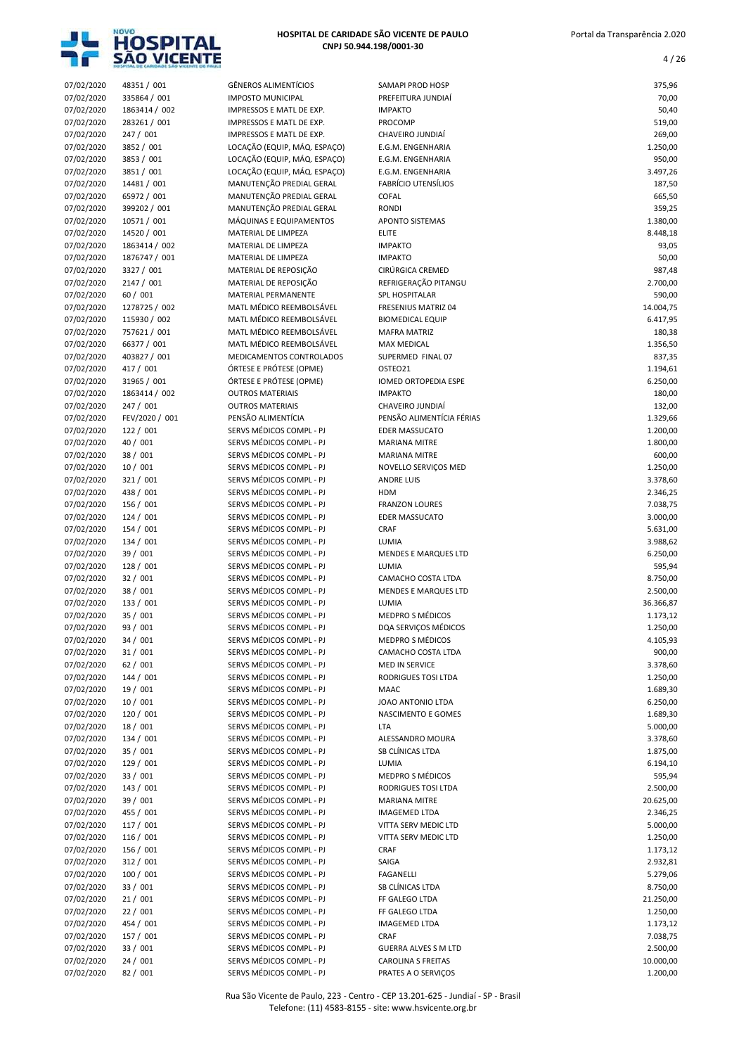| | | | | |
|---|---|---|---|---|
| 07/02/2020 | 48351 / 001 | GÊNEROS ALIMENTÍCIOS | SAMAPI PROD HOSP | 375,96 |
| 07/02/2020 | 335864 / 001 | IMPOSTO MUNICIPAL | PREFEITURA JUNDIAÍ | 70,00 |
| 07/02/2020 | 1863414 / 002 | IMPRESSOS E MATL DE EXP. | IMPAKTO | 50,40 |
| 07/02/2020 | 283261 / 001 | IMPRESSOS E MATL DE EXP. | PROCOMP | 519,00 |
| 07/02/2020 | 247 / 001 | IMPRESSOS E MATL DE EXP. | CHAVEIRO JUNDIAÍ | 269,00 |
| 07/02/2020 | 3852 / 001 | LOCAÇÃO (EQUIP, MÁQ. ESPAÇO) | E.G.M. ENGENHARIA | 1.250,00 |
| 07/02/2020 | 3853 / 001 | LOCAÇÃO (EQUIP, MÁQ. ESPAÇO) | E.G.M. ENGENHARIA | 950,00 |
| 07/02/2020 | 3851 / 001 | LOCAÇÃO (EQUIP, MÁQ. ESPAÇO) | E.G.M. ENGENHARIA | 3.497,26 |
| 07/02/2020 | 14481 / 001 | MANUTENÇÃO PREDIAL GERAL | FABRÍCIO UTENSÍLIOS | 187,50 |
| 07/02/2020 | 65972 / 001 | MANUTENÇÃO PREDIAL GERAL | COFAL | 665,50 |
| 07/02/2020 | 399202 / 001 | MANUTENÇÃO PREDIAL GERAL | RONDI | 359,25 |
| 07/02/2020 | 10571 / 001 | MÁQUINAS E EQUIPAMENTOS | APONTO SISTEMAS | 1.380,00 |
| 07/02/2020 | 14520 / 001 | MATERIAL DE LIMPEZA | ELITE | 8.448,18 |
| 07/02/2020 | 1863414 / 002 | MATERIAL DE LIMPEZA | IMPAKTO | 93,05 |
| 07/02/2020 | 1876747 / 001 | MATERIAL DE LIMPEZA | IMPAKTO | 50,00 |
| 07/02/2020 | 3327 / 001 | MATERIAL DE REPOSIÇÃO | CIRÚRGICA CREMED | 987,48 |
| 07/02/2020 | 2147 / 001 | MATERIAL DE REPOSIÇÃO | REFRIGERAÇÃO PITANGU | 2.700,00 |
| 07/02/2020 | 60 / 001 | MATERIAL PERMANENTE | SPL HOSPITALAR | 590,00 |
| 07/02/2020 | 1278725 / 002 | MATL MÉDICO REEMBOLSÁVEL | FRESENIUS MATRIZ 04 | 14.004,75 |
| 07/02/2020 | 115930 / 002 | MATL MÉDICO REEMBOLSÁVEL | BIOMEDICAL EQUIP | 6.417,95 |
| 07/02/2020 | 757621 / 001 | MATL MÉDICO REEMBOLSÁVEL | MAFRA MATRIZ | 180,38 |
| 07/02/2020 | 66377 / 001 | MATL MÉDICO REEMBOLSÁVEL | MAX MEDICAL | 1.356,50 |
| 07/02/2020 | 403827 / 001 | MEDICAMENTOS CONTROLADOS | SUPERMED FINAL 07 | 837,35 |
| 07/02/2020 | 417 / 001 | ÓRTESE E PRÓTESE (OPME) | OSTEO21 | 1.194,61 |
| 07/02/2020 | 31965 / 001 | ÓRTESE E PRÓTESE (OPME) | IOMED ORTOPEDIA ESPE | 6.250,00 |
| 07/02/2020 | 1863414 / 002 | OUTROS MATERIAIS | IMPAKTO | 180,00 |
| 07/02/2020 | 247 / 001 | OUTROS MATERIAIS | CHAVEIRO JUNDIAÍ | 132,00 |
| 07/02/2020 | FEV/2020 / 001 | PENSÃO ALIMENTÍCIA | PENSÃO ALIMENTÍCIA FÉRIAS | 1.329,66 |
| 07/02/2020 | 122 / 001 | SERVS MÉDICOS COMPL - PJ | EDER MASSUCATO | 1.200,00 |
| 07/02/2020 | 40 / 001 | SERVS MÉDICOS COMPL - PJ | MARIANA MITRE | 1.800,00 |
| 07/02/2020 | 38 / 001 | SERVS MÉDICOS COMPL - PJ | MARIANA MITRE | 600,00 |
| 07/02/2020 | 10 / 001 | SERVS MÉDICOS COMPL - PJ | NOVELLO SERVIÇOS MED | 1.250,00 |
| 07/02/2020 | 321 / 001 | SERVS MÉDICOS COMPL - PJ | ANDRE LUIS | 3.378,60 |
| 07/02/2020 | 438 / 001 | SERVS MÉDICOS COMPL - PJ | HDM | 2.346,25 |
| 07/02/2020 | 156 / 001 | SERVS MÉDICOS COMPL - PJ | FRANZON LOURES | 7.038,75 |
| 07/02/2020 | 124 / 001 | SERVS MÉDICOS COMPL - PJ | EDER MASSUCATO | 3.000,00 |
| 07/02/2020 | 154 / 001 | SERVS MÉDICOS COMPL - PJ | CRAF | 5.631,00 |
| 07/02/2020 | 134 / 001 | SERVS MÉDICOS COMPL - PJ | LUMIA | 3.988,62 |
| 07/02/2020 | 39 / 001 | SERVS MÉDICOS COMPL - PJ | MENDES E MARQUES LTD | 6.250,00 |
| 07/02/2020 | 128 / 001 | SERVS MÉDICOS COMPL - PJ | LUMIA | 595,94 |
| 07/02/2020 | 32 / 001 | SERVS MÉDICOS COMPL - PJ | CAMACHO COSTA LTDA | 8.750,00 |
| 07/02/2020 | 38 / 001 | SERVS MÉDICOS COMPL - PJ | MENDES E MARQUES LTD | 2.500,00 |
| 07/02/2020 | 133 / 001 | SERVS MÉDICOS COMPL - PJ | LUMIA | 36.366,87 |
| 07/02/2020 | 35 / 001 | SERVS MÉDICOS COMPL - PJ | MEDPRO S MÉDICOS | 1.173,12 |
| 07/02/2020 | 93 / 001 | SERVS MÉDICOS COMPL - PJ | DQA SERVIÇOS MÉDICOS | 1.250,00 |
| 07/02/2020 | 34 / 001 | SERVS MÉDICOS COMPL - PJ | MEDPRO S MÉDICOS | 4.105,93 |
| 07/02/2020 | 31 / 001 | SERVS MÉDICOS COMPL - PJ | CAMACHO COSTA LTDA | 900,00 |
| 07/02/2020 | 62 / 001 | SERVS MÉDICOS COMPL - PJ | MED IN SERVICE | 3.378,60 |
| 07/02/2020 | 144 / 001 | SERVS MÉDICOS COMPL - PJ | RODRIGUES TOSI LTDA | 1.250,00 |
| 07/02/2020 | 19 / 001 | SERVS MÉDICOS COMPL - PJ | MAAC | 1.689,30 |
| 07/02/2020 | 10 / 001 | SERVS MÉDICOS COMPL - PJ | JOAO ANTONIO LTDA | 6.250,00 |
| 07/02/2020 | 120 / 001 | SERVS MÉDICOS COMPL - PJ | NASCIMENTO E GOMES | 1.689,30 |
| 07/02/2020 | 18 / 001 | SERVS MÉDICOS COMPL - PJ | LTA | 5.000,00 |
| 07/02/2020 | 134 / 001 | SERVS MÉDICOS COMPL - PJ | ALESSANDRO MOURA | 3.378,60 |
| 07/02/2020 | 35 / 001 | SERVS MÉDICOS COMPL - PJ | SB CLÍNICAS LTDA | 1.875,00 |
| 07/02/2020 | 129 / 001 | SERVS MÉDICOS COMPL - PJ | LUMIA | 6.194,10 |
| 07/02/2020 | 33 / 001 | SERVS MÉDICOS COMPL - PJ | MEDPRO S MÉDICOS | 595,94 |
| 07/02/2020 | 143 / 001 | SERVS MÉDICOS COMPL - PJ | RODRIGUES TOSI LTDA | 2.500,00 |
| 07/02/2020 | 39 / 001 | SERVS MÉDICOS COMPL - PJ | MARIANA MITRE | 20.625,00 |
| 07/02/2020 | 455 / 001 | SERVS MÉDICOS COMPL - PJ | IMAGEMED LTDA | 2.346,25 |
| 07/02/2020 | 117 / 001 | SERVS MÉDICOS COMPL - PJ | VITTA SERV MEDIC LTD | 5.000,00 |
| 07/02/2020 | 116 / 001 | SERVS MÉDICOS COMPL - PJ | VITTA SERV MEDIC LTD | 1.250,00 |
| 07/02/2020 | 156 / 001 | SERVS MÉDICOS COMPL - PJ | CRAF | 1.173,12 |
| 07/02/2020 | 312 / 001 | SERVS MÉDICOS COMPL - PJ | SAIGA | 2.932,81 |
| 07/02/2020 | 100 / 001 | SERVS MÉDICOS COMPL - PJ | FAGANELLI | 5.279,06 |
| 07/02/2020 | 33 / 001 | SERVS MÉDICOS COMPL - PJ | SB CLÍNICAS LTDA | 8.750,00 |
| 07/02/2020 | 21 / 001 | SERVS MÉDICOS COMPL - PJ | FF GALEGO LTDA | 21.250,00 |
| 07/02/2020 | 22 / 001 | SERVS MÉDICOS COMPL - PJ | FF GALEGO LTDA | 1.250,00 |
| 07/02/2020 | 454 / 001 | SERVS MÉDICOS COMPL - PJ | IMAGEMED LTDA | 1.173,12 |
| 07/02/2020 | 157 / 001 | SERVS MÉDICOS COMPL - PJ | CRAF | 7.038,75 |
| 07/02/2020 | 33 / 001 | SERVS MÉDICOS COMPL - PJ | GUERRA ALVES S M LTD | 2.500,00 |
| 07/02/2020 | 24 / 001 | SERVS MÉDICOS COMPL - PJ | CAROLINA S FREITAS | 10.000,00 |
| 07/02/2020 | 82 / 001 | SERVS MÉDICOS COMPL - PJ | PRATES A O SERVIÇOS | 1.200,00 |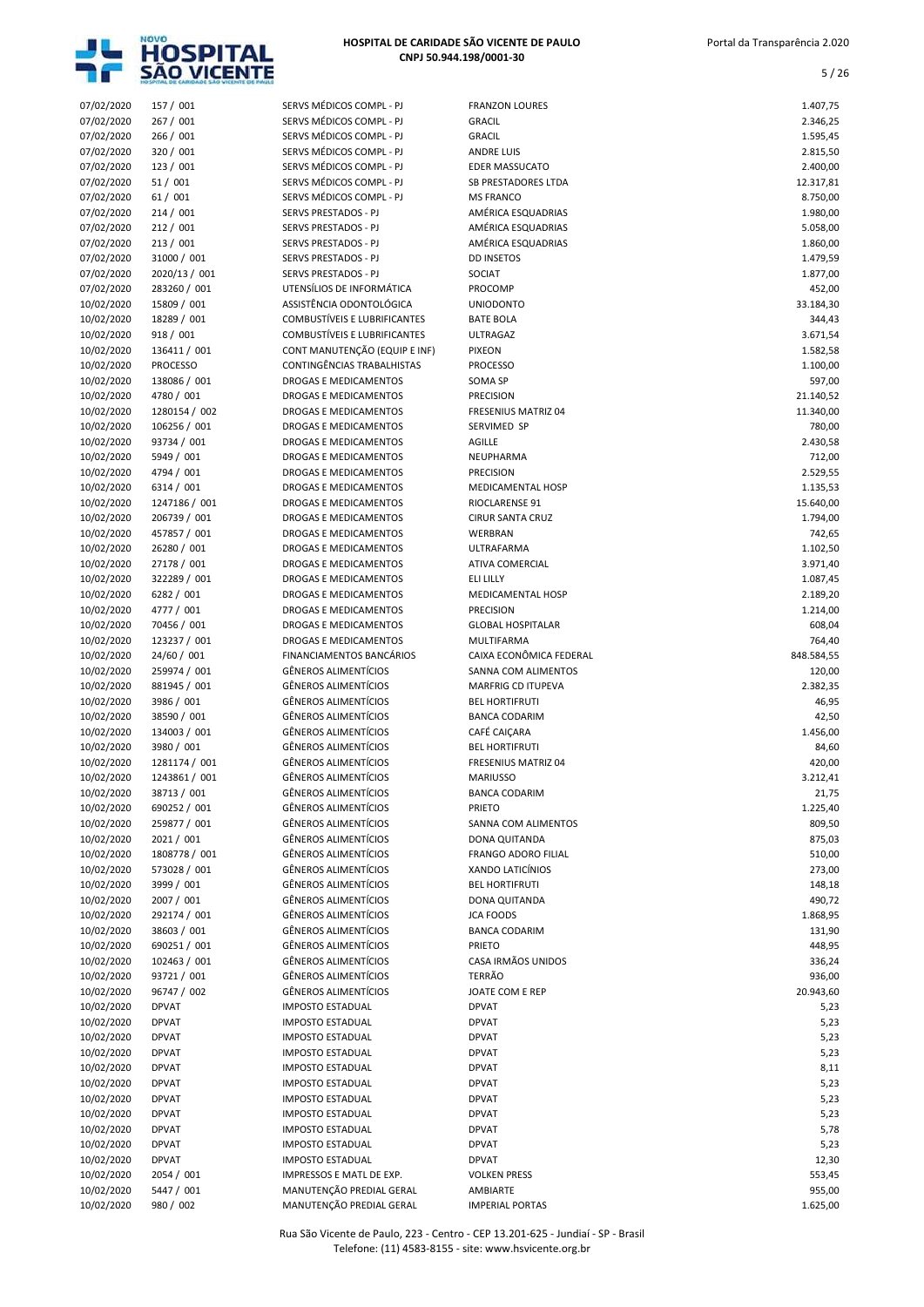| | | | | |
|---|---|---|---|---|
| 07/02/2020 | 157 / 001 | SERVS MÉDICOS COMPL - PJ | FRANZON LOURES | 1.407,75 |
| 07/02/2020 | 267 / 001 | SERVS MÉDICOS COMPL - PJ | GRACIL | 2.346,25 |
| 07/02/2020 | 266 / 001 | SERVS MÉDICOS COMPL - PJ | GRACIL | 1.595,45 |
| 07/02/2020 | 320 / 001 | SERVS MÉDICOS COMPL - PJ | ANDRE LUIS | 2.815,50 |
| 07/02/2020 | 123 / 001 | SERVS MÉDICOS COMPL - PJ | EDER MASSUCATO | 2.400,00 |
| 07/02/2020 | 51 / 001 | SERVS MÉDICOS COMPL - PJ | SB PRESTADORES LTDA | 12.317,81 |
| 07/02/2020 | 61 / 001 | SERVS MÉDICOS COMPL - PJ | MS FRANCO | 8.750,00 |
| 07/02/2020 | 214 / 001 | SERVS PRESTADOS - PJ | AMÉRICA ESQUADRIAS | 1.980,00 |
| 07/02/2020 | 212 / 001 | SERVS PRESTADOS - PJ | AMÉRICA ESQUADRIAS | 5.058,00 |
| 07/02/2020 | 213 / 001 | SERVS PRESTADOS - PJ | AMÉRICA ESQUADRIAS | 1.860,00 |
| 07/02/2020 | 31000 / 001 | SERVS PRESTADOS - PJ | DD INSETOS | 1.479,59 |
| 07/02/2020 | 2020/13 / 001 | SERVS PRESTADOS - PJ | SOCIAT | 1.877,00 |
| 07/02/2020 | 283260 / 001 | UTENSÍLIOS DE INFORMÁTICA | PROCOMP | 452,00 |
| 10/02/2020 | 15809 / 001 | ASSISTÊNCIA ODONTOLÓGICA | UNIODONTO | 33.184,30 |
| 10/02/2020 | 18289 / 001 | COMBUSTÍVEIS E LUBRIFICANTES | BATE BOLA | 344,43 |
| 10/02/2020 | 918 / 001 | COMBUSTÍVEIS E LUBRIFICANTES | ULTRAGAZ | 3.671,54 |
| 10/02/2020 | 136411 / 001 | CONT MANUTENÇÃO (EQUIP E INF) | PIXEON | 1.582,58 |
| 10/02/2020 | PROCESSO | CONTINGÊNCIAS TRABALHISTAS | PROCESSO | 1.100,00 |
| 10/02/2020 | 138086 / 001 | DROGAS E MEDICAMENTOS | SOMA SP | 597,00 |
| 10/02/2020 | 4780 / 001 | DROGAS E MEDICAMENTOS | PRECISION | 21.140,52 |
| 10/02/2020 | 1280154 / 002 | DROGAS E MEDICAMENTOS | FRESENIUS MATRIZ 04 | 11.340,00 |
| 10/02/2020 | 106256 / 001 | DROGAS E MEDICAMENTOS | SERVIMED SP | 780,00 |
| 10/02/2020 | 93734 / 001 | DROGAS E MEDICAMENTOS | AGILLE | 2.430,58 |
| 10/02/2020 | 5949 / 001 | DROGAS E MEDICAMENTOS | NEUPHARMA | 712,00 |
| 10/02/2020 | 4794 / 001 | DROGAS E MEDICAMENTOS | PRECISION | 2.529,55 |
| 10/02/2020 | 6314 / 001 | DROGAS E MEDICAMENTOS | MEDICAMENTAL HOSP | 1.135,53 |
| 10/02/2020 | 1247186 / 001 | DROGAS E MEDICAMENTOS | RIOCLARENSE 91 | 15.640,00 |
| 10/02/2020 | 206739 / 001 | DROGAS E MEDICAMENTOS | CIRUR SANTA CRUZ | 1.794,00 |
| 10/02/2020 | 457857 / 001 | DROGAS E MEDICAMENTOS | WERBRAN | 742,65 |
| 10/02/2020 | 26280 / 001 | DROGAS E MEDICAMENTOS | ULTRAFARMA | 1.102,50 |
| 10/02/2020 | 27178 / 001 | DROGAS E MEDICAMENTOS | ATIVA COMERCIAL | 3.971,40 |
| 10/02/2020 | 322289 / 001 | DROGAS E MEDICAMENTOS | ELI LILLY | 1.087,45 |
| 10/02/2020 | 6282 / 001 | DROGAS E MEDICAMENTOS | MEDICAMENTAL HOSP | 2.189,20 |
| 10/02/2020 | 4777 / 001 | DROGAS E MEDICAMENTOS | PRECISION | 1.214,00 |
| 10/02/2020 | 70456 / 001 | DROGAS E MEDICAMENTOS | GLOBAL HOSPITALAR | 608,04 |
| 10/02/2020 | 123237 / 001 | DROGAS E MEDICAMENTOS | MULTIFARMA | 764,40 |
| 10/02/2020 | 24/60 / 001 | FINANCIAMENTOS BANCÁRIOS | CAIXA ECONÔMICA FEDERAL | 848.584,55 |
| 10/02/2020 | 259974 / 001 | GÊNEROS ALIMENTÍCIOS | SANNA COM ALIMENTOS | 120,00 |
| 10/02/2020 | 881945 / 001 | GÊNEROS ALIMENTÍCIOS | MARFRIG CD ITUPEVA | 2.382,35 |
| 10/02/2020 | 3986 / 001 | GÊNEROS ALIMENTÍCIOS | BEL HORTIFRUTI | 46,95 |
| 10/02/2020 | 38590 / 001 | GÊNEROS ALIMENTÍCIOS | BANCA CODARIM | 42,50 |
| 10/02/2020 | 134003 / 001 | GÊNEROS ALIMENTÍCIOS | CAFÉ CAIÇARA | 1.456,00 |
| 10/02/2020 | 3980 / 001 | GÊNEROS ALIMENTÍCIOS | BEL HORTIFRUTI | 84,60 |
| 10/02/2020 | 1281174 / 001 | GÊNEROS ALIMENTÍCIOS | FRESENIUS MATRIZ 04 | 420,00 |
| 10/02/2020 | 1243861 / 001 | GÊNEROS ALIMENTÍCIOS | MARIUSSO | 3.212,41 |
| 10/02/2020 | 38713 / 001 | GÊNEROS ALIMENTÍCIOS | BANCA CODARIM | 21,75 |
| 10/02/2020 | 690252 / 001 | GÊNEROS ALIMENTÍCIOS | PRIETO | 1.225,40 |
| 10/02/2020 | 259877 / 001 | GÊNEROS ALIMENTÍCIOS | SANNA COM ALIMENTOS | 809,50 |
| 10/02/2020 | 2021 / 001 | GÊNEROS ALIMENTÍCIOS | DONA QUITANDA | 875,03 |
| 10/02/2020 | 1808778 / 001 | GÊNEROS ALIMENTÍCIOS | FRANGO ADORO FILIAL | 510,00 |
| 10/02/2020 | 573028 / 001 | GÊNEROS ALIMENTÍCIOS | XANDO LATICÍNIOS | 273,00 |
| 10/02/2020 | 3999 / 001 | GÊNEROS ALIMENTÍCIOS | BEL HORTIFRUTI | 148,18 |
| 10/02/2020 | 2007 / 001 | GÊNEROS ALIMENTÍCIOS | DONA QUITANDA | 490,72 |
| 10/02/2020 | 292174 / 001 | GÊNEROS ALIMENTÍCIOS | JCA FOODS | 1.868,95 |
| 10/02/2020 | 38603 / 001 | GÊNEROS ALIMENTÍCIOS | BANCA CODARIM | 131,90 |
| 10/02/2020 | 690251 / 001 | GÊNEROS ALIMENTÍCIOS | PRIETO | 448,95 |
| 10/02/2020 | 102463 / 001 | GÊNEROS ALIMENTÍCIOS | CASA IRMÃOS UNIDOS | 336,24 |
| 10/02/2020 | 93721 / 001 | GÊNEROS ALIMENTÍCIOS | TERRÃO | 936,00 |
| 10/02/2020 | 96747 / 002 | GÊNEROS ALIMENTÍCIOS | JOATE COM E REP | 20.943,60 |
| 10/02/2020 | DPVAT | IMPOSTO ESTADUAL | DPVAT | 5,23 |
| 10/02/2020 | DPVAT | IMPOSTO ESTADUAL | DPVAT | 5,23 |
| 10/02/2020 | DPVAT | IMPOSTO ESTADUAL | DPVAT | 5,23 |
| 10/02/2020 | DPVAT | IMPOSTO ESTADUAL | DPVAT | 5,23 |
| 10/02/2020 | DPVAT | IMPOSTO ESTADUAL | DPVAT | 8,11 |
| 10/02/2020 | DPVAT | IMPOSTO ESTADUAL | DPVAT | 5,23 |
| 10/02/2020 | DPVAT | IMPOSTO ESTADUAL | DPVAT | 5,23 |
| 10/02/2020 | DPVAT | IMPOSTO ESTADUAL | DPVAT | 5,23 |
| 10/02/2020 | DPVAT | IMPOSTO ESTADUAL | DPVAT | 5,78 |
| 10/02/2020 | DPVAT | IMPOSTO ESTADUAL | DPVAT | 5,23 |
| 10/02/2020 | DPVAT | IMPOSTO ESTADUAL | DPVAT | 12,30 |
| 10/02/2020 | 2054 / 001 | IMPRESSOS E MATL DE EXP. | VOLKEN PRESS | 553,45 |
| 10/02/2020 | 5447 / 001 | MANUTENÇÃO PREDIAL GERAL | AMBIARTE | 955,00 |
| 10/02/2020 | 980 / 002 | MANUTENÇÃO PREDIAL GERAL | IMPERIAL PORTAS | 1.625,00 |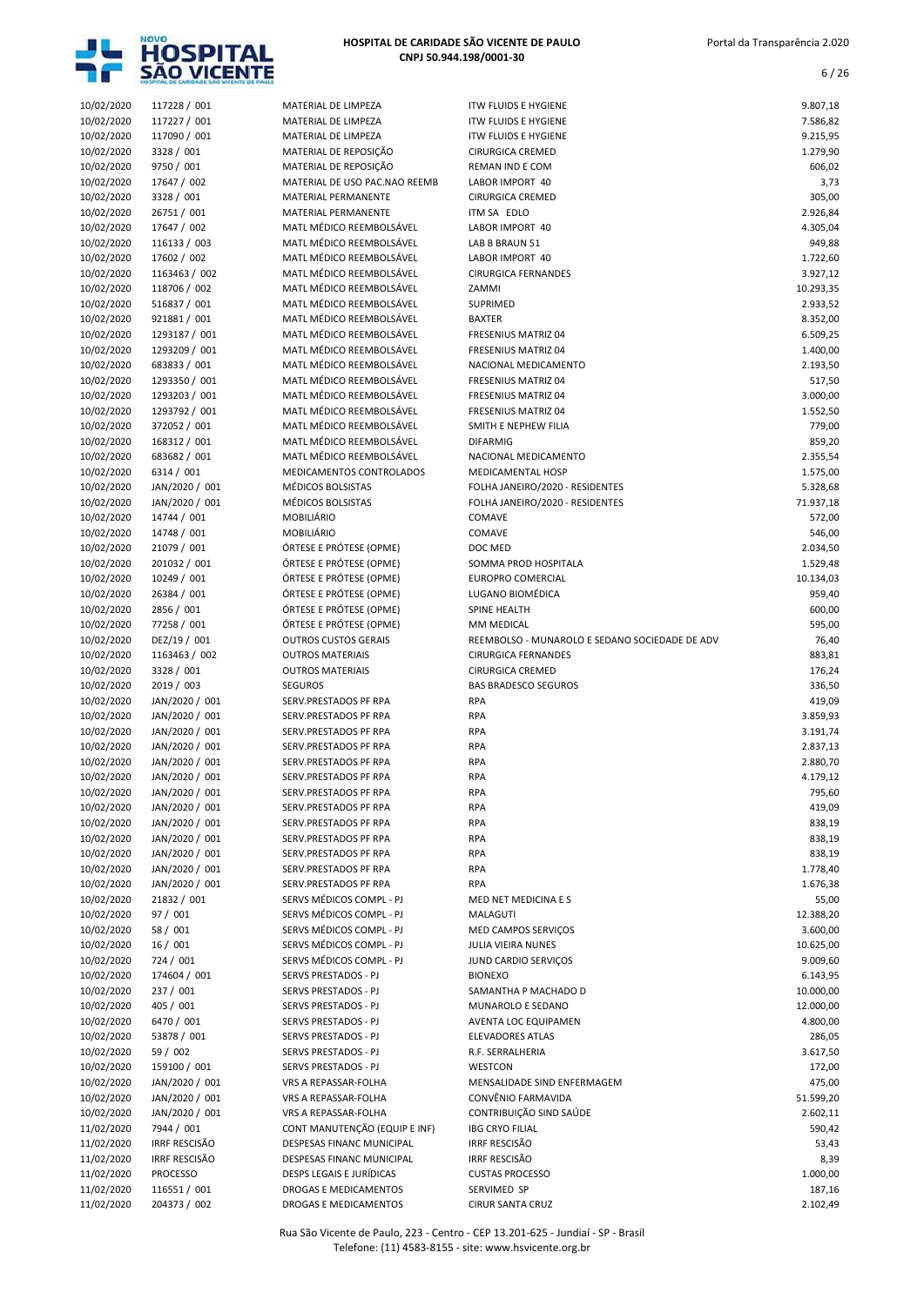| | | | | |
|---|---|---|---|---|
| 10/02/2020 | 117228 / 001 | MATERIAL DE LIMPEZA | ITW FLUIDS E HYGIENE | 9.807,18 |
| 10/02/2020 | 117227 / 001 | MATERIAL DE LIMPEZA | ITW FLUIDS E HYGIENE | 7.586,82 |
| 10/02/2020 | 117090 / 001 | MATERIAL DE LIMPEZA | ITW FLUIDS E HYGIENE | 9.215,95 |
| 10/02/2020 | 3328 / 001 | MATERIAL DE REPOSIÇÃO | CIRURGICA CREMED | 1.279,90 |
| 10/02/2020 | 9750 / 001 | MATERIAL DE REPOSIÇÃO | REMAN IND E COM | 606,02 |
| 10/02/2020 | 17647 / 002 | MATERIAL DE USO PAC.NAO REEMB | LABOR IMPORT 40 | 3,73 |
| 10/02/2020 | 3328 / 001 | MATERIAL PERMANENTE | CIRURGICA CREMED | 305,00 |
| 10/02/2020 | 26751 / 001 | MATERIAL PERMANENTE | ITM SA EDLO | 2.926,84 |
| 10/02/2020 | 17647 / 002 | MATL MÉDICO REEMBOLSÁVEL | LABOR IMPORT 40 | 4.305,04 |
| 10/02/2020 | 116133 / 003 | MATL MÉDICO REEMBOLSÁVEL | LAB B BRAUN 51 | 949,88 |
| 10/02/2020 | 17602 / 002 | MATL MÉDICO REEMBOLSÁVEL | LABOR IMPORT 40 | 1.722,60 |
| 10/02/2020 | 1163463 / 002 | MATL MÉDICO REEMBOLSÁVEL | CIRURGICA FERNANDES | 3.927,12 |
| 10/02/2020 | 118706 / 002 | MATL MÉDICO REEMBOLSÁVEL | ZAMMI | 10.293,35 |
| 10/02/2020 | 516837 / 001 | MATL MÉDICO REEMBOLSÁVEL | SUPRIMED | 2.933,52 |
| 10/02/2020 | 921881 / 001 | MATL MÉDICO REEMBOLSÁVEL | BAXTER | 8.352,00 |
| 10/02/2020 | 1293187 / 001 | MATL MÉDICO REEMBOLSÁVEL | FRESENIUS MATRIZ 04 | 6.509,25 |
| 10/02/2020 | 1293209 / 001 | MATL MÉDICO REEMBOLSÁVEL | FRESENIUS MATRIZ 04 | 1.400,00 |
| 10/02/2020 | 683833 / 001 | MATL MÉDICO REEMBOLSÁVEL | NACIONAL MEDICAMENTO | 2.193,50 |
| 10/02/2020 | 1293350 / 001 | MATL MÉDICO REEMBOLSÁVEL | FRESENIUS MATRIZ 04 | 517,50 |
| 10/02/2020 | 1293203 / 001 | MATL MÉDICO REEMBOLSÁVEL | FRESENIUS MATRIZ 04 | 3.000,00 |
| 10/02/2020 | 1293792 / 001 | MATL MÉDICO REEMBOLSÁVEL | FRESENIUS MATRIZ 04 | 1.552,50 |
| 10/02/2020 | 372052 / 001 | MATL MÉDICO REEMBOLSÁVEL | SMITH E NEPHEW FILIA | 779,00 |
| 10/02/2020 | 168312 / 001 | MATL MÉDICO REEMBOLSÁVEL | DIFARMIG | 859,20 |
| 10/02/2020 | 683682 / 001 | MATL MÉDICO REEMBOLSÁVEL | NACIONAL MEDICAMENTO | 2.355,54 |
| 10/02/2020 | 6314 / 001 | MEDICAMENTOS CONTROLADOS | MEDICAMENTAL HOSP | 1.575,00 |
| 10/02/2020 | JAN/2020 / 001 | MÉDICOS BOLSISTAS | FOLHA JANEIRO/2020 - RESIDENTES | 5.328,68 |
| 10/02/2020 | JAN/2020 / 001 | MÉDICOS BOLSISTAS | FOLHA JANEIRO/2020 - RESIDENTES | 71.937,18 |
| 10/02/2020 | 14744 / 001 | MOBILIÁRIO | COMAVE | 572,00 |
| 10/02/2020 | 14748 / 001 | MOBILIÁRIO | COMAVE | 546,00 |
| 10/02/2020 | 21079 / 001 | ÓRTESE E PRÓTESE (OPME) | DOC MED | 2.034,50 |
| 10/02/2020 | 201032 / 001 | ÓRTESE E PRÓTESE (OPME) | SOMMA PROD HOSPITALA | 1.529,48 |
| 10/02/2020 | 10249 / 001 | ÓRTESE E PRÓTESE (OPME) | EUROPRO COMERCIAL | 10.134,03 |
| 10/02/2020 | 26384 / 001 | ÓRTESE E PRÓTESE (OPME) | LUGANO BIOMÉDICA | 959,40 |
| 10/02/2020 | 2856 / 001 | ÓRTESE E PRÓTESE (OPME) | SPINE HEALTH | 600,00 |
| 10/02/2020 | 77258 / 001 | ÓRTESE E PRÓTESE (OPME) | MM MEDICAL | 595,00 |
| 10/02/2020 | DEZ/19 / 001 | OUTROS CUSTOS GERAIS | REEMBOLSO - MUNAROLO E SEDANO SOCIEDADE DE ADV | 76,40 |
| 10/02/2020 | 1163463 / 002 | OUTROS MATERIAIS | CIRURGICA FERNANDES | 883,81 |
| 10/02/2020 | 3328 / 001 | OUTROS MATERIAIS | CIRURGICA CREMED | 176,24 |
| 10/02/2020 | 2019 / 003 | SEGUROS | BAS BRADESCO SEGUROS | 336,50 |
| 10/02/2020 | JAN/2020 / 001 | SERV.PRESTADOS PF RPA | RPA | 419,09 |
| 10/02/2020 | JAN/2020 / 001 | SERV.PRESTADOS PF RPA | RPA | 3.859,93 |
| 10/02/2020 | JAN/2020 / 001 | SERV.PRESTADOS PF RPA | RPA | 3.191,74 |
| 10/02/2020 | JAN/2020 / 001 | SERV.PRESTADOS PF RPA | RPA | 2.837,13 |
| 10/02/2020 | JAN/2020 / 001 | SERV.PRESTADOS PF RPA | RPA | 2.880,70 |
| 10/02/2020 | JAN/2020 / 001 | SERV.PRESTADOS PF RPA | RPA | 4.179,12 |
| 10/02/2020 | JAN/2020 / 001 | SERV.PRESTADOS PF RPA | RPA | 795,60 |
| 10/02/2020 | JAN/2020 / 001 | SERV.PRESTADOS PF RPA | RPA | 419,09 |
| 10/02/2020 | JAN/2020 / 001 | SERV.PRESTADOS PF RPA | RPA | 838,19 |
| 10/02/2020 | JAN/2020 / 001 | SERV.PRESTADOS PF RPA | RPA | 838,19 |
| 10/02/2020 | JAN/2020 / 001 | SERV.PRESTADOS PF RPA | RPA | 838,19 |
| 10/02/2020 | JAN/2020 / 001 | SERV.PRESTADOS PF RPA | RPA | 1.778,40 |
| 10/02/2020 | JAN/2020 / 001 | SERV.PRESTADOS PF RPA | RPA | 1.676,38 |
| 10/02/2020 | 21832 / 001 | SERVS MÉDICOS COMPL - PJ | MED NET MEDICINA E S | 55,00 |
| 10/02/2020 | 97 / 001 | SERVS MÉDICOS COMPL - PJ | MALAGUTI | 12.388,20 |
| 10/02/2020 | 58 / 001 | SERVS MÉDICOS COMPL - PJ | MED CAMPOS SERVIÇOS | 3.600,00 |
| 10/02/2020 | 16 / 001 | SERVS MÉDICOS COMPL - PJ | JULIA VIEIRA NUNES | 10.625,00 |
| 10/02/2020 | 724 / 001 | SERVS MÉDICOS COMPL - PJ | JUND CARDIO SERVIÇOS | 9.009,60 |
| 10/02/2020 | 174604 / 001 | SERVS PRESTADOS - PJ | BIONEXO | 6.143,95 |
| 10/02/2020 | 237 / 001 | SERVS PRESTADOS - PJ | SAMANTHA P MACHADO D | 10.000,00 |
| 10/02/2020 | 405 / 001 | SERVS PRESTADOS - PJ | MUNAROLO E SEDANO | 12.000,00 |
| 10/02/2020 | 6470 / 001 | SERVS PRESTADOS - PJ | AVENTA LOC EQUIPAMEN | 4.800,00 |
| 10/02/2020 | 53878 / 001 | SERVS PRESTADOS - PJ | ELEVADORES ATLAS | 286,05 |
| 10/02/2020 | 59 / 002 | SERVS PRESTADOS - PJ | R.F. SERRALHERIA | 3.617,50 |
| 10/02/2020 | 159100 / 001 | SERVS PRESTADOS - PJ | WESTCON | 172,00 |
| 10/02/2020 | JAN/2020 / 001 | VRS A REPASSAR-FOLHA | MENSALIDADE SIND ENFERMAGEM | 475,00 |
| 10/02/2020 | JAN/2020 / 001 | VRS A REPASSAR-FOLHA | CONVÊNIO FARMAVIDA | 51.599,20 |
| 10/02/2020 | JAN/2020 / 001 | VRS A REPASSAR-FOLHA | CONTRIBUIÇÃO SIND SAÚDE | 2.602,11 |
| 11/02/2020 | 7944 / 001 | CONT MANUTENÇÃO (EQUIP E INF) | IBG CRYO FILIAL | 590,42 |
| 11/02/2020 | IRRF RESCISÃO | DESPESAS FINANC MUNICIPAL | IRRF RESCISÃO | 53,43 |
| 11/02/2020 | IRRF RESCISÃO | DESPESAS FINANC MUNICIPAL | IRRF RESCISÃO | 8,39 |
| 11/02/2020 | PROCESSO | DESPS LEGAIS E JURÍDICAS | CUSTAS PROCESSO | 1.000,00 |
| 11/02/2020 | 116551 / 001 | DROGAS E MEDICAMENTOS | SERVIMED SP | 187,16 |
| 11/02/2020 | 204373 / 002 | DROGAS E MEDICAMENTOS | CIRUR SANTA CRUZ | 2.102,49 |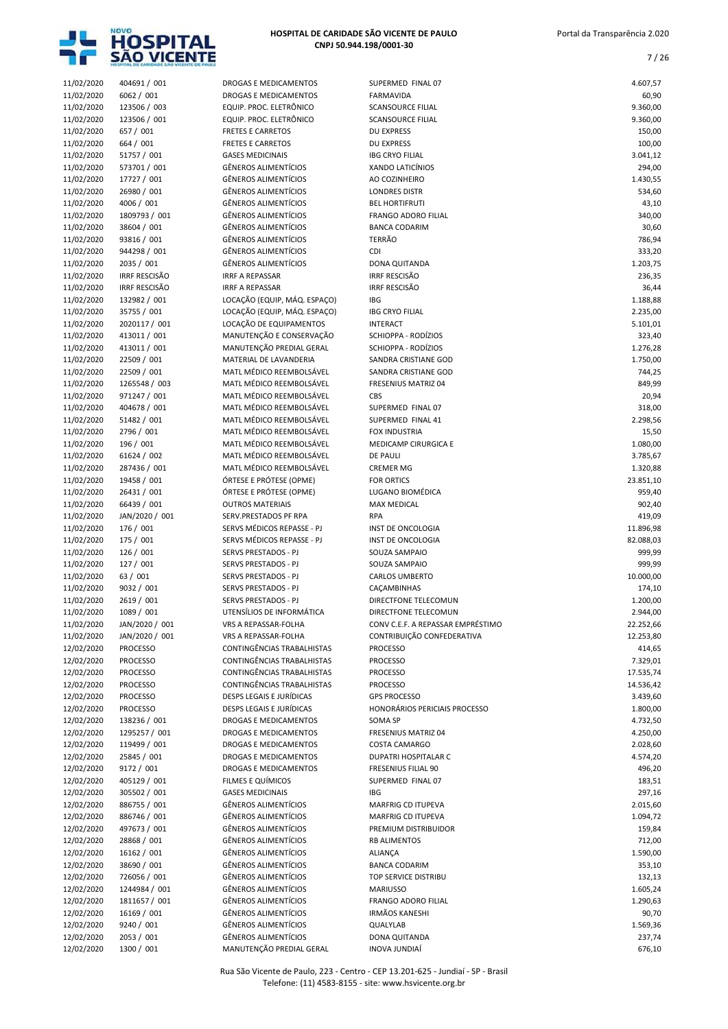| | | | | |
|---|---|---|---|---|
| 11/02/2020 | 404691 / 001 | DROGAS E MEDICAMENTOS | SUPERMED FINAL 07 | 4.607,57 |
| 11/02/2020 | 6062 / 001 | DROGAS E MEDICAMENTOS | FARMAVIDA | 60,90 |
| 11/02/2020 | 123506 / 003 | EQUIP. PROC. ELETRÔNICO | SCANSOURCE FILIAL | 9.360,00 |
| 11/02/2020 | 123506 / 001 | EQUIP. PROC. ELETRÔNICO | SCANSOURCE FILIAL | 9.360,00 |
| 11/02/2020 | 657 / 001 | FRETES E CARRETOS | DU EXPRESS | 150,00 |
| 11/02/2020 | 664 / 001 | FRETES E CARRETOS | DU EXPRESS | 100,00 |
| 11/02/2020 | 51757 / 001 | GASES MEDICINAIS | IBG CRYO FILIAL | 3.041,12 |
| 11/02/2020 | 573701 / 001 | GÊNEROS ALIMENTÍCIOS | XANDO LATICÍNIOS | 294,00 |
| 11/02/2020 | 17727 / 001 | GÊNEROS ALIMENTÍCIOS | AO COZINHEIRO | 1.430,55 |
| 11/02/2020 | 26980 / 001 | GÊNEROS ALIMENTÍCIOS | LONDRES DISTR | 534,60 |
| 11/02/2020 | 4006 / 001 | GÊNEROS ALIMENTÍCIOS | BEL HORTIFRUTI | 43,10 |
| 11/02/2020 | 1809793 / 001 | GÊNEROS ALIMENTÍCIOS | FRANGO ADORO FILIAL | 340,00 |
| 11/02/2020 | 38604 / 001 | GÊNEROS ALIMENTÍCIOS | BANCA CODARIM | 30,60 |
| 11/02/2020 | 93816 / 001 | GÊNEROS ALIMENTÍCIOS | TERRÃO | 786,94 |
| 11/02/2020 | 944298 / 001 | GÊNEROS ALIMENTÍCIOS | CDI | 333,20 |
| 11/02/2020 | 2035 / 001 | GÊNEROS ALIMENTÍCIOS | DONA QUITANDA | 1.203,75 |
| 11/02/2020 | IRRF RESCISÃO | IRRF A REPASSAR | IRRF RESCISÃO | 236,35 |
| 11/02/2020 | IRRF RESCISÃO | IRRF A REPASSAR | IRRF RESCISÃO | 36,44 |
| 11/02/2020 | 132982 / 001 | LOCAÇÃO (EQUIP, MÁQ. ESPAÇO) | IBG | 1.188,88 |
| 11/02/2020 | 35755 / 001 | LOCAÇÃO (EQUIP, MÁQ. ESPAÇO) | IBG CRYO FILIAL | 2.235,00 |
| 11/02/2020 | 2020117 / 001 | LOCAÇÃO DE EQUIPAMENTOS | INTERACT | 5.101,01 |
| 11/02/2020 | 413011 / 001 | MANUTENÇÃO E CONSERVAÇÃO | SCHIOPPA - RODÍZIOS | 323,40 |
| 11/02/2020 | 413011 / 001 | MANUTENÇÃO PREDIAL GERAL | SCHIOPPA - RODÍZIOS | 1.276,28 |
| 11/02/2020 | 22509 / 001 | MATERIAL DE LAVANDERIA | SANDRA CRISTIANE GOD | 1.750,00 |
| 11/02/2020 | 22509 / 001 | MATL MÉDICO REEMBOLSÁVEL | SANDRA CRISTIANE GOD | 744,25 |
| 11/02/2020 | 1265548 / 003 | MATL MÉDICO REEMBOLSÁVEL | FRESENIUS MATRIZ 04 | 849,99 |
| 11/02/2020 | 971247 / 001 | MATL MÉDICO REEMBOLSÁVEL | CBS | 20,94 |
| 11/02/2020 | 404678 / 001 | MATL MÉDICO REEMBOLSÁVEL | SUPERMED FINAL 07 | 318,00 |
| 11/02/2020 | 51482 / 001 | MATL MÉDICO REEMBOLSÁVEL | SUPERMED FINAL 41 | 2.298,56 |
| 11/02/2020 | 2796 / 001 | MATL MÉDICO REEMBOLSÁVEL | FOX INDUSTRIA | 15,50 |
| 11/02/2020 | 196 / 001 | MATL MÉDICO REEMBOLSÁVEL | MEDICAMP CIRURGICA E | 1.080,00 |
| 11/02/2020 | 61624 / 002 | MATL MÉDICO REEMBOLSÁVEL | DE PAULI | 3.785,67 |
| 11/02/2020 | 287436 / 001 | MATL MÉDICO REEMBOLSÁVEL | CREMER MG | 1.320,88 |
| 11/02/2020 | 19458 / 001 | ÓRTESE E PRÓTESE (OPME) | FOR ORTICS | 23.851,10 |
| 11/02/2020 | 26431 / 001 | ÓRTESE E PRÓTESE (OPME) | LUGANO BIOMÉDICA | 959,40 |
| 11/02/2020 | 66439 / 001 | OUTROS MATERIAIS | MAX MEDICAL | 902,40 |
| 11/02/2020 | JAN/2020 / 001 | SERV.PRESTADOS PF RPA | RPA | 419,09 |
| 11/02/2020 | 176 / 001 | SERVS MÉDICOS REPASSE - PJ | INST DE ONCOLOGIA | 11.896,98 |
| 11/02/2020 | 175 / 001 | SERVS MÉDICOS REPASSE - PJ | INST DE ONCOLOGIA | 82.088,03 |
| 11/02/2020 | 126 / 001 | SERVS PRESTADOS - PJ | SOUZA SAMPAIO | 999,99 |
| 11/02/2020 | 127 / 001 | SERVS PRESTADOS - PJ | SOUZA SAMPAIO | 999,99 |
| 11/02/2020 | 63 / 001 | SERVS PRESTADOS - PJ | CARLOS UMBERTO | 10.000,00 |
| 11/02/2020 | 9032 / 001 | SERVS PRESTADOS - PJ | CAÇAMBINHAS | 174,10 |
| 11/02/2020 | 2619 / 001 | SERVS PRESTADOS - PJ | DIRECTFONE TELECOMUN | 1.200,00 |
| 11/02/2020 | 1089 / 001 | UTENSÍLIOS DE INFORMÁTICA | DIRECTFONE TELECOMUN | 2.944,00 |
| 11/02/2020 | JAN/2020 / 001 | VRS A REPASSAR-FOLHA | CONV C.E.F. A REPASSAR EMPRÉSTIMO | 22.252,66 |
| 11/02/2020 | JAN/2020 / 001 | VRS A REPASSAR-FOLHA | CONTRIBUIÇÃO CONFEDERATIVA | 12.253,80 |
| 12/02/2020 | PROCESSO | CONTINGÊNCIAS TRABALHISTAS | PROCESSO | 414,65 |
| 12/02/2020 | PROCESSO | CONTINGÊNCIAS TRABALHISTAS | PROCESSO | 7.329,01 |
| 12/02/2020 | PROCESSO | CONTINGÊNCIAS TRABALHISTAS | PROCESSO | 17.535,74 |
| 12/02/2020 | PROCESSO | CONTINGÊNCIAS TRABALHISTAS | PROCESSO | 14.536,42 |
| 12/02/2020 | PROCESSO | DESPS LEGAIS E JURÍDICAS | GPS PROCESSO | 3.439,60 |
| 12/02/2020 | PROCESSO | DESPS LEGAIS E JURÍDICAS | HONORÁRIOS PERICIAIS PROCESSO | 1.800,00 |
| 12/02/2020 | 138236 / 001 | DROGAS E MEDICAMENTOS | SOMA SP | 4.732,50 |
| 12/02/2020 | 1295257 / 001 | DROGAS E MEDICAMENTOS | FRESENIUS MATRIZ 04 | 4.250,00 |
| 12/02/2020 | 119499 / 001 | DROGAS E MEDICAMENTOS | COSTA CAMARGO | 2.028,60 |
| 12/02/2020 | 25845 / 001 | DROGAS E MEDICAMENTOS | DUPATRI HOSPITALAR C | 4.574,20 |
| 12/02/2020 | 9172 / 001 | DROGAS E MEDICAMENTOS | FRESENIUS FILIAL 90 | 496,20 |
| 12/02/2020 | 405129 / 001 | FILMES E QUÍMICOS | SUPERMED FINAL 07 | 183,51 |
| 12/02/2020 | 305502 / 001 | GASES MEDICINAIS | IBG | 297,16 |
| 12/02/2020 | 886755 / 001 | GÊNEROS ALIMENTÍCIOS | MARFRIG CD ITUPEVA | 2.015,60 |
| 12/02/2020 | 886746 / 001 | GÊNEROS ALIMENTÍCIOS | MARFRIG CD ITUPEVA | 1.094,72 |
| 12/02/2020 | 497673 / 001 | GÊNEROS ALIMENTÍCIOS | PREMIUM DISTRIBUIDOR | 159,84 |
| 12/02/2020 | 28868 / 001 | GÊNEROS ALIMENTÍCIOS | RB ALIMENTOS | 712,00 |
| 12/02/2020 | 16162 / 001 | GÊNEROS ALIMENTÍCIOS | ALIANÇA | 1.590,00 |
| 12/02/2020 | 38690 / 001 | GÊNEROS ALIMENTÍCIOS | BANCA CODARIM | 353,10 |
| 12/02/2020 | 726056 / 001 | GÊNEROS ALIMENTÍCIOS | TOP SERVICE DISTRIBU | 132,13 |
| 12/02/2020 | 1244984 / 001 | GÊNEROS ALIMENTÍCIOS | MARIUSSO | 1.605,24 |
| 12/02/2020 | 1811657 / 001 | GÊNEROS ALIMENTÍCIOS | FRANGO ADORO FILIAL | 1.290,63 |
| 12/02/2020 | 16169 / 001 | GÊNEROS ALIMENTÍCIOS | IRMÃOS KANESHI | 90,70 |
| 12/02/2020 | 9240 / 001 | GÊNEROS ALIMENTÍCIOS | QUALYLAB | 1.569,36 |
| 12/02/2020 | 2053 / 001 | GÊNEROS ALIMENTÍCIOS | DONA QUITANDA | 237,74 |
| 12/02/2020 | 1300 / 001 | MANUTENÇÃO PREDIAL GERAL | INOVA JUNDIAÍ | 676,10 |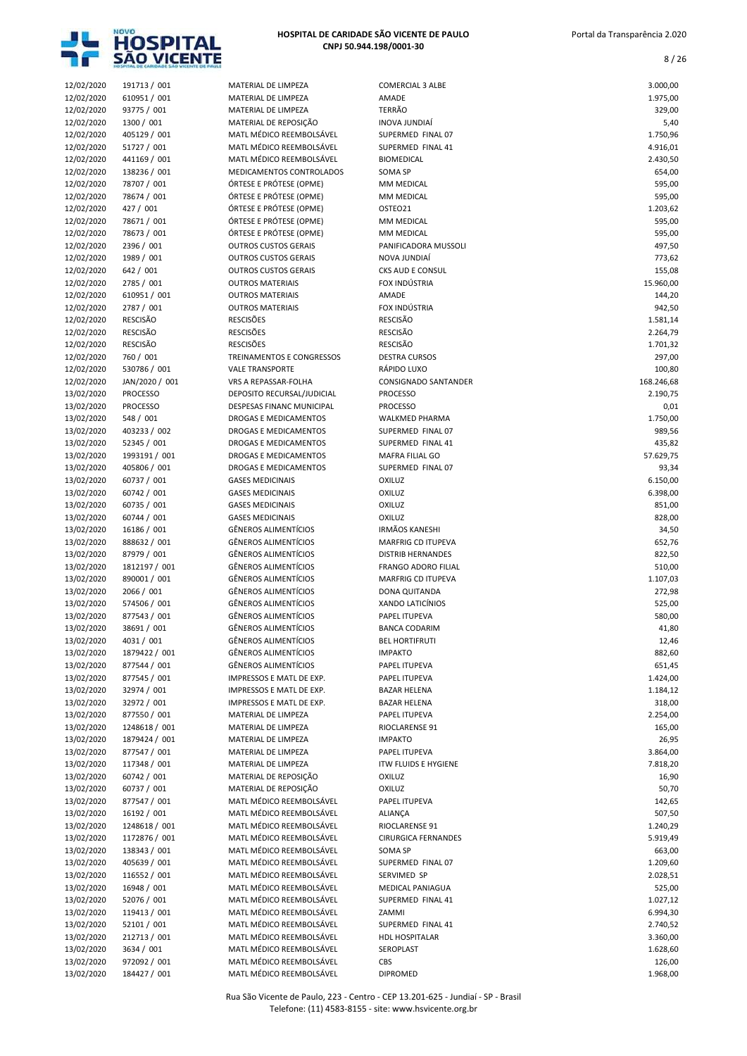| | | | | |
|---|---|---|---|---|
| 12/02/2020 | 191713 / 001 | MATERIAL DE LIMPEZA | COMERCIAL 3 ALBE | 3.000,00 |
| 12/02/2020 | 610951 / 001 | MATERIAL DE LIMPEZA | AMADE | 1.975,00 |
| 12/02/2020 | 93775 / 001 | MATERIAL DE LIMPEZA | TERRÃO | 329,00 |
| 12/02/2020 | 1300 / 001 | MATERIAL DE REPOSIÇÃO | INOVA JUNDIAÍ | 5,40 |
| 12/02/2020 | 405129 / 001 | MATL MÉDICO REEMBOLSÁVEL | SUPERMED FINAL 07 | 1.750,96 |
| 12/02/2020 | 51727 / 001 | MATL MÉDICO REEMBOLSÁVEL | SUPERMED FINAL 41 | 4.916,01 |
| 12/02/2020 | 441169 / 001 | MATL MÉDICO REEMBOLSÁVEL | BIOMEDICAL | 2.430,50 |
| 12/02/2020 | 138236 / 001 | MEDICAMENTOS CONTROLADOS | SOMA SP | 654,00 |
| 12/02/2020 | 78707 / 001 | ÓRTESE E PRÓTESE (OPME) | MM MEDICAL | 595,00 |
| 12/02/2020 | 78674 / 001 | ÓRTESE E PRÓTESE (OPME) | MM MEDICAL | 595,00 |
| 12/02/2020 | 427 / 001 | ÓRTESE E PRÓTESE (OPME) | OSTEO21 | 1.203,62 |
| 12/02/2020 | 78671 / 001 | ÓRTESE E PRÓTESE (OPME) | MM MEDICAL | 595,00 |
| 12/02/2020 | 78673 / 001 | ÓRTESE E PRÓTESE (OPME) | MM MEDICAL | 595,00 |
| 12/02/2020 | 2396 / 001 | OUTROS CUSTOS GERAIS | PANIFICADORA MUSSOLI | 497,50 |
| 12/02/2020 | 1989 / 001 | OUTROS CUSTOS GERAIS | NOVA JUNDIAÍ | 773,62 |
| 12/02/2020 | 642 / 001 | OUTROS CUSTOS GERAIS | CKS AUD E CONSUL | 155,08 |
| 12/02/2020 | 2785 / 001 | OUTROS MATERIAIS | FOX INDÚSTRIA | 15.960,00 |
| 12/02/2020 | 610951 / 001 | OUTROS MATERIAIS | AMADE | 144,20 |
| 12/02/2020 | 2787 / 001 | OUTROS MATERIAIS | FOX INDÚSTRIA | 942,50 |
| 12/02/2020 | RESCISÃO | RESCISÕES | RESCISÃO | 1.581,14 |
| 12/02/2020 | RESCISÃO | RESCISÕES | RESCISÃO | 2.264,79 |
| 12/02/2020 | RESCISÃO | RESCISÕES | RESCISÃO | 1.701,32 |
| 12/02/2020 | 760 / 001 | TREINAMENTOS E CONGRESSOS | DESTRA CURSOS | 297,00 |
| 12/02/2020 | 530786 / 001 | VALE TRANSPORTE | RÁPIDO LUXO | 100,80 |
| 12/02/2020 | JAN/2020 / 001 | VRS A REPASSAR-FOLHA | CONSIGNADO SANTANDER | 168.246,68 |
| 13/02/2020 | PROCESSO | DEPOSITO RECURSAL/JUDICIAL | PROCESSO | 2.190,75 |
| 13/02/2020 | PROCESSO | DESPESAS FINANC MUNICIPAL | PROCESSO | 0,01 |
| 13/02/2020 | 548 / 001 | DROGAS E MEDICAMENTOS | WALKMED PHARMA | 1.750,00 |
| 13/02/2020 | 403233 / 002 | DROGAS E MEDICAMENTOS | SUPERMED FINAL 07 | 989,56 |
| 13/02/2020 | 52345 / 001 | DROGAS E MEDICAMENTOS | SUPERMED FINAL 41 | 435,82 |
| 13/02/2020 | 1993191 / 001 | DROGAS E MEDICAMENTOS | MAFRA FILIAL GO | 57.629,75 |
| 13/02/2020 | 405806 / 001 | DROGAS E MEDICAMENTOS | SUPERMED FINAL 07 | 93,34 |
| 13/02/2020 | 60737 / 001 | GASES MEDICINAIS | OXILUZ | 6.150,00 |
| 13/02/2020 | 60742 / 001 | GASES MEDICINAIS | OXILUZ | 6.398,00 |
| 13/02/2020 | 60735 / 001 | GASES MEDICINAIS | OXILUZ | 851,00 |
| 13/02/2020 | 60744 / 001 | GASES MEDICINAIS | OXILUZ | 828,00 |
| 13/02/2020 | 16186 / 001 | GÊNEROS ALIMENTÍCIOS | IRMÃOS KANESHI | 34,50 |
| 13/02/2020 | 888632 / 001 | GÊNEROS ALIMENTÍCIOS | MARFRIG CD ITUPEVA | 652,76 |
| 13/02/2020 | 87979 / 001 | GÊNEROS ALIMENTÍCIOS | DISTRIB HERNANDES | 822,50 |
| 13/02/2020 | 1812197 / 001 | GÊNEROS ALIMENTÍCIOS | FRANGO ADORO FILIAL | 510,00 |
| 13/02/2020 | 890001 / 001 | GÊNEROS ALIMENTÍCIOS | MARFRIG CD ITUPEVA | 1.107,03 |
| 13/02/2020 | 2066 / 001 | GÊNEROS ALIMENTÍCIOS | DONA QUITANDA | 272,98 |
| 13/02/2020 | 574506 / 001 | GÊNEROS ALIMENTÍCIOS | XANDO LATICÍNIOS | 525,00 |
| 13/02/2020 | 877543 / 001 | GÊNEROS ALIMENTÍCIOS | PAPEL ITUPEVA | 580,00 |
| 13/02/2020 | 38691 / 001 | GÊNEROS ALIMENTÍCIOS | BANCA CODARIM | 41,80 |
| 13/02/2020 | 4031 / 001 | GÊNEROS ALIMENTÍCIOS | BEL HORTIFRUTI | 12,46 |
| 13/02/2020 | 1879422 / 001 | GÊNEROS ALIMENTÍCIOS | IMPAKTO | 882,60 |
| 13/02/2020 | 877544 / 001 | GÊNEROS ALIMENTÍCIOS | PAPEL ITUPEVA | 651,45 |
| 13/02/2020 | 877545 / 001 | IMPRESSOS E MATL DE EXP. | PAPEL ITUPEVA | 1.424,00 |
| 13/02/2020 | 32974 / 001 | IMPRESSOS E MATL DE EXP. | BAZAR HELENA | 1.184,12 |
| 13/02/2020 | 32972 / 001 | IMPRESSOS E MATL DE EXP. | BAZAR HELENA | 318,00 |
| 13/02/2020 | 877550 / 001 | MATERIAL DE LIMPEZA | PAPEL ITUPEVA | 2.254,00 |
| 13/02/2020 | 1248618 / 001 | MATERIAL DE LIMPEZA | RIOCLARENSE 91 | 165,00 |
| 13/02/2020 | 1879424 / 001 | MATERIAL DE LIMPEZA | IMPAKTO | 26,95 |
| 13/02/2020 | 877547 / 001 | MATERIAL DE LIMPEZA | PAPEL ITUPEVA | 3.864,00 |
| 13/02/2020 | 117348 / 001 | MATERIAL DE LIMPEZA | ITW FLUIDS E HYGIENE | 7.818,20 |
| 13/02/2020 | 60742 / 001 | MATERIAL DE REPOSIÇÃO | OXILUZ | 16,90 |
| 13/02/2020 | 60737 / 001 | MATERIAL DE REPOSIÇÃO | OXILUZ | 50,70 |
| 13/02/2020 | 877547 / 001 | MATL MÉDICO REEMBOLSÁVEL | PAPEL ITUPEVA | 142,65 |
| 13/02/2020 | 16192 / 001 | MATL MÉDICO REEMBOLSÁVEL | ALIANÇA | 507,50 |
| 13/02/2020 | 1248618 / 001 | MATL MÉDICO REEMBOLSÁVEL | RIOCLARENSE 91 | 1.240,29 |
| 13/02/2020 | 1172876 / 001 | MATL MÉDICO REEMBOLSÁVEL | CIRURGICA FERNANDES | 5.919,49 |
| 13/02/2020 | 138343 / 001 | MATL MÉDICO REEMBOLSÁVEL | SOMA SP | 663,00 |
| 13/02/2020 | 405639 / 001 | MATL MÉDICO REEMBOLSÁVEL | SUPERMED FINAL 07 | 1.209,60 |
| 13/02/2020 | 116552 / 001 | MATL MÉDICO REEMBOLSÁVEL | SERVIMED SP | 2.028,51 |
| 13/02/2020 | 16948 / 001 | MATL MÉDICO REEMBOLSÁVEL | MEDICAL PANIAGUA | 525,00 |
| 13/02/2020 | 52076 / 001 | MATL MÉDICO REEMBOLSÁVEL | SUPERMED FINAL 41 | 1.027,12 |
| 13/02/2020 | 119413 / 001 | MATL MÉDICO REEMBOLSÁVEL | ZAMMI | 6.994,30 |
| 13/02/2020 | 52101 / 001 | MATL MÉDICO REEMBOLSÁVEL | SUPERMED FINAL 41 | 2.740,52 |
| 13/02/2020 | 212713 / 001 | MATL MÉDICO REEMBOLSÁVEL | HDL HOSPITALAR | 3.360,00 |
| 13/02/2020 | 3634 / 001 | MATL MÉDICO REEMBOLSÁVEL | SEROPLAST | 1.628,60 |
| 13/02/2020 | 972092 / 001 | MATL MÉDICO REEMBOLSÁVEL | CBS | 126,00 |
| 13/02/2020 | 184427 / 001 | MATL MÉDICO REEMBOLSÁVEL | DIPROMED | 1.968,00 |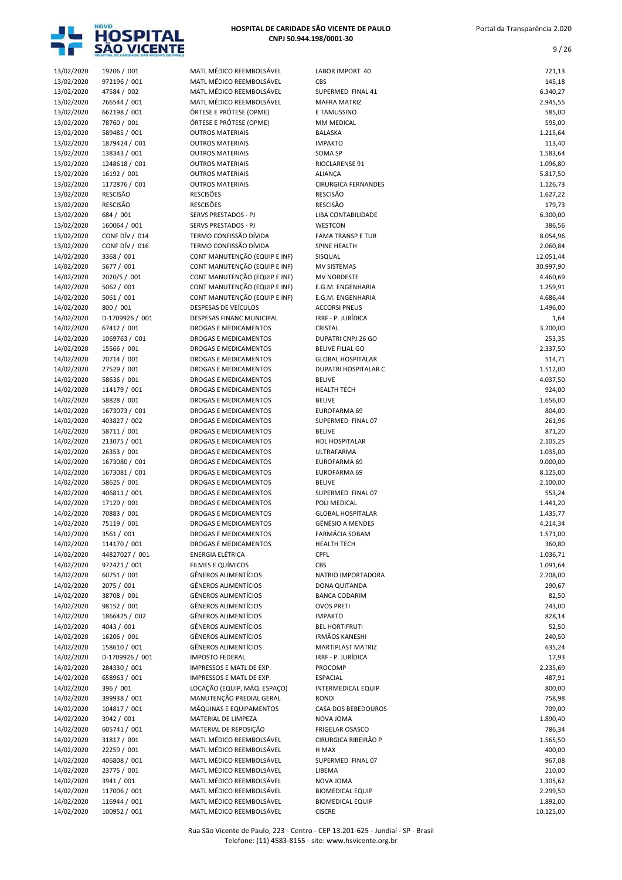| | | | | |
|---|---|---|---|---|
| 13/02/2020 | 19206 / 001 | MATL MÉDICO REEMBOLSÁVEL | LABOR IMPORT 40 | 721,13 |
| 13/02/2020 | 972196 / 001 | MATL MÉDICO REEMBOLSÁVEL | CBS | 145,18 |
| 13/02/2020 | 47584 / 002 | MATL MÉDICO REEMBOLSÁVEL | SUPERMED FINAL 41 | 6.340,27 |
| 13/02/2020 | 766544 / 001 | MATL MÉDICO REEMBOLSÁVEL | MAFRA MATRIZ | 2.945,55 |
| 13/02/2020 | 662198 / 001 | ÓRTESE E PRÓTESE (OPME) | E TAMUSSINO | 585,00 |
| 13/02/2020 | 78760 / 001 | ÓRTESE E PRÓTESE (OPME) | MM MEDICAL | 595,00 |
| 13/02/2020 | 589485 / 001 | OUTROS MATERIAIS | BALASKA | 1.215,64 |
| 13/02/2020 | 1879424 / 001 | OUTROS MATERIAIS | IMPAKTO | 113,40 |
| 13/02/2020 | 138343 / 001 | OUTROS MATERIAIS | SOMA SP | 1.583,64 |
| 13/02/2020 | 1248618 / 001 | OUTROS MATERIAIS | RIOCLARENSE 91 | 1.096,80 |
| 13/02/2020 | 16192 / 001 | OUTROS MATERIAIS | ALIANÇA | 5.817,50 |
| 13/02/2020 | 1172876 / 001 | OUTROS MATERIAIS | CIRURGICA FERNANDES | 1.126,73 |
| 13/02/2020 | RESCISÃO | RESCISÕES | RESCISÃO | 1.627,22 |
| 13/02/2020 | RESCISÃO | RESCISÕES | RESCISÃO | 179,73 |
| 13/02/2020 | 684 / 001 | SERVS PRESTADOS - PJ | LIBA CONTABILIDADE | 6.300,00 |
| 13/02/2020 | 160064 / 001 | SERVS PRESTADOS - PJ | WESTCON | 386,56 |
| 13/02/2020 | CONF DÍV / 014 | TERMO CONFISSÃO DÍVIDA | FAMA TRANSP E TUR | 8.054,96 |
| 13/02/2020 | CONF DÍV / 016 | TERMO CONFISSÃO DÍVIDA | SPINE HEALTH | 2.060,84 |
| 14/02/2020 | 3368 / 001 | CONT MANUTENÇÃO (EQUIP E INF) | SISQUAL | 12.051,44 |
| 14/02/2020 | 5677 / 001 | CONT MANUTENÇÃO (EQUIP E INF) | MV SISTEMAS | 30.997,90 |
| 14/02/2020 | 2020/5 / 001 | CONT MANUTENÇÃO (EQUIP E INF) | MV NORDESTE | 4.460,69 |
| 14/02/2020 | 5062 / 001 | CONT MANUTENÇÃO (EQUIP E INF) | E.G.M. ENGENHARIA | 1.259,91 |
| 14/02/2020 | 5061 / 001 | CONT MANUTENÇÃO (EQUIP E INF) | E.G.M. ENGENHARIA | 4.686,44 |
| 14/02/2020 | 800 / 001 | DESPESAS DE VEÍCULOS | ACCORSI PNEUS | 1.496,00 |
| 14/02/2020 | D-1709926 / 001 | DESPESAS FINANC MUNICIPAL | IRRF - P. JURÍDICA | 1,64 |
| 14/02/2020 | 67412 / 001 | DROGAS E MEDICAMENTOS | CRISTAL | 3.200,00 |
| 14/02/2020 | 1069763 / 001 | DROGAS E MEDICAMENTOS | DUPATRI CNPJ 26 GO | 253,35 |
| 14/02/2020 | 15566 / 001 | DROGAS E MEDICAMENTOS | BELIVE FILIAL GO | 2.337,50 |
| 14/02/2020 | 70714 / 001 | DROGAS E MEDICAMENTOS | GLOBAL HOSPITALAR | 514,71 |
| 14/02/2020 | 27529 / 001 | DROGAS E MEDICAMENTOS | DUPATRI HOSPITALAR C | 1.512,00 |
| 14/02/2020 | 58636 / 001 | DROGAS E MEDICAMENTOS | BELIVE | 4.037,50 |
| 14/02/2020 | 114179 / 001 | DROGAS E MEDICAMENTOS | HEALTH TECH | 924,00 |
| 14/02/2020 | 58828 / 001 | DROGAS E MEDICAMENTOS | BELIVE | 1.656,00 |
| 14/02/2020 | 1673073 / 001 | DROGAS E MEDICAMENTOS | EUROFARMA 69 | 804,00 |
| 14/02/2020 | 403827 / 002 | DROGAS E MEDICAMENTOS | SUPERMED FINAL 07 | 261,96 |
| 14/02/2020 | 58711 / 001 | DROGAS E MEDICAMENTOS | BELIVE | 871,20 |
| 14/02/2020 | 213075 / 001 | DROGAS E MEDICAMENTOS | HDL HOSPITALAR | 2.105,25 |
| 14/02/2020 | 26353 / 001 | DROGAS E MEDICAMENTOS | ULTRAFARMA | 1.035,00 |
| 14/02/2020 | 1673080 / 001 | DROGAS E MEDICAMENTOS | EUROFARMA 69 | 9.000,00 |
| 14/02/2020 | 1673081 / 001 | DROGAS E MEDICAMENTOS | EUROFARMA 69 | 8.125,00 |
| 14/02/2020 | 58625 / 001 | DROGAS E MEDICAMENTOS | BELIVE | 2.100,00 |
| 14/02/2020 | 406811 / 001 | DROGAS E MEDICAMENTOS | SUPERMED FINAL 07 | 553,24 |
| 14/02/2020 | 17129 / 001 | DROGAS E MEDICAMENTOS | POLI MEDICAL | 1.441,20 |
| 14/02/2020 | 70883 / 001 | DROGAS E MEDICAMENTOS | GLOBAL HOSPITALAR | 1.435,77 |
| 14/02/2020 | 75119 / 001 | DROGAS E MEDICAMENTOS | GÊNÉSIO A MENDES | 4.214,34 |
| 14/02/2020 | 3561 / 001 | DROGAS E MEDICAMENTOS | FARMÁCIA SOBAM | 1.571,00 |
| 14/02/2020 | 114170 / 001 | DROGAS E MEDICAMENTOS | HEALTH TECH | 360,80 |
| 14/02/2020 | 44827027 / 001 | ENERGIA ELÉTRICA | CPFL | 1.036,71 |
| 14/02/2020 | 972421 / 001 | FILMES E QUÍMICOS | CBS | 1.091,64 |
| 14/02/2020 | 60751 / 001 | GÊNEROS ALIMENTÍCIOS | NATBIO IMPORTADORA | 2.208,00 |
| 14/02/2020 | 2075 / 001 | GÊNEROS ALIMENTÍCIOS | DONA QUITANDA | 290,67 |
| 14/02/2020 | 38708 / 001 | GÊNEROS ALIMENTÍCIOS | BANCA CODARIM | 82,50 |
| 14/02/2020 | 98152 / 001 | GÊNEROS ALIMENTÍCIOS | OVOS PRETI | 243,00 |
| 14/02/2020 | 1866425 / 002 | GÊNEROS ALIMENTÍCIOS | IMPAKTO | 828,14 |
| 14/02/2020 | 4043 / 001 | GÊNEROS ALIMENTÍCIOS | BEL HORTIFRUTI | 52,50 |
| 14/02/2020 | 16206 / 001 | GÊNEROS ALIMENTÍCIOS | IRMÃOS KANESHI | 240,50 |
| 14/02/2020 | 158610 / 001 | GÊNEROS ALIMENTÍCIOS | MARTIPLAST MATRIZ | 635,24 |
| 14/02/2020 | D-1709926 / 001 | IMPOSTO FEDERAL | IRRF - P. JURÍDICA | 17,93 |
| 14/02/2020 | 284330 / 001 | IMPRESSOS E MATL DE EXP. | PROCOMP | 2.235,69 |
| 14/02/2020 | 658963 / 001 | IMPRESSOS E MATL DE EXP. | ESPACIAL | 487,91 |
| 14/02/2020 | 396 / 001 | LOCAÇÃO (EQUIP, MÁQ. ESPAÇO) | INTERMEDICAL EQUIP | 800,00 |
| 14/02/2020 | 399938 / 001 | MANUTENÇÃO PREDIAL GERAL | RONDI | 758,98 |
| 14/02/2020 | 104817 / 001 | MÁQUINAS E EQUIPAMENTOS | CASA DOS BEBEDOUROS | 709,00 |
| 14/02/2020 | 3942 / 001 | MATERIAL DE LIMPEZA | NOVA JOMA | 1.890,40 |
| 14/02/2020 | 605741 / 001 | MATERIAL DE REPOSIÇÃO | FRIGELAR OSASCO | 786,34 |
| 14/02/2020 | 31817 / 001 | MATL MÉDICO REEMBOLSÁVEL | CIRURGICA RIBEIRÃO P | 1.565,50 |
| 14/02/2020 | 22259 / 001 | MATL MÉDICO REEMBOLSÁVEL | H MAX | 400,00 |
| 14/02/2020 | 406808 / 001 | MATL MÉDICO REEMBOLSÁVEL | SUPERMED FINAL 07 | 967,08 |
| 14/02/2020 | 23775 / 001 | MATL MÉDICO REEMBOLSÁVEL | LIBEMA | 210,00 |
| 14/02/2020 | 3941 / 001 | MATL MÉDICO REEMBOLSÁVEL | NOVA JOMA | 1.305,62 |
| 14/02/2020 | 117006 / 001 | MATL MÉDICO REEMBOLSÁVEL | BIOMEDICAL EQUIP | 2.299,50 |
| 14/02/2020 | 116944 / 001 | MATL MÉDICO REEMBOLSÁVEL | BIOMEDICAL EQUIP | 1.892,00 |
| 14/02/2020 | 100952 / 001 | MATL MÉDICO REEMBOLSÁVEL | CISCRE | 10.125,00 |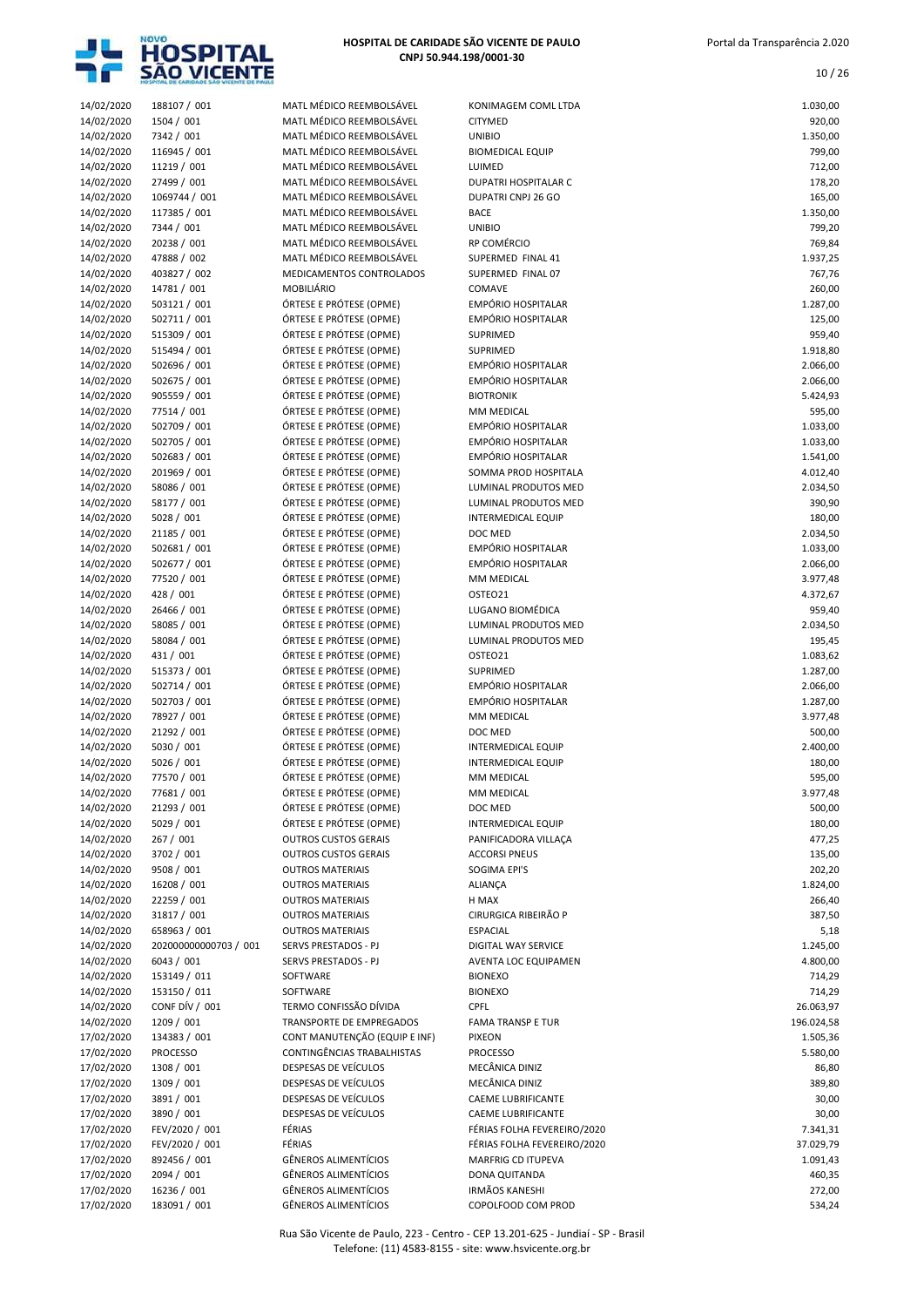| | | | | |
|---|---|---|---|---|
| 14/02/2020 | 188107 / 001 | MATL MÉDICO REEMBOLSÁVEL | KONIMAGEM COML LTDA | 1.030,00 |
| 14/02/2020 | 1504 / 001 | MATL MÉDICO REEMBOLSÁVEL | CITYMED | 920,00 |
| 14/02/2020 | 7342 / 001 | MATL MÉDICO REEMBOLSÁVEL | UNIBIO | 1.350,00 |
| 14/02/2020 | 116945 / 001 | MATL MÉDICO REEMBOLSÁVEL | BIOMEDICAL EQUIP | 799,00 |
| 14/02/2020 | 11219 / 001 | MATL MÉDICO REEMBOLSÁVEL | LUIMED | 712,00 |
| 14/02/2020 | 27499 / 001 | MATL MÉDICO REEMBOLSÁVEL | DUPATRI HOSPITALAR C | 178,20 |
| 14/02/2020 | 1069744 / 001 | MATL MÉDICO REEMBOLSÁVEL | DUPATRI CNPJ 26 GO | 165,00 |
| 14/02/2020 | 117385 / 001 | MATL MÉDICO REEMBOLSÁVEL | BACE | 1.350,00 |
| 14/02/2020 | 7344 / 001 | MATL MÉDICO REEMBOLSÁVEL | UNIBIO | 799,20 |
| 14/02/2020 | 20238 / 001 | MATL MÉDICO REEMBOLSÁVEL | RP COMÉRCIO | 769,84 |
| 14/02/2020 | 47888 / 002 | MATL MÉDICO REEMBOLSÁVEL | SUPERMED FINAL 41 | 1.937,25 |
| 14/02/2020 | 403827 / 002 | MEDICAMENTOS CONTROLADOS | SUPERMED FINAL 07 | 767,76 |
| 14/02/2020 | 14781 / 001 | MOBILIÁRIO | COMAVE | 260,00 |
| 14/02/2020 | 503121 / 001 | ÓRTESE E PRÓTESE (OPME) | EMPÓRIO HOSPITALAR | 1.287,00 |
| 14/02/2020 | 502711 / 001 | ÓRTESE E PRÓTESE (OPME) | EMPÓRIO HOSPITALAR | 125,00 |
| 14/02/2020 | 515309 / 001 | ÓRTESE E PRÓTESE (OPME) | SUPRIMED | 959,40 |
| 14/02/2020 | 515494 / 001 | ÓRTESE E PRÓTESE (OPME) | SUPRIMED | 1.918,80 |
| 14/02/2020 | 502696 / 001 | ÓRTESE E PRÓTESE (OPME) | EMPÓRIO HOSPITALAR | 2.066,00 |
| 14/02/2020 | 502675 / 001 | ÓRTESE E PRÓTESE (OPME) | EMPÓRIO HOSPITALAR | 2.066,00 |
| 14/02/2020 | 905559 / 001 | ÓRTESE E PRÓTESE (OPME) | BIOTRONIK | 5.424,93 |
| 14/02/2020 | 77514 / 001 | ÓRTESE E PRÓTESE (OPME) | MM MEDICAL | 595,00 |
| 14/02/2020 | 502709 / 001 | ÓRTESE E PRÓTESE (OPME) | EMPÓRIO HOSPITALAR | 1.033,00 |
| 14/02/2020 | 502705 / 001 | ÓRTESE E PRÓTESE (OPME) | EMPÓRIO HOSPITALAR | 1.033,00 |
| 14/02/2020 | 502683 / 001 | ÓRTESE E PRÓTESE (OPME) | EMPÓRIO HOSPITALAR | 1.541,00 |
| 14/02/2020 | 201969 / 001 | ÓRTESE E PRÓTESE (OPME) | SOMMA PROD HOSPITALA | 4.012,40 |
| 14/02/2020 | 58086 / 001 | ÓRTESE E PRÓTESE (OPME) | LUMINAL PRODUTOS MED | 2.034,50 |
| 14/02/2020 | 58177 / 001 | ÓRTESE E PRÓTESE (OPME) | LUMINAL PRODUTOS MED | 390,90 |
| 14/02/2020 | 5028 / 001 | ÓRTESE E PRÓTESE (OPME) | INTERMEDICAL EQUIP | 180,00 |
| 14/02/2020 | 21185 / 001 | ÓRTESE E PRÓTESE (OPME) | DOC MED | 2.034,50 |
| 14/02/2020 | 502681 / 001 | ÓRTESE E PRÓTESE (OPME) | EMPÓRIO HOSPITALAR | 1.033,00 |
| 14/02/2020 | 502677 / 001 | ÓRTESE E PRÓTESE (OPME) | EMPÓRIO HOSPITALAR | 2.066,00 |
| 14/02/2020 | 77520 / 001 | ÓRTESE E PRÓTESE (OPME) | MM MEDICAL | 3.977,48 |
| 14/02/2020 | 428 / 001 | ÓRTESE E PRÓTESE (OPME) | OSTEO21 | 4.372,67 |
| 14/02/2020 | 26466 / 001 | ÓRTESE E PRÓTESE (OPME) | LUGANO BIOMÉDICA | 959,40 |
| 14/02/2020 | 58085 / 001 | ÓRTESE E PRÓTESE (OPME) | LUMINAL PRODUTOS MED | 2.034,50 |
| 14/02/2020 | 58084 / 001 | ÓRTESE E PRÓTESE (OPME) | LUMINAL PRODUTOS MED | 195,45 |
| 14/02/2020 | 431 / 001 | ÓRTESE E PRÓTESE (OPME) | OSTEO21 | 1.083,62 |
| 14/02/2020 | 515373 / 001 | ÓRTESE E PRÓTESE (OPME) | SUPRIMED | 1.287,00 |
| 14/02/2020 | 502714 / 001 | ÓRTESE E PRÓTESE (OPME) | EMPÓRIO HOSPITALAR | 2.066,00 |
| 14/02/2020 | 502703 / 001 | ÓRTESE E PRÓTESE (OPME) | EMPÓRIO HOSPITALAR | 1.287,00 |
| 14/02/2020 | 78927 / 001 | ÓRTESE E PRÓTESE (OPME) | MM MEDICAL | 3.977,48 |
| 14/02/2020 | 21292 / 001 | ÓRTESE E PRÓTESE (OPME) | DOC MED | 500,00 |
| 14/02/2020 | 5030 / 001 | ÓRTESE E PRÓTESE (OPME) | INTERMEDICAL EQUIP | 2.400,00 |
| 14/02/2020 | 5026 / 001 | ÓRTESE E PRÓTESE (OPME) | INTERMEDICAL EQUIP | 180,00 |
| 14/02/2020 | 77570 / 001 | ÓRTESE E PRÓTESE (OPME) | MM MEDICAL | 595,00 |
| 14/02/2020 | 77681 / 001 | ÓRTESE E PRÓTESE (OPME) | MM MEDICAL | 3.977,48 |
| 14/02/2020 | 21293 / 001 | ÓRTESE E PRÓTESE (OPME) | DOC MED | 500,00 |
| 14/02/2020 | 5029 / 001 | ÓRTESE E PRÓTESE (OPME) | INTERMEDICAL EQUIP | 180,00 |
| 14/02/2020 | 267 / 001 | OUTROS CUSTOS GERAIS | PANIFICADORA VILLAÇA | 477,25 |
| 14/02/2020 | 3702 / 001 | OUTROS CUSTOS GERAIS | ACCORSI PNEUS | 135,00 |
| 14/02/2020 | 9508 / 001 | OUTROS MATERIAIS | SOGIMA EPI'S | 202,20 |
| 14/02/2020 | 16208 / 001 | OUTROS MATERIAIS | ALIANÇA | 1.824,00 |
| 14/02/2020 | 22259 / 001 | OUTROS MATERIAIS | H MAX | 266,40 |
| 14/02/2020 | 31817 / 001 | OUTROS MATERIAIS | CIRURGICA RIBEIRÃO P | 387,50 |
| 14/02/2020 | 658963 / 001 | OUTROS MATERIAIS | ESPACIAL | 5,18 |
| 14/02/2020 | 202000000000703 / 001 | SERVS PRESTADOS - PJ | DIGITAL WAY SERVICE | 1.245,00 |
| 14/02/2020 | 6043 / 001 | SERVS PRESTADOS - PJ | AVENTA LOC EQUIPAMEN | 4.800,00 |
| 14/02/2020 | 153149 / 011 | SOFTWARE | BIONEXO | 714,29 |
| 14/02/2020 | 153150 / 011 | SOFTWARE | BIONEXO | 714,29 |
| 14/02/2020 | CONF DÍV / 001 | TERMO CONFISSÃO DÍVIDA | CPFL | 26.063,97 |
| 14/02/2020 | 1209 / 001 | TRANSPORTE DE EMPREGADOS | FAMA TRANSP E TUR | 196.024,58 |
| 17/02/2020 | 134383 / 001 | CONT MANUTENÇÃO (EQUIP E INF) | PIXEON | 1.505,36 |
| 17/02/2020 | PROCESSO | CONTINGÊNCIAS TRABALHISTAS | PROCESSO | 5.580,00 |
| 17/02/2020 | 1308 / 001 | DESPESAS DE VEÍCULOS | MECÂNICA DINIZ | 86,80 |
| 17/02/2020 | 1309 / 001 | DESPESAS DE VEÍCULOS | MECÂNICA DINIZ | 389,80 |
| 17/02/2020 | 3891 / 001 | DESPESAS DE VEÍCULOS | CAEME LUBRIFICANTE | 30,00 |
| 17/02/2020 | 3890 / 001 | DESPESAS DE VEÍCULOS | CAEME LUBRIFICANTE | 30,00 |
| 17/02/2020 | FEV/2020 / 001 | FÉRIAS | FÉRIAS FOLHA FEVEREIRO/2020 | 7.341,31 |
| 17/02/2020 | FEV/2020 / 001 | FÉRIAS | FÉRIAS FOLHA FEVEREIRO/2020 | 37.029,79 |
| 17/02/2020 | 892456 / 001 | GÊNEROS ALIMENTÍCIOS | MARFRIG CD ITUPEVA | 1.091,43 |
| 17/02/2020 | 2094 / 001 | GÊNEROS ALIMENTÍCIOS | DONA QUITANDA | 460,35 |
| 17/02/2020 | 16236 / 001 | GÊNEROS ALIMENTÍCIOS | IRMÃOS KANESHI | 272,00 |
| 17/02/2020 | 183091 / 001 | GÊNEROS ALIMENTÍCIOS | COPOLFOOD COM PROD | 534,24 |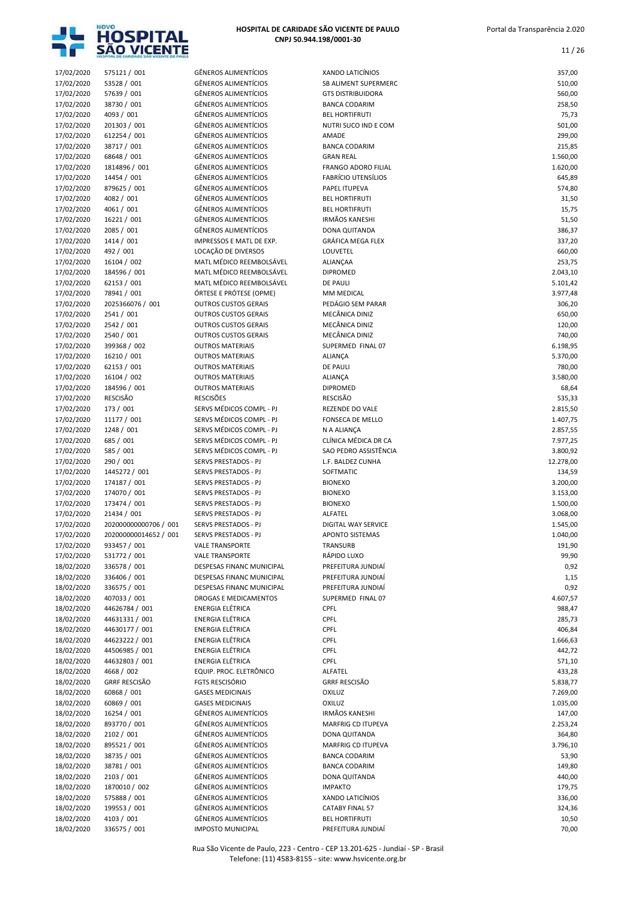| | | | | |
|---|---|---|---|---|
| 17/02/2020 | 575121 / 001 | GÊNEROS ALIMENTÍCIOS | XANDO LATICÍNIOS | 357,00 |
| 17/02/2020 | 53528 / 001 | GÊNEROS ALIMENTÍCIOS | SB ALIMENT SUPERMERC | 510,00 |
| 17/02/2020 | 57639 / 001 | GÊNEROS ALIMENTÍCIOS | GTS DISTRIBUIDORA | 560,00 |
| 17/02/2020 | 38730 / 001 | GÊNEROS ALIMENTÍCIOS | BANCA CODARIM | 258,50 |
| 17/02/2020 | 4093 / 001 | GÊNEROS ALIMENTÍCIOS | BEL HORTIFRUTI | 75,73 |
| 17/02/2020 | 201303 / 001 | GÊNEROS ALIMENTÍCIOS | NUTRI SUCO IND E COM | 501,00 |
| 17/02/2020 | 612254 / 001 | GÊNEROS ALIMENTÍCIOS | AMADE | 299,00 |
| 17/02/2020 | 38717 / 001 | GÊNEROS ALIMENTÍCIOS | BANCA CODARIM | 215,85 |
| 17/02/2020 | 68648 / 001 | GÊNEROS ALIMENTÍCIOS | GRAN REAL | 1.560,00 |
| 17/02/2020 | 1814896 / 001 | GÊNEROS ALIMENTÍCIOS | FRANGO ADORO FILIAL | 1.620,00 |
| 17/02/2020 | 14454 / 001 | GÊNEROS ALIMENTÍCIOS | FABRÍCIO UTENSÍLIOS | 645,89 |
| 17/02/2020 | 879625 / 001 | GÊNEROS ALIMENTÍCIOS | PAPEL ITUPEVA | 574,80 |
| 17/02/2020 | 4082 / 001 | GÊNEROS ALIMENTÍCIOS | BEL HORTIFRUTI | 31,50 |
| 17/02/2020 | 4061 / 001 | GÊNEROS ALIMENTÍCIOS | BEL HORTIFRUTI | 15,75 |
| 17/02/2020 | 16221 / 001 | GÊNEROS ALIMENTÍCIOS | IRMÃOS KANESHI | 51,50 |
| 17/02/2020 | 2085 / 001 | GÊNEROS ALIMENTÍCIOS | DONA QUITANDA | 386,37 |
| 17/02/2020 | 1414 / 001 | IMPRESSOS E MATL DE EXP. | GRÁFICA MEGA FLEX | 337,20 |
| 17/02/2020 | 492 / 001 | LOCAÇÃO DE DIVERSOS | LOUVETEL | 660,00 |
| 17/02/2020 | 16104 / 002 | MATL MÉDICO REEMBOLSÁVEL | ALIANÇAA | 253,75 |
| 17/02/2020 | 184596 / 001 | MATL MÉDICO REEMBOLSÁVEL | DIPROMED | 2.043,10 |
| 17/02/2020 | 62153 / 001 | MATL MÉDICO REEMBOLSÁVEL | DE PAULI | 5.101,42 |
| 17/02/2020 | 78941 / 001 | ÓRTESE E PRÓTESE (OPME) | MM MEDICAL | 3.977,48 |
| 17/02/2020 | 2025366076 / 001 | OUTROS CUSTOS GERAIS | PEDÁGIO SEM PARAR | 306,20 |
| 17/02/2020 | 2541 / 001 | OUTROS CUSTOS GERAIS | MECÂNICA DINIZ | 650,00 |
| 17/02/2020 | 2542 / 001 | OUTROS CUSTOS GERAIS | MECÂNICA DINIZ | 120,00 |
| 17/02/2020 | 2540 / 001 | OUTROS CUSTOS GERAIS | MECÂNICA DINIZ | 740,00 |
| 17/02/2020 | 399368 / 002 | OUTROS MATERIAIS | SUPERMED FINAL 07 | 6.198,95 |
| 17/02/2020 | 16210 / 001 | OUTROS MATERIAIS | ALIANÇA | 5.370,00 |
| 17/02/2020 | 62153 / 001 | OUTROS MATERIAIS | DE PAULI | 780,00 |
| 17/02/2020 | 16104 / 002 | OUTROS MATERIAIS | ALIANÇA | 3.580,00 |
| 17/02/2020 | 184596 / 001 | OUTROS MATERIAIS | DIPROMED | 68,64 |
| 17/02/2020 | RESCISÃO | RESCISÕES | RESCISÃO | 535,33 |
| 17/02/2020 | 173 / 001 | SERVS MÉDICOS COMPL - PJ | REZENDE DO VALE | 2.815,50 |
| 17/02/2020 | 11177 / 001 | SERVS MÉDICOS COMPL - PJ | FONSECA DE MELLO | 1.407,75 |
| 17/02/2020 | 1248 / 001 | SERVS MÉDICOS COMPL - PJ | N A ALIANÇA | 2.857,55 |
| 17/02/2020 | 685 / 001 | SERVS MÉDICOS COMPL - PJ | CLÍNICA MÉDICA DR CA | 7.977,25 |
| 17/02/2020 | 585 / 001 | SERVS MÉDICOS COMPL - PJ | SAO PEDRO ASSISTÊNCIA | 3.800,92 |
| 17/02/2020 | 290 / 001 | SERVS PRESTADOS - PJ | L.F. BALDEZ CUNHA | 12.278,00 |
| 17/02/2020 | 1445272 / 001 | SERVS PRESTADOS - PJ | SOFTMATIC | 134,59 |
| 17/02/2020 | 174187 / 001 | SERVS PRESTADOS - PJ | BIONEXO | 3.200,00 |
| 17/02/2020 | 174070 / 001 | SERVS PRESTADOS - PJ | BIONEXO | 3.153,00 |
| 17/02/2020 | 173474 / 001 | SERVS PRESTADOS - PJ | BIONEXO | 1.500,00 |
| 17/02/2020 | 21434 / 001 | SERVS PRESTADOS - PJ | ALFATEL | 3.068,00 |
| 17/02/2020 | 202000000000706 / 001 | SERVS PRESTADOS - PJ | DIGITAL WAY SERVICE | 1.545,00 |
| 17/02/2020 | 202000000014652 / 001 | SERVS PRESTADOS - PJ | APONTO SISTEMAS | 1.040,00 |
| 17/02/2020 | 933457 / 001 | VALE TRANSPORTE | TRANSURB | 191,90 |
| 17/02/2020 | 531772 / 001 | VALE TRANSPORTE | RÁPIDO LUXO | 99,90 |
| 18/02/2020 | 336578 / 001 | DESPESAS FINANC MUNICIPAL | PREFEITURA JUNDIAÍ | 0,92 |
| 18/02/2020 | 336406 / 001 | DESPESAS FINANC MUNICIPAL | PREFEITURA JUNDIAÍ | 1,15 |
| 18/02/2020 | 336575 / 001 | DESPESAS FINANC MUNICIPAL | PREFEITURA JUNDIAÍ | 0,92 |
| 18/02/2020 | 407033 / 001 | DROGAS E MEDICAMENTOS | SUPERMED FINAL 07 | 4.607,57 |
| 18/02/2020 | 44626784 / 001 | ENERGIA ELÉTRICA | CPFL | 988,47 |
| 18/02/2020 | 44631331 / 001 | ENERGIA ELÉTRICA | CPFL | 285,73 |
| 18/02/2020 | 44630177 / 001 | ENERGIA ELÉTRICA | CPFL | 406,84 |
| 18/02/2020 | 44623222 / 001 | ENERGIA ELÉTRICA | CPFL | 1.666,63 |
| 18/02/2020 | 44506985 / 001 | ENERGIA ELÉTRICA | CPFL | 442,72 |
| 18/02/2020 | 44632803 / 001 | ENERGIA ELÉTRICA | CPFL | 571,10 |
| 18/02/2020 | 4668 / 002 | EQUIP. PROC. ELETRÔNICO | ALFATEL | 433,28 |
| 18/02/2020 | GRRF RESCISÃO | FGTS RESCISÓRIO | GRRF RESCISÃO | 5.838,77 |
| 18/02/2020 | 60868 / 001 | GASES MEDICINAIS | OXILUZ | 7.269,00 |
| 18/02/2020 | 60869 / 001 | GASES MEDICINAIS | OXILUZ | 1.035,00 |
| 18/02/2020 | 16254 / 001 | GÊNEROS ALIMENTÍCIOS | IRMÃOS KANESHI | 147,00 |
| 18/02/2020 | 893770 / 001 | GÊNEROS ALIMENTÍCIOS | MARFRIG CD ITUPEVA | 2.253,24 |
| 18/02/2020 | 2102 / 001 | GÊNEROS ALIMENTÍCIOS | DONA QUITANDA | 364,80 |
| 18/02/2020 | 895521 / 001 | GÊNEROS ALIMENTÍCIOS | MARFRIG CD ITUPEVA | 3.796,10 |
| 18/02/2020 | 38735 / 001 | GÊNEROS ALIMENTÍCIOS | BANCA CODARIM | 53,90 |
| 18/02/2020 | 38781 / 001 | GÊNEROS ALIMENTÍCIOS | BANCA CODARIM | 149,80 |
| 18/02/2020 | 2103 / 001 | GÊNEROS ALIMENTÍCIOS | DONA QUITANDA | 440,00 |
| 18/02/2020 | 1870010 / 002 | GÊNEROS ALIMENTÍCIOS | IMPAKTO | 179,75 |
| 18/02/2020 | 575888 / 001 | GÊNEROS ALIMENTÍCIOS | XANDO LATICÍNIOS | 336,00 |
| 18/02/2020 | 199553 / 001 | GÊNEROS ALIMENTÍCIOS | CATABY FINAL 57 | 324,36 |
| 18/02/2020 | 4103 / 001 | GÊNEROS ALIMENTÍCIOS | BEL HORTIFRUTI | 10,50 |
| 18/02/2020 | 336575 / 001 | IMPOSTO MUNICIPAL | PREFEITURA JUNDIAÍ | 70,00 |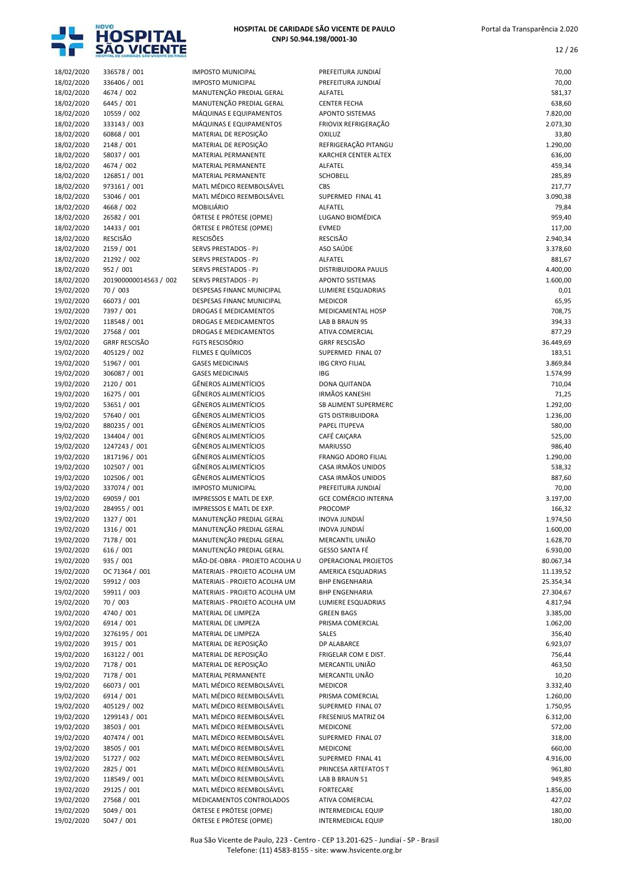| | | | | |
|---|---|---|---|---|
| 18/02/2020 | 336578 / 001 | IMPOSTO MUNICIPAL | PREFEITURA JUNDIAÍ | 70,00 |
| 18/02/2020 | 336406 / 001 | IMPOSTO MUNICIPAL | PREFEITURA JUNDIAÍ | 70,00 |
| 18/02/2020 | 4674 / 002 | MANUTENÇÃO PREDIAL GERAL | ALFATEL | 581,37 |
| 18/02/2020 | 6445 / 001 | MANUTENÇÃO PREDIAL GERAL | CENTER FECHA | 638,60 |
| 18/02/2020 | 10559 / 002 | MÁQUINAS E EQUIPAMENTOS | APONTO SISTEMAS | 7.820,00 |
| 18/02/2020 | 333143 / 003 | MÁQUINAS E EQUIPAMENTOS | FRIOVIX REFRIGERAÇÃO | 2.073,30 |
| 18/02/2020 | 60868 / 001 | MATERIAL DE REPOSIÇÃO | OXILUZ | 33,80 |
| 18/02/2020 | 2148 / 001 | MATERIAL DE REPOSIÇÃO | REFRIGERAÇÃO PITANGU | 1.290,00 |
| 18/02/2020 | 58037 / 001 | MATERIAL PERMANENTE | KARCHER CENTER ALTEX | 636,00 |
| 18/02/2020 | 4674 / 002 | MATERIAL PERMANENTE | ALFATEL | 459,34 |
| 18/02/2020 | 126851 / 001 | MATERIAL PERMANENTE | SCHOBELL | 285,89 |
| 18/02/2020 | 973161 / 001 | MATL MÉDICO REEMBOLSÁVEL | CBS | 217,77 |
| 18/02/2020 | 53046 / 001 | MATL MÉDICO REEMBOLSÁVEL | SUPERMED FINAL 41 | 3.090,38 |
| 18/02/2020 | 4668 / 002 | MOBILIÁRIO | ALFATEL | 79,84 |
| 18/02/2020 | 26582 / 001 | ÓRTESE E PRÓTESE (OPME) | LUGANO BIOMÉDICA | 959,40 |
| 18/02/2020 | 14433 / 001 | ÓRTESE E PRÓTESE (OPME) | EVMED | 117,00 |
| 18/02/2020 | RESCISÃO | RESCISÕES | RESCISÃO | 2.940,34 |
| 18/02/2020 | 2159 / 001 | SERVS PRESTADOS - PJ | ASO SAÚDE | 3.378,60 |
| 18/02/2020 | 21292 / 002 | SERVS PRESTADOS - PJ | ALFATEL | 881,67 |
| 18/02/2020 | 952 / 001 | SERVS PRESTADOS - PJ | DISTRIBUIDORA PAULIS | 4.400,00 |
| 18/02/2020 | 201900000014563 / 002 | SERVS PRESTADOS - PJ | APONTO SISTEMAS | 1.600,00 |
| 19/02/2020 | 70 / 003 | DESPESAS FINANC MUNICIPAL | LUMIERE ESQUADRIAS | 0,01 |
| 19/02/2020 | 66073 / 001 | DESPESAS FINANC MUNICIPAL | MEDICOR | 65,95 |
| 19/02/2020 | 7397 / 001 | DROGAS E MEDICAMENTOS | MEDICAMENTAL HOSP | 708,75 |
| 19/02/2020 | 118548 / 001 | DROGAS E MEDICAMENTOS | LAB B BRAUN 95 | 394,33 |
| 19/02/2020 | 27568 / 001 | DROGAS E MEDICAMENTOS | ATIVA COMERCIAL | 877,29 |
| 19/02/2020 | GRRF RESCISÃO | FGTS RESCISÓRIO | GRRF RESCISÃO | 36.449,69 |
| 19/02/2020 | 405129 / 002 | FILMES E QUÍMICOS | SUPERMED FINAL 07 | 183,51 |
| 19/02/2020 | 51967 / 001 | GASES MEDICINAIS | IBG CRYO FILIAL | 3.869,84 |
| 19/02/2020 | 306087 / 001 | GASES MEDICINAIS | IBG | 1.574,99 |
| 19/02/2020 | 2120 / 001 | GÊNEROS ALIMENTÍCIOS | DONA QUITANDA | 710,04 |
| 19/02/2020 | 16275 / 001 | GÊNEROS ALIMENTÍCIOS | IRMÃOS KANESHI | 71,25 |
| 19/02/2020 | 53651 / 001 | GÊNEROS ALIMENTÍCIOS | SB ALIMENT SUPERMERC | 1.292,00 |
| 19/02/2020 | 57640 / 001 | GÊNEROS ALIMENTÍCIOS | GTS DISTRIBUIDORA | 1.236,00 |
| 19/02/2020 | 880235 / 001 | GÊNEROS ALIMENTÍCIOS | PAPEL ITUPEVA | 580,00 |
| 19/02/2020 | 134404 / 001 | GÊNEROS ALIMENTÍCIOS | CAFÉ CAIÇARA | 525,00 |
| 19/02/2020 | 1247243 / 001 | GÊNEROS ALIMENTÍCIOS | MARIUSSO | 986,40 |
| 19/02/2020 | 1817196 / 001 | GÊNEROS ALIMENTÍCIOS | FRANGO ADORO FILIAL | 1.290,00 |
| 19/02/2020 | 102507 / 001 | GÊNEROS ALIMENTÍCIOS | CASA IRMÃOS UNIDOS | 538,32 |
| 19/02/2020 | 102506 / 001 | GÊNEROS ALIMENTÍCIOS | CASA IRMÃOS UNIDOS | 887,60 |
| 19/02/2020 | 337074 / 001 | IMPOSTO MUNICIPAL | PREFEITURA JUNDIAÍ | 70,00 |
| 19/02/2020 | 69059 / 001 | IMPRESSOS E MATL DE EXP. | GCE COMÉRCIO INTERNA | 3.197,00 |
| 19/02/2020 | 284955 / 001 | IMPRESSOS E MATL DE EXP. | PROCOMP | 166,32 |
| 19/02/2020 | 1327 / 001 | MANUTENÇÃO PREDIAL GERAL | INOVA JUNDIAÍ | 1.974,50 |
| 19/02/2020 | 1316 / 001 | MANUTENÇÃO PREDIAL GERAL | INOVA JUNDIAÍ | 1.600,00 |
| 19/02/2020 | 7178 / 001 | MANUTENÇÃO PREDIAL GERAL | MERCANTIL UNIÃO | 1.628,70 |
| 19/02/2020 | 616 / 001 | MANUTENÇÃO PREDIAL GERAL | GESSO SANTA FÉ | 6.930,00 |
| 19/02/2020 | 935 / 001 | MÃO-DE-OBRA - PROJETO ACOLHA U | OPERACIONAL PROJETOS | 80.067,34 |
| 19/02/2020 | OC 71364 / 001 | MATERIAIS - PROJETO ACOLHA UM | AMERICA ESQUADRIAS | 11.139,52 |
| 19/02/2020 | 59912 / 003 | MATERIAIS - PROJETO ACOLHA UM | BHP ENGENHARIA | 25.354,34 |
| 19/02/2020 | 59911 / 003 | MATERIAIS - PROJETO ACOLHA UM | BHP ENGENHARIA | 27.304,67 |
| 19/02/2020 | 70 / 003 | MATERIAIS - PROJETO ACOLHA UM | LUMIERE ESQUADRIAS | 4.817,94 |
| 19/02/2020 | 4740 / 001 | MATERIAL DE LIMPEZA | GREEN BAGS | 3.385,00 |
| 19/02/2020 | 6914 / 001 | MATERIAL DE LIMPEZA | PRISMA COMERCIAL | 1.062,00 |
| 19/02/2020 | 3276195 / 001 | MATERIAL DE LIMPEZA | SALES | 356,40 |
| 19/02/2020 | 3915 / 001 | MATERIAL DE REPOSIÇÃO | DP ALABARCE | 6.923,07 |
| 19/02/2020 | 163122 / 001 | MATERIAL DE REPOSIÇÃO | FRIGELAR COM E DIST. | 756,44 |
| 19/02/2020 | 7178 / 001 | MATERIAL DE REPOSIÇÃO | MERCANTIL UNIÃO | 463,50 |
| 19/02/2020 | 7178 / 001 | MATERIAL PERMANENTE | MERCANTIL UNIÃO | 10,20 |
| 19/02/2020 | 66073 / 001 | MATL MÉDICO REEMBOLSÁVEL | MEDICOR | 3.332,40 |
| 19/02/2020 | 6914 / 001 | MATL MÉDICO REEMBOLSÁVEL | PRISMA COMERCIAL | 1.260,00 |
| 19/02/2020 | 405129 / 002 | MATL MÉDICO REEMBOLSÁVEL | SUPERMED FINAL 07 | 1.750,95 |
| 19/02/2020 | 1299143 / 001 | MATL MÉDICO REEMBOLSÁVEL | FRESENIUS MATRIZ 04 | 6.312,00 |
| 19/02/2020 | 38503 / 001 | MATL MÉDICO REEMBOLSÁVEL | MEDICONE | 572,00 |
| 19/02/2020 | 407474 / 001 | MATL MÉDICO REEMBOLSÁVEL | SUPERMED FINAL 07 | 318,00 |
| 19/02/2020 | 38505 / 001 | MATL MÉDICO REEMBOLSÁVEL | MEDICONE | 660,00 |
| 19/02/2020 | 51727 / 002 | MATL MÉDICO REEMBOLSÁVEL | SUPERMED FINAL 41 | 4.916,00 |
| 19/02/2020 | 2825 / 001 | MATL MÉDICO REEMBOLSÁVEL | PRINCESA ARTEFATOS T | 961,80 |
| 19/02/2020 | 118549 / 001 | MATL MÉDICO REEMBOLSÁVEL | LAB B BRAUN 51 | 949,85 |
| 19/02/2020 | 29125 / 001 | MATL MÉDICO REEMBOLSÁVEL | FORTECARE | 1.856,00 |
| 19/02/2020 | 27568 / 001 | MEDICAMENTOS CONTROLADOS | ATIVA COMERCIAL | 427,02 |
| 19/02/2020 | 5049 / 001 | ÓRTESE E PRÓTESE (OPME) | INTERMEDICAL EQUIP | 180,00 |
| 19/02/2020 | 5047 / 001 | ÓRTESE E PRÓTESE (OPME) | INTERMEDICAL EQUIP | 180,00 |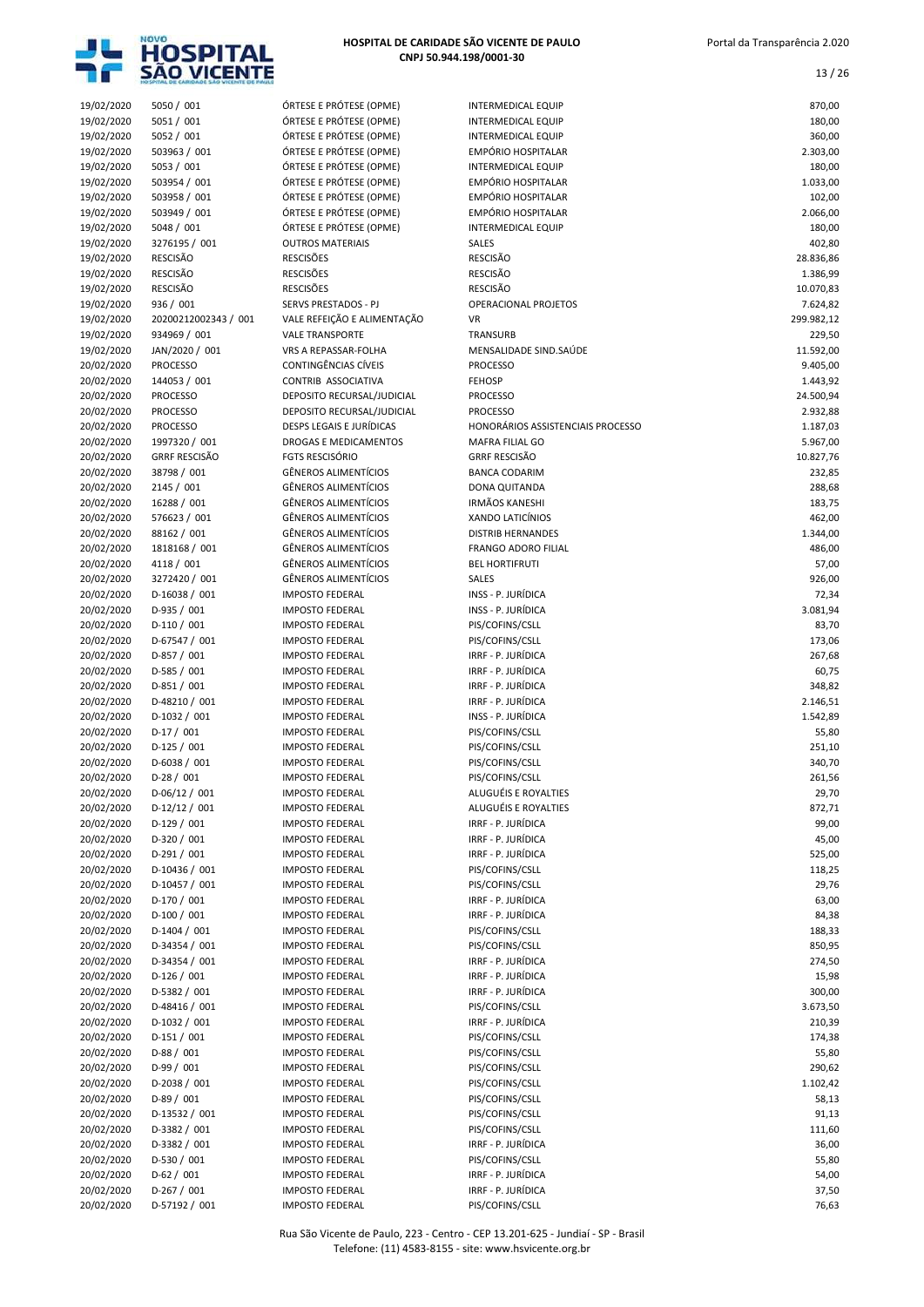| | | | | |
|---|---|---|---|---|
| 19/02/2020 | 5050 / 001 | ÓRTESE E PRÓTESE (OPME) | INTERMEDICAL EQUIP | 870,00 |
| 19/02/2020 | 5051 / 001 | ÓRTESE E PRÓTESE (OPME) | INTERMEDICAL EQUIP | 180,00 |
| 19/02/2020 | 5052 / 001 | ÓRTESE E PRÓTESE (OPME) | INTERMEDICAL EQUIP | 360,00 |
| 19/02/2020 | 503963 / 001 | ÓRTESE E PRÓTESE (OPME) | EMPÓRIO HOSPITALAR | 2.303,00 |
| 19/02/2020 | 5053 / 001 | ÓRTESE E PRÓTESE (OPME) | INTERMEDICAL EQUIP | 180,00 |
| 19/02/2020 | 503954 / 001 | ÓRTESE E PRÓTESE (OPME) | EMPÓRIO HOSPITALAR | 1.033,00 |
| 19/02/2020 | 503958 / 001 | ÓRTESE E PRÓTESE (OPME) | EMPÓRIO HOSPITALAR | 102,00 |
| 19/02/2020 | 503949 / 001 | ÓRTESE E PRÓTESE (OPME) | EMPÓRIO HOSPITALAR | 2.066,00 |
| 19/02/2020 | 5048 / 001 | ÓRTESE E PRÓTESE (OPME) | INTERMEDICAL EQUIP | 180,00 |
| 19/02/2020 | 3276195 / 001 | OUTROS MATERIAIS | SALES | 402,80 |
| 19/02/2020 | RESCISÃO | RESCISÕES | RESCISÃO | 28.836,86 |
| 19/02/2020 | RESCISÃO | RESCISÕES | RESCISÃO | 1.386,99 |
| 19/02/2020 | RESCISÃO | RESCISÕES | RESCISÃO | 10.070,83 |
| 19/02/2020 | 936 / 001 | SERVS PRESTADOS - PJ | OPERACIONAL PROJETOS | 7.624,82 |
| 19/02/2020 | 20200212002343 / 001 | VALE REFEIÇÃO E ALIMENTAÇÃO | VR | 299.982,12 |
| 19/02/2020 | 934969 / 001 | VALE TRANSPORTE | TRANSURB | 229,50 |
| 19/02/2020 | JAN/2020 / 001 | VRS A REPASSAR-FOLHA | MENSALIDADE SIND.SAÚDE | 11.592,00 |
| 20/02/2020 | PROCESSO | CONTINGÊNCIAS CÍVEIS | PROCESSO | 9.405,00 |
| 20/02/2020 | 144053 / 001 | CONTRIB ASSOCIATIVA | FEHOSP | 1.443,92 |
| 20/02/2020 | PROCESSO | DEPOSITO RECURSAL/JUDICIAL | PROCESSO | 24.500,94 |
| 20/02/2020 | PROCESSO | DEPOSITO RECURSAL/JUDICIAL | PROCESSO | 2.932,88 |
| 20/02/2020 | PROCESSO | DESPS LEGAIS E JURÍDICAS | HONORÁRIOS ASSISTENCIAIS PROCESSO | 1.187,03 |
| 20/02/2020 | 1997320 / 001 | DROGAS E MEDICAMENTOS | MAFRA FILIAL GO | 5.967,00 |
| 20/02/2020 | GRRF RESCISÃO | FGTS RESCISÓRIO | GRRF RESCISÃO | 10.827,76 |
| 20/02/2020 | 38798 / 001 | GÊNEROS ALIMENTÍCIOS | BANCA CODARIM | 232,85 |
| 20/02/2020 | 2145 / 001 | GÊNEROS ALIMENTÍCIOS | DONA QUITANDA | 288,68 |
| 20/02/2020 | 16288 / 001 | GÊNEROS ALIMENTÍCIOS | IRMÃOS KANESHI | 183,75 |
| 20/02/2020 | 576623 / 001 | GÊNEROS ALIMENTÍCIOS | XANDO LATICÍNIOS | 462,00 |
| 20/02/2020 | 88162 / 001 | GÊNEROS ALIMENTÍCIOS | DISTRIB HERNANDES | 1.344,00 |
| 20/02/2020 | 1818168 / 001 | GÊNEROS ALIMENTÍCIOS | FRANGO ADORO FILIAL | 486,00 |
| 20/02/2020 | 4118 / 001 | GÊNEROS ALIMENTÍCIOS | BEL HORTIFRUTI | 57,00 |
| 20/02/2020 | 3272420 / 001 | GÊNEROS ALIMENTÍCIOS | SALES | 926,00 |
| 20/02/2020 | D-16038 / 001 | IMPOSTO FEDERAL | INSS - P. JURÍDICA | 72,34 |
| 20/02/2020 | D-935 / 001 | IMPOSTO FEDERAL | INSS - P. JURÍDICA | 3.081,94 |
| 20/02/2020 | D-110 / 001 | IMPOSTO FEDERAL | PIS/COFINS/CSLL | 83,70 |
| 20/02/2020 | D-67547 / 001 | IMPOSTO FEDERAL | PIS/COFINS/CSLL | 173,06 |
| 20/02/2020 | D-857 / 001 | IMPOSTO FEDERAL | IRRF - P. JURÍDICA | 267,68 |
| 20/02/2020 | D-585 / 001 | IMPOSTO FEDERAL | IRRF - P. JURÍDICA | 60,75 |
| 20/02/2020 | D-851 / 001 | IMPOSTO FEDERAL | IRRF - P. JURÍDICA | 348,82 |
| 20/02/2020 | D-48210 / 001 | IMPOSTO FEDERAL | IRRF - P. JURÍDICA | 2.146,51 |
| 20/02/2020 | D-1032 / 001 | IMPOSTO FEDERAL | INSS - P. JURÍDICA | 1.542,89 |
| 20/02/2020 | D-17 / 001 | IMPOSTO FEDERAL | PIS/COFINS/CSLL | 55,80 |
| 20/02/2020 | D-125 / 001 | IMPOSTO FEDERAL | PIS/COFINS/CSLL | 251,10 |
| 20/02/2020 | D-6038 / 001 | IMPOSTO FEDERAL | PIS/COFINS/CSLL | 340,70 |
| 20/02/2020 | D-28 / 001 | IMPOSTO FEDERAL | PIS/COFINS/CSLL | 261,56 |
| 20/02/2020 | D-06/12 / 001 | IMPOSTO FEDERAL | ALUGUÉIS E ROYALTIES | 29,70 |
| 20/02/2020 | D-12/12 / 001 | IMPOSTO FEDERAL | ALUGUÉIS E ROYALTIES | 872,71 |
| 20/02/2020 | D-129 / 001 | IMPOSTO FEDERAL | IRRF - P. JURÍDICA | 99,00 |
| 20/02/2020 | D-320 / 001 | IMPOSTO FEDERAL | IRRF - P. JURÍDICA | 45,00 |
| 20/02/2020 | D-291 / 001 | IMPOSTO FEDERAL | IRRF - P. JURÍDICA | 525,00 |
| 20/02/2020 | D-10436 / 001 | IMPOSTO FEDERAL | PIS/COFINS/CSLL | 118,25 |
| 20/02/2020 | D-10457 / 001 | IMPOSTO FEDERAL | PIS/COFINS/CSLL | 29,76 |
| 20/02/2020 | D-170 / 001 | IMPOSTO FEDERAL | IRRF - P. JURÍDICA | 63,00 |
| 20/02/2020 | D-100 / 001 | IMPOSTO FEDERAL | IRRF - P. JURÍDICA | 84,38 |
| 20/02/2020 | D-1404 / 001 | IMPOSTO FEDERAL | PIS/COFINS/CSLL | 188,33 |
| 20/02/2020 | D-34354 / 001 | IMPOSTO FEDERAL | PIS/COFINS/CSLL | 850,95 |
| 20/02/2020 | D-34354 / 001 | IMPOSTO FEDERAL | IRRF - P. JURÍDICA | 274,50 |
| 20/02/2020 | D-126 / 001 | IMPOSTO FEDERAL | IRRF - P. JURÍDICA | 15,98 |
| 20/02/2020 | D-5382 / 001 | IMPOSTO FEDERAL | IRRF - P. JURÍDICA | 300,00 |
| 20/02/2020 | D-48416 / 001 | IMPOSTO FEDERAL | PIS/COFINS/CSLL | 3.673,50 |
| 20/02/2020 | D-1032 / 001 | IMPOSTO FEDERAL | IRRF - P. JURÍDICA | 210,39 |
| 20/02/2020 | D-151 / 001 | IMPOSTO FEDERAL | PIS/COFINS/CSLL | 174,38 |
| 20/02/2020 | D-88 / 001 | IMPOSTO FEDERAL | PIS/COFINS/CSLL | 55,80 |
| 20/02/2020 | D-99 / 001 | IMPOSTO FEDERAL | PIS/COFINS/CSLL | 290,62 |
| 20/02/2020 | D-2038 / 001 | IMPOSTO FEDERAL | PIS/COFINS/CSLL | 1.102,42 |
| 20/02/2020 | D-89 / 001 | IMPOSTO FEDERAL | PIS/COFINS/CSLL | 58,13 |
| 20/02/2020 | D-13532 / 001 | IMPOSTO FEDERAL | PIS/COFINS/CSLL | 91,13 |
| 20/02/2020 | D-3382 / 001 | IMPOSTO FEDERAL | PIS/COFINS/CSLL | 111,60 |
| 20/02/2020 | D-3382 / 001 | IMPOSTO FEDERAL | IRRF - P. JURÍDICA | 36,00 |
| 20/02/2020 | D-530 / 001 | IMPOSTO FEDERAL | PIS/COFINS/CSLL | 55,80 |
| 20/02/2020 | D-62 / 001 | IMPOSTO FEDERAL | IRRF - P. JURÍDICA | 54,00 |
| 20/02/2020 | D-267 / 001 | IMPOSTO FEDERAL | IRRF - P. JURÍDICA | 37,50 |
| 20/02/2020 | D-57192 / 001 | IMPOSTO FEDERAL | PIS/COFINS/CSLL | 76,63 |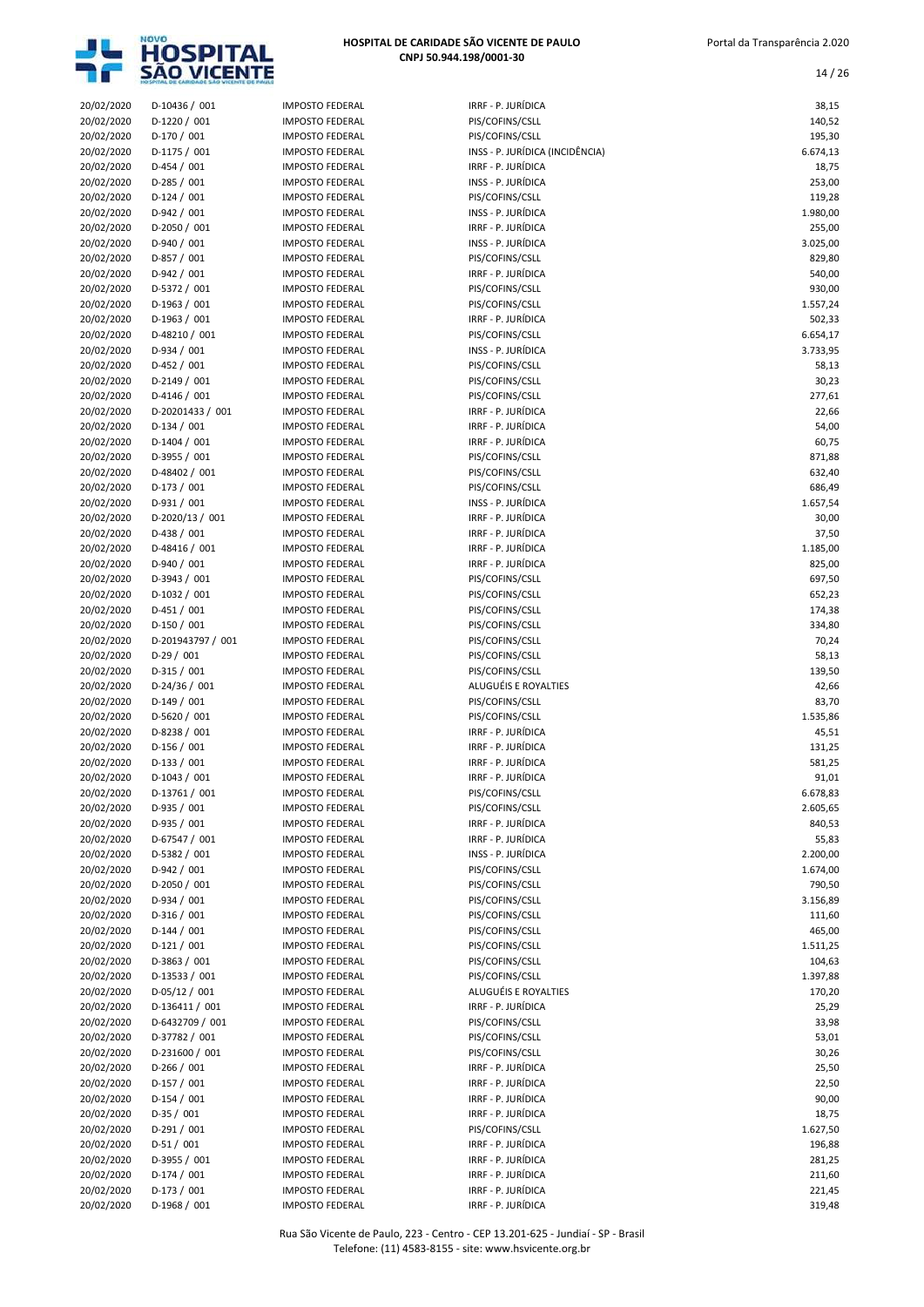| | | | | |
|---|---|---|---|---|
| 20/02/2020 | D-10436 / 001 | IMPOSTO FEDERAL | IRRF - P. JURÍDICA | 38,15 |
| 20/02/2020 | D-1220 / 001 | IMPOSTO FEDERAL | PIS/COFINS/CSLL | 140,52 |
| 20/02/2020 | D-170 / 001 | IMPOSTO FEDERAL | PIS/COFINS/CSLL | 195,30 |
| 20/02/2020 | D-1175 / 001 | IMPOSTO FEDERAL | INSS - P. JURÍDICA (INCIDÊNCIA) | 6.674,13 |
| 20/02/2020 | D-454 / 001 | IMPOSTO FEDERAL | IRRF - P. JURÍDICA | 18,75 |
| 20/02/2020 | D-285 / 001 | IMPOSTO FEDERAL | INSS - P. JURÍDICA | 253,00 |
| 20/02/2020 | D-124 / 001 | IMPOSTO FEDERAL | PIS/COFINS/CSLL | 119,28 |
| 20/02/2020 | D-942 / 001 | IMPOSTO FEDERAL | INSS - P. JURÍDICA | 1.980,00 |
| 20/02/2020 | D-2050 / 001 | IMPOSTO FEDERAL | IRRF - P. JURÍDICA | 255,00 |
| 20/02/2020 | D-940 / 001 | IMPOSTO FEDERAL | INSS - P. JURÍDICA | 3.025,00 |
| 20/02/2020 | D-857 / 001 | IMPOSTO FEDERAL | PIS/COFINS/CSLL | 829,80 |
| 20/02/2020 | D-942 / 001 | IMPOSTO FEDERAL | IRRF - P. JURÍDICA | 540,00 |
| 20/02/2020 | D-5372 / 001 | IMPOSTO FEDERAL | PIS/COFINS/CSLL | 930,00 |
| 20/02/2020 | D-1963 / 001 | IMPOSTO FEDERAL | PIS/COFINS/CSLL | 1.557,24 |
| 20/02/2020 | D-1963 / 001 | IMPOSTO FEDERAL | IRRF - P. JURÍDICA | 502,33 |
| 20/02/2020 | D-48210 / 001 | IMPOSTO FEDERAL | PIS/COFINS/CSLL | 6.654,17 |
| 20/02/2020 | D-934 / 001 | IMPOSTO FEDERAL | INSS - P. JURÍDICA | 3.733,95 |
| 20/02/2020 | D-452 / 001 | IMPOSTO FEDERAL | PIS/COFINS/CSLL | 58,13 |
| 20/02/2020 | D-2149 / 001 | IMPOSTO FEDERAL | PIS/COFINS/CSLL | 30,23 |
| 20/02/2020 | D-4146 / 001 | IMPOSTO FEDERAL | PIS/COFINS/CSLL | 277,61 |
| 20/02/2020 | D-20201433 / 001 | IMPOSTO FEDERAL | IRRF - P. JURÍDICA | 22,66 |
| 20/02/2020 | D-134 / 001 | IMPOSTO FEDERAL | IRRF - P. JURÍDICA | 54,00 |
| 20/02/2020 | D-1404 / 001 | IMPOSTO FEDERAL | IRRF - P. JURÍDICA | 60,75 |
| 20/02/2020 | D-3955 / 001 | IMPOSTO FEDERAL | PIS/COFINS/CSLL | 871,88 |
| 20/02/2020 | D-48402 / 001 | IMPOSTO FEDERAL | PIS/COFINS/CSLL | 632,40 |
| 20/02/2020 | D-173 / 001 | IMPOSTO FEDERAL | PIS/COFINS/CSLL | 686,49 |
| 20/02/2020 | D-931 / 001 | IMPOSTO FEDERAL | INSS - P. JURÍDICA | 1.657,54 |
| 20/02/2020 | D-2020/13 / 001 | IMPOSTO FEDERAL | IRRF - P. JURÍDICA | 30,00 |
| 20/02/2020 | D-438 / 001 | IMPOSTO FEDERAL | IRRF - P. JURÍDICA | 37,50 |
| 20/02/2020 | D-48416 / 001 | IMPOSTO FEDERAL | IRRF - P. JURÍDICA | 1.185,00 |
| 20/02/2020 | D-940 / 001 | IMPOSTO FEDERAL | IRRF - P. JURÍDICA | 825,00 |
| 20/02/2020 | D-3943 / 001 | IMPOSTO FEDERAL | PIS/COFINS/CSLL | 697,50 |
| 20/02/2020 | D-1032 / 001 | IMPOSTO FEDERAL | PIS/COFINS/CSLL | 652,23 |
| 20/02/2020 | D-451 / 001 | IMPOSTO FEDERAL | PIS/COFINS/CSLL | 174,38 |
| 20/02/2020 | D-150 / 001 | IMPOSTO FEDERAL | PIS/COFINS/CSLL | 334,80 |
| 20/02/2020 | D-201943797 / 001 | IMPOSTO FEDERAL | PIS/COFINS/CSLL | 70,24 |
| 20/02/2020 | D-29 / 001 | IMPOSTO FEDERAL | PIS/COFINS/CSLL | 58,13 |
| 20/02/2020 | D-315 / 001 | IMPOSTO FEDERAL | PIS/COFINS/CSLL | 139,50 |
| 20/02/2020 | D-24/36 / 001 | IMPOSTO FEDERAL | ALUGUÉIS E ROYALTIES | 42,66 |
| 20/02/2020 | D-149 / 001 | IMPOSTO FEDERAL | PIS/COFINS/CSLL | 83,70 |
| 20/02/2020 | D-5620 / 001 | IMPOSTO FEDERAL | PIS/COFINS/CSLL | 1.535,86 |
| 20/02/2020 | D-8238 / 001 | IMPOSTO FEDERAL | IRRF - P. JURÍDICA | 45,51 |
| 20/02/2020 | D-156 / 001 | IMPOSTO FEDERAL | IRRF - P. JURÍDICA | 131,25 |
| 20/02/2020 | D-133 / 001 | IMPOSTO FEDERAL | IRRF - P. JURÍDICA | 581,25 |
| 20/02/2020 | D-1043 / 001 | IMPOSTO FEDERAL | IRRF - P. JURÍDICA | 91,01 |
| 20/02/2020 | D-13761 / 001 | IMPOSTO FEDERAL | PIS/COFINS/CSLL | 6.678,83 |
| 20/02/2020 | D-935 / 001 | IMPOSTO FEDERAL | PIS/COFINS/CSLL | 2.605,65 |
| 20/02/2020 | D-935 / 001 | IMPOSTO FEDERAL | IRRF - P. JURÍDICA | 840,53 |
| 20/02/2020 | D-67547 / 001 | IMPOSTO FEDERAL | IRRF - P. JURÍDICA | 55,83 |
| 20/02/2020 | D-5382 / 001 | IMPOSTO FEDERAL | INSS - P. JURÍDICA | 2.200,00 |
| 20/02/2020 | D-942 / 001 | IMPOSTO FEDERAL | PIS/COFINS/CSLL | 1.674,00 |
| 20/02/2020 | D-2050 / 001 | IMPOSTO FEDERAL | PIS/COFINS/CSLL | 790,50 |
| 20/02/2020 | D-934 / 001 | IMPOSTO FEDERAL | PIS/COFINS/CSLL | 3.156,89 |
| 20/02/2020 | D-316 / 001 | IMPOSTO FEDERAL | PIS/COFINS/CSLL | 111,60 |
| 20/02/2020 | D-144 / 001 | IMPOSTO FEDERAL | PIS/COFINS/CSLL | 465,00 |
| 20/02/2020 | D-121 / 001 | IMPOSTO FEDERAL | PIS/COFINS/CSLL | 1.511,25 |
| 20/02/2020 | D-3863 / 001 | IMPOSTO FEDERAL | PIS/COFINS/CSLL | 104,63 |
| 20/02/2020 | D-13533 / 001 | IMPOSTO FEDERAL | PIS/COFINS/CSLL | 1.397,88 |
| 20/02/2020 | D-05/12 / 001 | IMPOSTO FEDERAL | ALUGUÉIS E ROYALTIES | 170,20 |
| 20/02/2020 | D-136411 / 001 | IMPOSTO FEDERAL | IRRF - P. JURÍDICA | 25,29 |
| 20/02/2020 | D-6432709 / 001 | IMPOSTO FEDERAL | PIS/COFINS/CSLL | 33,98 |
| 20/02/2020 | D-37782 / 001 | IMPOSTO FEDERAL | PIS/COFINS/CSLL | 53,01 |
| 20/02/2020 | D-231600 / 001 | IMPOSTO FEDERAL | PIS/COFINS/CSLL | 30,26 |
| 20/02/2020 | D-266 / 001 | IMPOSTO FEDERAL | IRRF - P. JURÍDICA | 25,50 |
| 20/02/2020 | D-157 / 001 | IMPOSTO FEDERAL | IRRF - P. JURÍDICA | 22,50 |
| 20/02/2020 | D-154 / 001 | IMPOSTO FEDERAL | IRRF - P. JURÍDICA | 90,00 |
| 20/02/2020 | D-35 / 001 | IMPOSTO FEDERAL | IRRF - P. JURÍDICA | 18,75 |
| 20/02/2020 | D-291 / 001 | IMPOSTO FEDERAL | PIS/COFINS/CSLL | 1.627,50 |
| 20/02/2020 | D-51 / 001 | IMPOSTO FEDERAL | IRRF - P. JURÍDICA | 196,88 |
| 20/02/2020 | D-3955 / 001 | IMPOSTO FEDERAL | IRRF - P. JURÍDICA | 281,25 |
| 20/02/2020 | D-174 / 001 | IMPOSTO FEDERAL | IRRF - P. JURÍDICA | 211,60 |
| 20/02/2020 | D-173 / 001 | IMPOSTO FEDERAL | IRRF - P. JURÍDICA | 221,45 |
| 20/02/2020 | D-1968 / 001 | IMPOSTO FEDERAL | IRRF - P. JURÍDICA | 319,48 |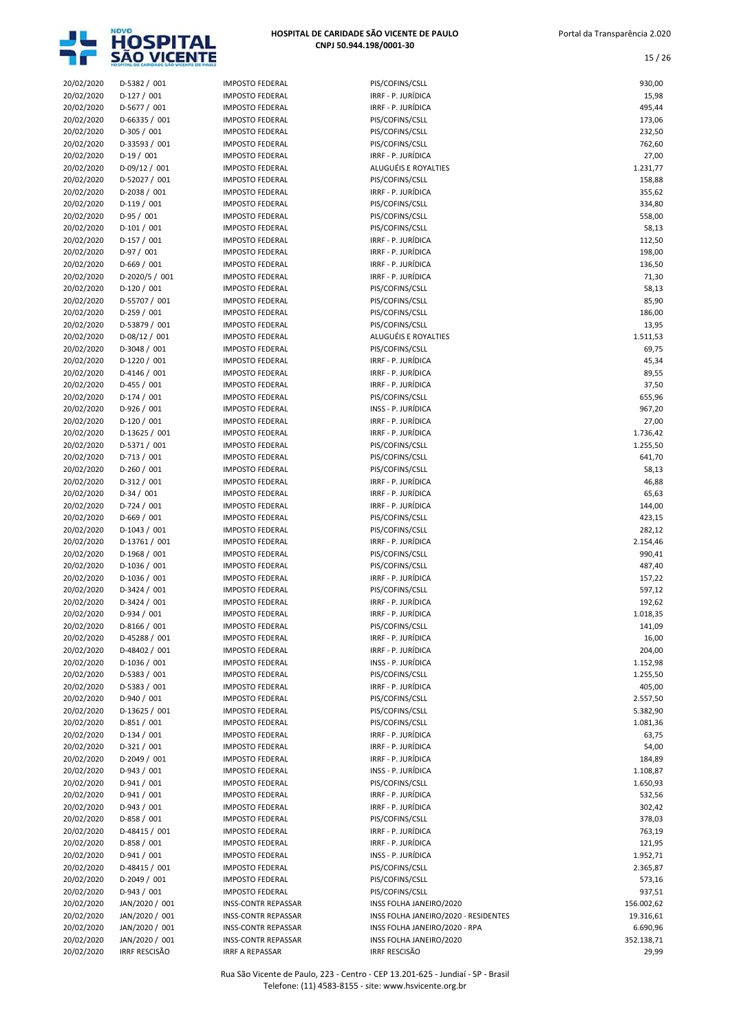| | | | | |
|---|---|---|---|---|
| 20/02/2020 | D-5382 / 001 | IMPOSTO FEDERAL | PIS/COFINS/CSLL | 930,00 |
| 20/02/2020 | D-127 / 001 | IMPOSTO FEDERAL | IRRF - P. JURÍDICA | 15,98 |
| 20/02/2020 | D-5677 / 001 | IMPOSTO FEDERAL | IRRF - P. JURÍDICA | 495,44 |
| 20/02/2020 | D-66335 / 001 | IMPOSTO FEDERAL | PIS/COFINS/CSLL | 173,06 |
| 20/02/2020 | D-305 / 001 | IMPOSTO FEDERAL | PIS/COFINS/CSLL | 232,50 |
| 20/02/2020 | D-33593 / 001 | IMPOSTO FEDERAL | PIS/COFINS/CSLL | 762,60 |
| 20/02/2020 | D-19 / 001 | IMPOSTO FEDERAL | IRRF - P. JURÍDICA | 27,00 |
| 20/02/2020 | D-09/12 / 001 | IMPOSTO FEDERAL | ALUGUÉIS E ROYALTIES | 1.231,77 |
| 20/02/2020 | D-52027 / 001 | IMPOSTO FEDERAL | PIS/COFINS/CSLL | 158,88 |
| 20/02/2020 | D-2038 / 001 | IMPOSTO FEDERAL | IRRF - P. JURÍDICA | 355,62 |
| 20/02/2020 | D-119 / 001 | IMPOSTO FEDERAL | PIS/COFINS/CSLL | 334,80 |
| 20/02/2020 | D-95 / 001 | IMPOSTO FEDERAL | PIS/COFINS/CSLL | 558,00 |
| 20/02/2020 | D-101 / 001 | IMPOSTO FEDERAL | PIS/COFINS/CSLL | 58,13 |
| 20/02/2020 | D-157 / 001 | IMPOSTO FEDERAL | IRRF - P. JURÍDICA | 112,50 |
| 20/02/2020 | D-97 / 001 | IMPOSTO FEDERAL | IRRF - P. JURÍDICA | 198,00 |
| 20/02/2020 | D-669 / 001 | IMPOSTO FEDERAL | IRRF - P. JURÍDICA | 136,50 |
| 20/02/2020 | D-2020/5 / 001 | IMPOSTO FEDERAL | IRRF - P. JURÍDICA | 71,30 |
| 20/02/2020 | D-120 / 001 | IMPOSTO FEDERAL | PIS/COFINS/CSLL | 58,13 |
| 20/02/2020 | D-55707 / 001 | IMPOSTO FEDERAL | PIS/COFINS/CSLL | 85,90 |
| 20/02/2020 | D-259 / 001 | IMPOSTO FEDERAL | PIS/COFINS/CSLL | 186,00 |
| 20/02/2020 | D-53879 / 001 | IMPOSTO FEDERAL | PIS/COFINS/CSLL | 13,95 |
| 20/02/2020 | D-08/12 / 001 | IMPOSTO FEDERAL | ALUGUÉIS E ROYALTIES | 1.511,53 |
| 20/02/2020 | D-3048 / 001 | IMPOSTO FEDERAL | PIS/COFINS/CSLL | 69,75 |
| 20/02/2020 | D-1220 / 001 | IMPOSTO FEDERAL | IRRF - P. JURÍDICA | 45,34 |
| 20/02/2020 | D-4146 / 001 | IMPOSTO FEDERAL | IRRF - P. JURÍDICA | 89,55 |
| 20/02/2020 | D-455 / 001 | IMPOSTO FEDERAL | IRRF - P. JURÍDICA | 37,50 |
| 20/02/2020 | D-174 / 001 | IMPOSTO FEDERAL | PIS/COFINS/CSLL | 655,96 |
| 20/02/2020 | D-926 / 001 | IMPOSTO FEDERAL | INSS - P. JURÍDICA | 967,20 |
| 20/02/2020 | D-120 / 001 | IMPOSTO FEDERAL | IRRF - P. JURÍDICA | 27,00 |
| 20/02/2020 | D-13625 / 001 | IMPOSTO FEDERAL | IRRF - P. JURÍDICA | 1.736,42 |
| 20/02/2020 | D-5371 / 001 | IMPOSTO FEDERAL | PIS/COFINS/CSLL | 1.255,50 |
| 20/02/2020 | D-713 / 001 | IMPOSTO FEDERAL | PIS/COFINS/CSLL | 641,70 |
| 20/02/2020 | D-260 / 001 | IMPOSTO FEDERAL | PIS/COFINS/CSLL | 58,13 |
| 20/02/2020 | D-312 / 001 | IMPOSTO FEDERAL | IRRF - P. JURÍDICA | 46,88 |
| 20/02/2020 | D-34 / 001 | IMPOSTO FEDERAL | IRRF - P. JURÍDICA | 65,63 |
| 20/02/2020 | D-724 / 001 | IMPOSTO FEDERAL | IRRF - P. JURÍDICA | 144,00 |
| 20/02/2020 | D-669 / 001 | IMPOSTO FEDERAL | PIS/COFINS/CSLL | 423,15 |
| 20/02/2020 | D-1043 / 001 | IMPOSTO FEDERAL | PIS/COFINS/CSLL | 282,12 |
| 20/02/2020 | D-13761 / 001 | IMPOSTO FEDERAL | IRRF - P. JURÍDICA | 2.154,46 |
| 20/02/2020 | D-1968 / 001 | IMPOSTO FEDERAL | PIS/COFINS/CSLL | 990,41 |
| 20/02/2020 | D-1036 / 001 | IMPOSTO FEDERAL | PIS/COFINS/CSLL | 487,40 |
| 20/02/2020 | D-1036 / 001 | IMPOSTO FEDERAL | IRRF - P. JURÍDICA | 157,22 |
| 20/02/2020 | D-3424 / 001 | IMPOSTO FEDERAL | PIS/COFINS/CSLL | 597,12 |
| 20/02/2020 | D-3424 / 001 | IMPOSTO FEDERAL | IRRF - P. JURÍDICA | 192,62 |
| 20/02/2020 | D-934 / 001 | IMPOSTO FEDERAL | IRRF - P. JURÍDICA | 1.018,35 |
| 20/02/2020 | D-8166 / 001 | IMPOSTO FEDERAL | PIS/COFINS/CSLL | 141,09 |
| 20/02/2020 | D-45288 / 001 | IMPOSTO FEDERAL | IRRF - P. JURÍDICA | 16,00 |
| 20/02/2020 | D-48402 / 001 | IMPOSTO FEDERAL | IRRF - P. JURÍDICA | 204,00 |
| 20/02/2020 | D-1036 / 001 | IMPOSTO FEDERAL | INSS - P. JURÍDICA | 1.152,98 |
| 20/02/2020 | D-5383 / 001 | IMPOSTO FEDERAL | PIS/COFINS/CSLL | 1.255,50 |
| 20/02/2020 | D-5383 / 001 | IMPOSTO FEDERAL | IRRF - P. JURÍDICA | 405,00 |
| 20/02/2020 | D-940 / 001 | IMPOSTO FEDERAL | PIS/COFINS/CSLL | 2.557,50 |
| 20/02/2020 | D-13625 / 001 | IMPOSTO FEDERAL | PIS/COFINS/CSLL | 5.382,90 |
| 20/02/2020 | D-851 / 001 | IMPOSTO FEDERAL | PIS/COFINS/CSLL | 1.081,36 |
| 20/02/2020 | D-134 / 001 | IMPOSTO FEDERAL | IRRF - P. JURÍDICA | 63,75 |
| 20/02/2020 | D-321 / 001 | IMPOSTO FEDERAL | IRRF - P. JURÍDICA | 54,00 |
| 20/02/2020 | D-2049 / 001 | IMPOSTO FEDERAL | IRRF - P. JURÍDICA | 184,89 |
| 20/02/2020 | D-943 / 001 | IMPOSTO FEDERAL | INSS - P. JURÍDICA | 1.108,87 |
| 20/02/2020 | D-941 / 001 | IMPOSTO FEDERAL | PIS/COFINS/CSLL | 1.650,93 |
| 20/02/2020 | D-941 / 001 | IMPOSTO FEDERAL | IRRF - P. JURÍDICA | 532,56 |
| 20/02/2020 | D-943 / 001 | IMPOSTO FEDERAL | IRRF - P. JURÍDICA | 302,42 |
| 20/02/2020 | D-858 / 001 | IMPOSTO FEDERAL | PIS/COFINS/CSLL | 378,03 |
| 20/02/2020 | D-48415 / 001 | IMPOSTO FEDERAL | IRRF - P. JURÍDICA | 763,19 |
| 20/02/2020 | D-858 / 001 | IMPOSTO FEDERAL | IRRF - P. JURÍDICA | 121,95 |
| 20/02/2020 | D-941 / 001 | IMPOSTO FEDERAL | INSS - P. JURÍDICA | 1.952,71 |
| 20/02/2020 | D-48415 / 001 | IMPOSTO FEDERAL | PIS/COFINS/CSLL | 2.365,87 |
| 20/02/2020 | D-2049 / 001 | IMPOSTO FEDERAL | PIS/COFINS/CSLL | 573,16 |
| 20/02/2020 | D-943 / 001 | IMPOSTO FEDERAL | PIS/COFINS/CSLL | 937,51 |
| 20/02/2020 | JAN/2020 / 001 | INSS-CONTR REPASSAR | INSS FOLHA JANEIRO/2020 | 156.002,62 |
| 20/02/2020 | JAN/2020 / 001 | INSS-CONTR REPASSAR | INSS FOLHA JANEIRO/2020 - RESIDENTES | 19.316,61 |
| 20/02/2020 | JAN/2020 / 001 | INSS-CONTR REPASSAR | INSS FOLHA JANEIRO/2020 - RPA | 6.690,96 |
| 20/02/2020 | JAN/2020 / 001 | INSS-CONTR REPASSAR | INSS FOLHA JANEIRO/2020 | 352.138,71 |
| 20/02/2020 | IRRF RESCISÃO | IRRF A REPASSAR | IRRF RESCISÃO | 29,99 |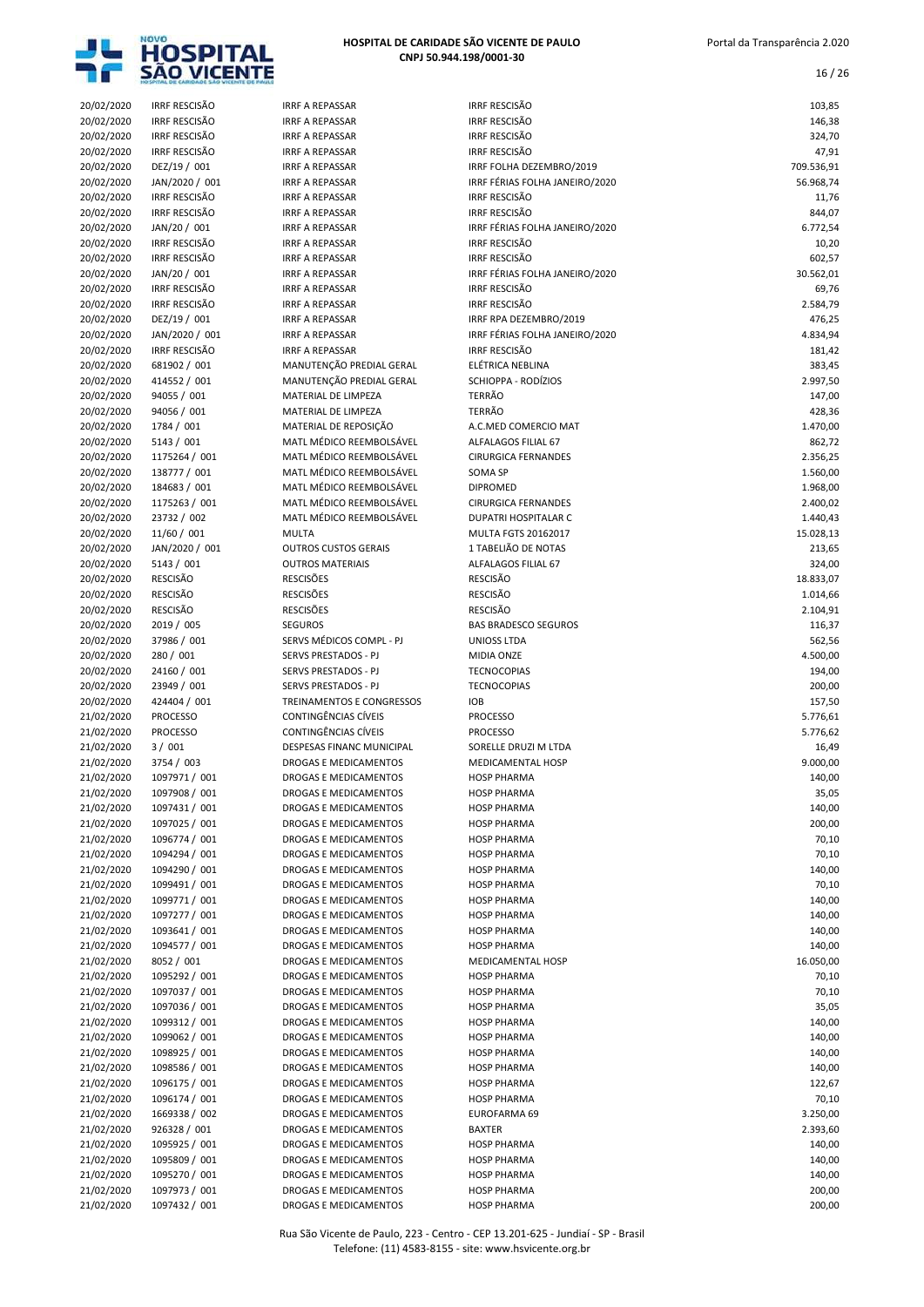| | | | | |
|---|---|---|---|---|
| 20/02/2020 | IRRF RESCISÃO | IRRF A REPASSAR | IRRF RESCISÃO | 103,85 |
| 20/02/2020 | IRRF RESCISÃO | IRRF A REPASSAR | IRRF RESCISÃO | 146,38 |
| 20/02/2020 | IRRF RESCISÃO | IRRF A REPASSAR | IRRF RESCISÃO | 324,70 |
| 20/02/2020 | IRRF RESCISÃO | IRRF A REPASSAR | IRRF RESCISÃO | 47,91 |
| 20/02/2020 | DEZ/19 / 001 | IRRF A REPASSAR | IRRF FOLHA DEZEMBRO/2019 | 709.536,91 |
| 20/02/2020 | JAN/2020 / 001 | IRRF A REPASSAR | IRRF FÉRIAS FOLHA JANEIRO/2020 | 56.968,74 |
| 20/02/2020 | IRRF RESCISÃO | IRRF A REPASSAR | IRRF RESCISÃO | 11,76 |
| 20/02/2020 | IRRF RESCISÃO | IRRF A REPASSAR | IRRF RESCISÃO | 844,07 |
| 20/02/2020 | JAN/20 / 001 | IRRF A REPASSAR | IRRF FÉRIAS FOLHA JANEIRO/2020 | 6.772,54 |
| 20/02/2020 | IRRF RESCISÃO | IRRF A REPASSAR | IRRF RESCISÃO | 10,20 |
| 20/02/2020 | IRRF RESCISÃO | IRRF A REPASSAR | IRRF RESCISÃO | 602,57 |
| 20/02/2020 | JAN/20 / 001 | IRRF A REPASSAR | IRRF FÉRIAS FOLHA JANEIRO/2020 | 30.562,01 |
| 20/02/2020 | IRRF RESCISÃO | IRRF A REPASSAR | IRRF RESCISÃO | 69,76 |
| 20/02/2020 | IRRF RESCISÃO | IRRF A REPASSAR | IRRF RESCISÃO | 2.584,79 |
| 20/02/2020 | DEZ/19 / 001 | IRRF A REPASSAR | IRRF RPA DEZEMBRO/2019 | 476,25 |
| 20/02/2020 | JAN/2020 / 001 | IRRF A REPASSAR | IRRF FÉRIAS FOLHA JANEIRO/2020 | 4.834,94 |
| 20/02/2020 | IRRF RESCISÃO | IRRF A REPASSAR | IRRF RESCISÃO | 181,42 |
| 20/02/2020 | 681902 / 001 | MANUTENÇÃO PREDIAL GERAL | ELÉTRICA NEBLINA | 383,45 |
| 20/02/2020 | 414552 / 001 | MANUTENÇÃO PREDIAL GERAL | SCHIOPPA - RODÍZIOS | 2.997,50 |
| 20/02/2020 | 94055 / 001 | MATERIAL DE LIMPEZA | TERRÃO | 147,00 |
| 20/02/2020 | 94056 / 001 | MATERIAL DE LIMPEZA | TERRÃO | 428,36 |
| 20/02/2020 | 1784 / 001 | MATERIAL DE REPOSIÇÃO | A.C.MED COMERCIO MAT | 1.470,00 |
| 20/02/2020 | 5143 / 001 | MATL MÉDICO REEMBOLSÁVEL | ALFALAGOS FILIAL 67 | 862,72 |
| 20/02/2020 | 1175264 / 001 | MATL MÉDICO REEMBOLSÁVEL | CIRURGICA FERNANDES | 2.356,25 |
| 20/02/2020 | 138777 / 001 | MATL MÉDICO REEMBOLSÁVEL | SOMA SP | 1.560,00 |
| 20/02/2020 | 184683 / 001 | MATL MÉDICO REEMBOLSÁVEL | DIPROMED | 1.968,00 |
| 20/02/2020 | 1175263 / 001 | MATL MÉDICO REEMBOLSÁVEL | CIRURGICA FERNANDES | 2.400,02 |
| 20/02/2020 | 23732 / 002 | MATL MÉDICO REEMBOLSÁVEL | DUPATRI HOSPITALAR C | 1.440,43 |
| 20/02/2020 | 11/60 / 001 | MULTA | MULTA FGTS 20162017 | 15.028,13 |
| 20/02/2020 | JAN/2020 / 001 | OUTROS CUSTOS GERAIS | 1 TABELIÃO DE NOTAS | 213,65 |
| 20/02/2020 | 5143 / 001 | OUTROS MATERIAIS | ALFALAGOS FILIAL 67 | 324,00 |
| 20/02/2020 | RESCISÃO | RESCISÕES | RESCISÃO | 18.833,07 |
| 20/02/2020 | RESCISÃO | RESCISÕES | RESCISÃO | 1.014,66 |
| 20/02/2020 | RESCISÃO | RESCISÕES | RESCISÃO | 2.104,91 |
| 20/02/2020 | 2019 / 005 | SEGUROS | BAS BRADESCO SEGUROS | 116,37 |
| 20/02/2020 | 37986 / 001 | SERVS MÉDICOS COMPL - PJ | UNIOSS LTDA | 562,56 |
| 20/02/2020 | 280 / 001 | SERVS PRESTADOS - PJ | MIDIA ONZE | 4.500,00 |
| 20/02/2020 | 24160 / 001 | SERVS PRESTADOS - PJ | TECNOCOPIAS | 194,00 |
| 20/02/2020 | 23949 / 001 | SERVS PRESTADOS - PJ | TECNOCOPIAS | 200,00 |
| 20/02/2020 | 424404 / 001 | TREINAMENTOS E CONGRESSOS | IOB | 157,50 |
| 21/02/2020 | PROCESSO | CONTINGÊNCIAS CÍVEIS | PROCESSO | 5.776,61 |
| 21/02/2020 | PROCESSO | CONTINGÊNCIAS CÍVEIS | PROCESSO | 5.776,62 |
| 21/02/2020 | 3 / 001 | DESPESAS FINANC MUNICIPAL | SORELLE DRUZI M LTDA | 16,49 |
| 21/02/2020 | 3754 / 003 | DROGAS E MEDICAMENTOS | MEDICAMENTAL HOSP | 9.000,00 |
| 21/02/2020 | 1097971 / 001 | DROGAS E MEDICAMENTOS | HOSP PHARMA | 140,00 |
| 21/02/2020 | 1097908 / 001 | DROGAS E MEDICAMENTOS | HOSP PHARMA | 35,05 |
| 21/02/2020 | 1097431 / 001 | DROGAS E MEDICAMENTOS | HOSP PHARMA | 140,00 |
| 21/02/2020 | 1097025 / 001 | DROGAS E MEDICAMENTOS | HOSP PHARMA | 200,00 |
| 21/02/2020 | 1096774 / 001 | DROGAS E MEDICAMENTOS | HOSP PHARMA | 70,10 |
| 21/02/2020 | 1094294 / 001 | DROGAS E MEDICAMENTOS | HOSP PHARMA | 70,10 |
| 21/02/2020 | 1094290 / 001 | DROGAS E MEDICAMENTOS | HOSP PHARMA | 140,00 |
| 21/02/2020 | 1099491 / 001 | DROGAS E MEDICAMENTOS | HOSP PHARMA | 70,10 |
| 21/02/2020 | 1099771 / 001 | DROGAS E MEDICAMENTOS | HOSP PHARMA | 140,00 |
| 21/02/2020 | 1097277 / 001 | DROGAS E MEDICAMENTOS | HOSP PHARMA | 140,00 |
| 21/02/2020 | 1093641 / 001 | DROGAS E MEDICAMENTOS | HOSP PHARMA | 140,00 |
| 21/02/2020 | 1094577 / 001 | DROGAS E MEDICAMENTOS | HOSP PHARMA | 140,00 |
| 21/02/2020 | 8052 / 001 | DROGAS E MEDICAMENTOS | MEDICAMENTAL HOSP | 16.050,00 |
| 21/02/2020 | 1095292 / 001 | DROGAS E MEDICAMENTOS | HOSP PHARMA | 70,10 |
| 21/02/2020 | 1097037 / 001 | DROGAS E MEDICAMENTOS | HOSP PHARMA | 70,10 |
| 21/02/2020 | 1097036 / 001 | DROGAS E MEDICAMENTOS | HOSP PHARMA | 35,05 |
| 21/02/2020 | 1099312 / 001 | DROGAS E MEDICAMENTOS | HOSP PHARMA | 140,00 |
| 21/02/2020 | 1099062 / 001 | DROGAS E MEDICAMENTOS | HOSP PHARMA | 140,00 |
| 21/02/2020 | 1098925 / 001 | DROGAS E MEDICAMENTOS | HOSP PHARMA | 140,00 |
| 21/02/2020 | 1098586 / 001 | DROGAS E MEDICAMENTOS | HOSP PHARMA | 140,00 |
| 21/02/2020 | 1096175 / 001 | DROGAS E MEDICAMENTOS | HOSP PHARMA | 122,67 |
| 21/02/2020 | 1096174 / 001 | DROGAS E MEDICAMENTOS | HOSP PHARMA | 70,10 |
| 21/02/2020 | 1669338 / 002 | DROGAS E MEDICAMENTOS | EUROFARMA 69 | 3.250,00 |
| 21/02/2020 | 926328 / 001 | DROGAS E MEDICAMENTOS | BAXTER | 2.393,60 |
| 21/02/2020 | 1095925 / 001 | DROGAS E MEDICAMENTOS | HOSP PHARMA | 140,00 |
| 21/02/2020 | 1095809 / 001 | DROGAS E MEDICAMENTOS | HOSP PHARMA | 140,00 |
| 21/02/2020 | 1095270 / 001 | DROGAS E MEDICAMENTOS | HOSP PHARMA | 140,00 |
| 21/02/2020 | 1097973 / 001 | DROGAS E MEDICAMENTOS | HOSP PHARMA | 200,00 |
| 21/02/2020 | 1097432 / 001 | DROGAS E MEDICAMENTOS | HOSP PHARMA | 200,00 |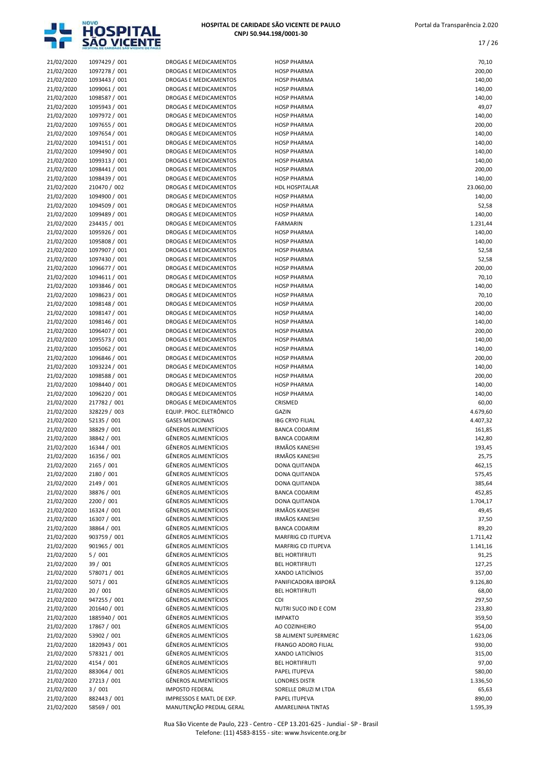| | | | | |
|---|---|---|---|---|
| 21/02/2020 | 1097429 / 001 | DROGAS E MEDICAMENTOS | HOSP PHARMA | 70,10 |
| 21/02/2020 | 1097278 / 001 | DROGAS E MEDICAMENTOS | HOSP PHARMA | 200,00 |
| 21/02/2020 | 1093443 / 001 | DROGAS E MEDICAMENTOS | HOSP PHARMA | 140,00 |
| 21/02/2020 | 1099061 / 001 | DROGAS E MEDICAMENTOS | HOSP PHARMA | 140,00 |
| 21/02/2020 | 1098587 / 001 | DROGAS E MEDICAMENTOS | HOSP PHARMA | 140,00 |
| 21/02/2020 | 1095943 / 001 | DROGAS E MEDICAMENTOS | HOSP PHARMA | 49,07 |
| 21/02/2020 | 1097972 / 001 | DROGAS E MEDICAMENTOS | HOSP PHARMA | 140,00 |
| 21/02/2020 | 1097655 / 001 | DROGAS E MEDICAMENTOS | HOSP PHARMA | 200,00 |
| 21/02/2020 | 1097654 / 001 | DROGAS E MEDICAMENTOS | HOSP PHARMA | 140,00 |
| 21/02/2020 | 1094151 / 001 | DROGAS E MEDICAMENTOS | HOSP PHARMA | 140,00 |
| 21/02/2020 | 1099490 / 001 | DROGAS E MEDICAMENTOS | HOSP PHARMA | 140,00 |
| 21/02/2020 | 1099313 / 001 | DROGAS E MEDICAMENTOS | HOSP PHARMA | 140,00 |
| 21/02/2020 | 1098441 / 001 | DROGAS E MEDICAMENTOS | HOSP PHARMA | 200,00 |
| 21/02/2020 | 1098439 / 001 | DROGAS E MEDICAMENTOS | HOSP PHARMA | 140,00 |
| 21/02/2020 | 210470 / 002 | DROGAS E MEDICAMENTOS | HDL HOSPITALAR | 23.060,00 |
| 21/02/2020 | 1094900 / 001 | DROGAS E MEDICAMENTOS | HOSP PHARMA | 140,00 |
| 21/02/2020 | 1094509 / 001 | DROGAS E MEDICAMENTOS | HOSP PHARMA | 52,58 |
| 21/02/2020 | 1099489 / 001 | DROGAS E MEDICAMENTOS | HOSP PHARMA | 140,00 |
| 21/02/2020 | 234435 / 001 | DROGAS E MEDICAMENTOS | FARMARIN | 1.231,44 |
| 21/02/2020 | 1095926 / 001 | DROGAS E MEDICAMENTOS | HOSP PHARMA | 140,00 |
| 21/02/2020 | 1095808 / 001 | DROGAS E MEDICAMENTOS | HOSP PHARMA | 140,00 |
| 21/02/2020 | 1097907 / 001 | DROGAS E MEDICAMENTOS | HOSP PHARMA | 52,58 |
| 21/02/2020 | 1097430 / 001 | DROGAS E MEDICAMENTOS | HOSP PHARMA | 52,58 |
| 21/02/2020 | 1096677 / 001 | DROGAS E MEDICAMENTOS | HOSP PHARMA | 200,00 |
| 21/02/2020 | 1094611 / 001 | DROGAS E MEDICAMENTOS | HOSP PHARMA | 70,10 |
| 21/02/2020 | 1093846 / 001 | DROGAS E MEDICAMENTOS | HOSP PHARMA | 140,00 |
| 21/02/2020 | 1098623 / 001 | DROGAS E MEDICAMENTOS | HOSP PHARMA | 70,10 |
| 21/02/2020 | 1098148 / 001 | DROGAS E MEDICAMENTOS | HOSP PHARMA | 200,00 |
| 21/02/2020 | 1098147 / 001 | DROGAS E MEDICAMENTOS | HOSP PHARMA | 140,00 |
| 21/02/2020 | 1098146 / 001 | DROGAS E MEDICAMENTOS | HOSP PHARMA | 140,00 |
| 21/02/2020 | 1096407 / 001 | DROGAS E MEDICAMENTOS | HOSP PHARMA | 200,00 |
| 21/02/2020 | 1095573 / 001 | DROGAS E MEDICAMENTOS | HOSP PHARMA | 140,00 |
| 21/02/2020 | 1095062 / 001 | DROGAS E MEDICAMENTOS | HOSP PHARMA | 140,00 |
| 21/02/2020 | 1096846 / 001 | DROGAS E MEDICAMENTOS | HOSP PHARMA | 200,00 |
| 21/02/2020 | 1093224 / 001 | DROGAS E MEDICAMENTOS | HOSP PHARMA | 140,00 |
| 21/02/2020 | 1098588 / 001 | DROGAS E MEDICAMENTOS | HOSP PHARMA | 200,00 |
| 21/02/2020 | 1098440 / 001 | DROGAS E MEDICAMENTOS | HOSP PHARMA | 140,00 |
| 21/02/2020 | 1096220 / 001 | DROGAS E MEDICAMENTOS | HOSP PHARMA | 140,00 |
| 21/02/2020 | 217782 / 001 | DROGAS E MEDICAMENTOS | CRISMED | 60,00 |
| 21/02/2020 | 328229 / 003 | EQUIP. PROC. ELETRÔNICO | GAZIN | 4.679,60 |
| 21/02/2020 | 52135 / 001 | GASES MEDICINAIS | IBG CRYO FILIAL | 4.407,32 |
| 21/02/2020 | 38829 / 001 | GÊNEROS ALIMENTÍCIOS | BANCA CODARIM | 161,85 |
| 21/02/2020 | 38842 / 001 | GÊNEROS ALIMENTÍCIOS | BANCA CODARIM | 142,80 |
| 21/02/2020 | 16344 / 001 | GÊNEROS ALIMENTÍCIOS | IRMÃOS KANESHI | 193,45 |
| 21/02/2020 | 16356 / 001 | GÊNEROS ALIMENTÍCIOS | IRMÃOS KANESHI | 25,75 |
| 21/02/2020 | 2165 / 001 | GÊNEROS ALIMENTÍCIOS | DONA QUITANDA | 462,15 |
| 21/02/2020 | 2180 / 001 | GÊNEROS ALIMENTÍCIOS | DONA QUITANDA | 575,45 |
| 21/02/2020 | 2149 / 001 | GÊNEROS ALIMENTÍCIOS | DONA QUITANDA | 385,64 |
| 21/02/2020 | 38876 / 001 | GÊNEROS ALIMENTÍCIOS | BANCA CODARIM | 452,85 |
| 21/02/2020 | 2200 / 001 | GÊNEROS ALIMENTÍCIOS | DONA QUITANDA | 1.704,17 |
| 21/02/2020 | 16324 / 001 | GÊNEROS ALIMENTÍCIOS | IRMÃOS KANESHI | 49,45 |
| 21/02/2020 | 16307 / 001 | GÊNEROS ALIMENTÍCIOS | IRMÃOS KANESHI | 37,50 |
| 21/02/2020 | 38864 / 001 | GÊNEROS ALIMENTÍCIOS | BANCA CODARIM | 89,20 |
| 21/02/2020 | 903759 / 001 | GÊNEROS ALIMENTÍCIOS | MARFRIG CD ITUPEVA | 1.711,42 |
| 21/02/2020 | 901965 / 001 | GÊNEROS ALIMENTÍCIOS | MARFRIG CD ITUPEVA | 1.141,16 |
| 21/02/2020 | 5 / 001 | GÊNEROS ALIMENTÍCIOS | BEL HORTIFRUTI | 91,25 |
| 21/02/2020 | 39 / 001 | GÊNEROS ALIMENTÍCIOS | BEL HORTIFRUTI | 127,25 |
| 21/02/2020 | 578071 / 001 | GÊNEROS ALIMENTÍCIOS | XANDO LATICÍNIOS | 357,00 |
| 21/02/2020 | 5071 / 001 | GÊNEROS ALIMENTÍCIOS | PANIFICADORA IBIPORÃ | 9.126,80 |
| 21/02/2020 | 20 / 001 | GÊNEROS ALIMENTÍCIOS | BEL HORTIFRUTI | 68,00 |
| 21/02/2020 | 947255 / 001 | GÊNEROS ALIMENTÍCIOS | CDI | 297,50 |
| 21/02/2020 | 201640 / 001 | GÊNEROS ALIMENTÍCIOS | NUTRI SUCO IND E COM | 233,80 |
| 21/02/2020 | 1885940 / 001 | GÊNEROS ALIMENTÍCIOS | IMPAKTO | 359,50 |
| 21/02/2020 | 17867 / 001 | GÊNEROS ALIMENTÍCIOS | AO COZINHEIRO | 954,00 |
| 21/02/2020 | 53902 / 001 | GÊNEROS ALIMENTÍCIOS | SB ALIMENT SUPERMERC | 1.623,06 |
| 21/02/2020 | 1820943 / 001 | GÊNEROS ALIMENTÍCIOS | FRANGO ADORO FILIAL | 930,00 |
| 21/02/2020 | 578321 / 001 | GÊNEROS ALIMENTÍCIOS | XANDO LATICÍNIOS | 315,00 |
| 21/02/2020 | 4154 / 001 | GÊNEROS ALIMENTÍCIOS | BEL HORTIFRUTI | 97,00 |
| 21/02/2020 | 883064 / 001 | GÊNEROS ALIMENTÍCIOS | PAPEL ITUPEVA | 580,00 |
| 21/02/2020 | 27213 / 001 | GÊNEROS ALIMENTÍCIOS | LONDRES DISTR | 1.336,50 |
| 21/02/2020 | 3 / 001 | IMPOSTO FEDERAL | SORELLE DRUZI M LTDA | 65,63 |
| 21/02/2020 | 882443 / 001 | IMPRESSOS E MATL DE EXP. | PAPEL ITUPEVA | 890,00 |
| 21/02/2020 | 58569 / 001 | MANUTENÇÃO PREDIAL GERAL | AMARELINHA TINTAS | 1.595,39 |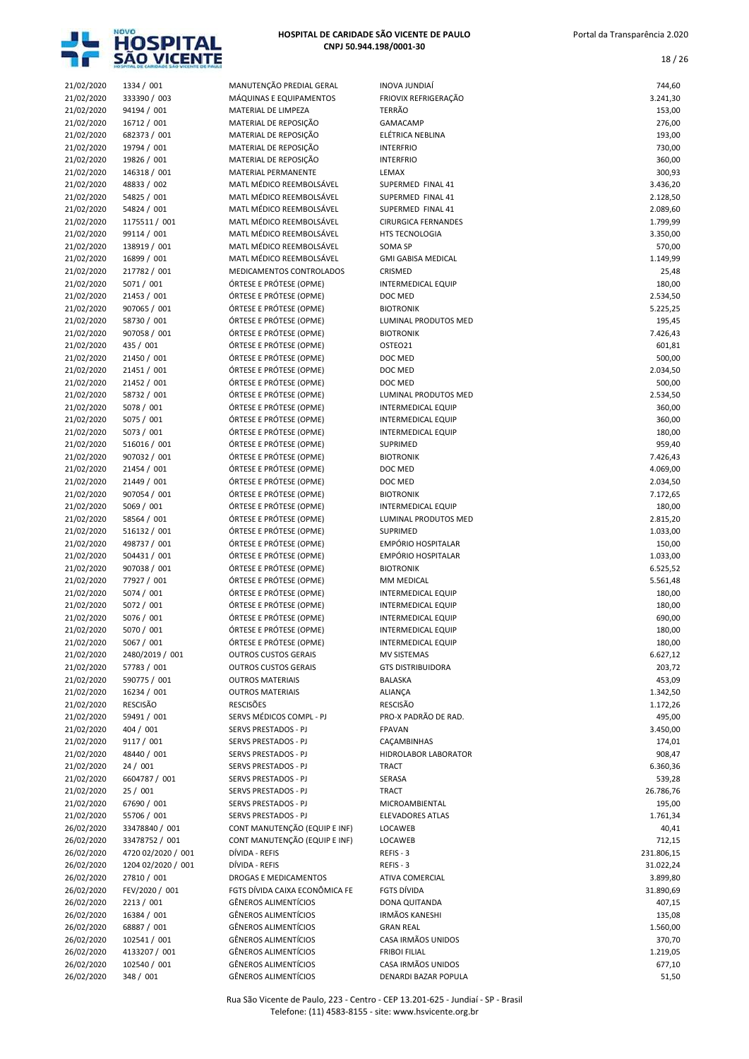| | | | | |
|---|---|---|---|---|
| 21/02/2020 | 1334 / 001 | MANUTENÇÃO PREDIAL GERAL | INOVA JUNDIAÍ | 744,60 |
| 21/02/2020 | 333390 / 003 | MÁQUINAS E EQUIPAMENTOS | FRIOVIX REFRIGERAÇÃO | 3.241,30 |
| 21/02/2020 | 94194 / 001 | MATERIAL DE LIMPEZA | TERRÃO | 153,00 |
| 21/02/2020 | 16712 / 001 | MATERIAL DE REPOSIÇÃO | GAMACAMP | 276,00 |
| 21/02/2020 | 682373 / 001 | MATERIAL DE REPOSIÇÃO | ELÉTRICA NEBLINA | 193,00 |
| 21/02/2020 | 19794 / 001 | MATERIAL DE REPOSIÇÃO | INTERFRIO | 730,00 |
| 21/02/2020 | 19826 / 001 | MATERIAL DE REPOSIÇÃO | INTERFRIO | 360,00 |
| 21/02/2020 | 146318 / 001 | MATERIAL PERMANENTE | LEMAX | 300,93 |
| 21/02/2020 | 48833 / 002 | MATL MÉDICO REEMBOLSÁVEL | SUPERMED FINAL 41 | 3.436,20 |
| 21/02/2020 | 54825 / 001 | MATL MÉDICO REEMBOLSÁVEL | SUPERMED FINAL 41 | 2.128,50 |
| 21/02/2020 | 54824 / 001 | MATL MÉDICO REEMBOLSÁVEL | SUPERMED FINAL 41 | 2.089,60 |
| 21/02/2020 | 1175511 / 001 | MATL MÉDICO REEMBOLSÁVEL | CIRURGICA FERNANDES | 1.799,99 |
| 21/02/2020 | 99114 / 001 | MATL MÉDICO REEMBOLSÁVEL | HTS TECNOLOGIA | 3.350,00 |
| 21/02/2020 | 138919 / 001 | MATL MÉDICO REEMBOLSÁVEL | SOMA SP | 570,00 |
| 21/02/2020 | 16899 / 001 | MATL MÉDICO REEMBOLSÁVEL | GMI GABISA MEDICAL | 1.149,99 |
| 21/02/2020 | 217782 / 001 | MEDICAMENTOS CONTROLADOS | CRISMED | 25,48 |
| 21/02/2020 | 5071 / 001 | ÓRTESE E PRÓTESE (OPME) | INTERMEDICAL EQUIP | 180,00 |
| 21/02/2020 | 21453 / 001 | ÓRTESE E PRÓTESE (OPME) | DOC MED | 2.534,50 |
| 21/02/2020 | 907065 / 001 | ÓRTESE E PRÓTESE (OPME) | BIOTRONIK | 5.225,25 |
| 21/02/2020 | 58730 / 001 | ÓRTESE E PRÓTESE (OPME) | LUMINAL PRODUTOS MED | 195,45 |
| 21/02/2020 | 907058 / 001 | ÓRTESE E PRÓTESE (OPME) | BIOTRONIK | 7.426,43 |
| 21/02/2020 | 435 / 001 | ÓRTESE E PRÓTESE (OPME) | OSTEO21 | 601,81 |
| 21/02/2020 | 21450 / 001 | ÓRTESE E PRÓTESE (OPME) | DOC MED | 500,00 |
| 21/02/2020 | 21451 / 001 | ÓRTESE E PRÓTESE (OPME) | DOC MED | 2.034,50 |
| 21/02/2020 | 21452 / 001 | ÓRTESE E PRÓTESE (OPME) | DOC MED | 500,00 |
| 21/02/2020 | 58732 / 001 | ÓRTESE E PRÓTESE (OPME) | LUMINAL PRODUTOS MED | 2.534,50 |
| 21/02/2020 | 5078 / 001 | ÓRTESE E PRÓTESE (OPME) | INTERMEDICAL EQUIP | 360,00 |
| 21/02/2020 | 5075 / 001 | ÓRTESE E PRÓTESE (OPME) | INTERMEDICAL EQUIP | 360,00 |
| 21/02/2020 | 5073 / 001 | ÓRTESE E PRÓTESE (OPME) | INTERMEDICAL EQUIP | 180,00 |
| 21/02/2020 | 516016 / 001 | ÓRTESE E PRÓTESE (OPME) | SUPRIMED | 959,40 |
| 21/02/2020 | 907032 / 001 | ÓRTESE E PRÓTESE (OPME) | BIOTRONIK | 7.426,43 |
| 21/02/2020 | 21454 / 001 | ÓRTESE E PRÓTESE (OPME) | DOC MED | 4.069,00 |
| 21/02/2020 | 21449 / 001 | ÓRTESE E PRÓTESE (OPME) | DOC MED | 2.034,50 |
| 21/02/2020 | 907054 / 001 | ÓRTESE E PRÓTESE (OPME) | BIOTRONIK | 7.172,65 |
| 21/02/2020 | 5069 / 001 | ÓRTESE E PRÓTESE (OPME) | INTERMEDICAL EQUIP | 180,00 |
| 21/02/2020 | 58564 / 001 | ÓRTESE E PRÓTESE (OPME) | LUMINAL PRODUTOS MED | 2.815,20 |
| 21/02/2020 | 516132 / 001 | ÓRTESE E PRÓTESE (OPME) | SUPRIMED | 1.033,00 |
| 21/02/2020 | 498737 / 001 | ÓRTESE E PRÓTESE (OPME) | EMPÓRIO HOSPITALAR | 150,00 |
| 21/02/2020 | 504431 / 001 | ÓRTESE E PRÓTESE (OPME) | EMPÓRIO HOSPITALAR | 1.033,00 |
| 21/02/2020 | 907038 / 001 | ÓRTESE E PRÓTESE (OPME) | BIOTRONIK | 6.525,52 |
| 21/02/2020 | 77927 / 001 | ÓRTESE E PRÓTESE (OPME) | MM MEDICAL | 5.561,48 |
| 21/02/2020 | 5074 / 001 | ÓRTESE E PRÓTESE (OPME) | INTERMEDICAL EQUIP | 180,00 |
| 21/02/2020 | 5072 / 001 | ÓRTESE E PRÓTESE (OPME) | INTERMEDICAL EQUIP | 180,00 |
| 21/02/2020 | 5076 / 001 | ÓRTESE E PRÓTESE (OPME) | INTERMEDICAL EQUIP | 690,00 |
| 21/02/2020 | 5070 / 001 | ÓRTESE E PRÓTESE (OPME) | INTERMEDICAL EQUIP | 180,00 |
| 21/02/2020 | 5067 / 001 | ÓRTESE E PRÓTESE (OPME) | INTERMEDICAL EQUIP | 180,00 |
| 21/02/2020 | 2480/2019 / 001 | OUTROS CUSTOS GERAIS | MV SISTEMAS | 6.627,12 |
| 21/02/2020 | 57783 / 001 | OUTROS CUSTOS GERAIS | GTS DISTRIBUIDORA | 203,72 |
| 21/02/2020 | 590775 / 001 | OUTROS MATERIAIS | BALASKA | 453,09 |
| 21/02/2020 | 16234 / 001 | OUTROS MATERIAIS | ALIANÇA | 1.342,50 |
| 21/02/2020 | RESCISÃO | RESCISÕES | RESCISÃO | 1.172,26 |
| 21/02/2020 | 59491 / 001 | SERVS MÉDICOS COMPL - PJ | PRO-X PADRÃO DE RAD. | 495,00 |
| 21/02/2020 | 404 / 001 | SERVS PRESTADOS - PJ | FPAVAN | 3.450,00 |
| 21/02/2020 | 9117 / 001 | SERVS PRESTADOS - PJ | CAÇAMBINHAS | 174,01 |
| 21/02/2020 | 48440 / 001 | SERVS PRESTADOS - PJ | HIDROLABOR LABORATOR | 908,47 |
| 21/02/2020 | 24 / 001 | SERVS PRESTADOS - PJ | TRACT | 6.360,36 |
| 21/02/2020 | 6604787 / 001 | SERVS PRESTADOS - PJ | SERASA | 539,28 |
| 21/02/2020 | 25 / 001 | SERVS PRESTADOS - PJ | TRACT | 26.786,76 |
| 21/02/2020 | 67690 / 001 | SERVS PRESTADOS - PJ | MICROAMBIENTAL | 195,00 |
| 21/02/2020 | 55706 / 001 | SERVS PRESTADOS - PJ | ELEVADORES ATLAS | 1.761,34 |
| 26/02/2020 | 33478840 / 001 | CONT MANUTENÇÃO (EQUIP E INF) | LOCAWEB | 40,41 |
| 26/02/2020 | 33478752 / 001 | CONT MANUTENÇÃO (EQUIP E INF) | LOCAWEB | 712,15 |
| 26/02/2020 | 4720 02/2020 / 001 | DÍVIDA - REFIS | REFIS - 3 | 231.806,15 |
| 26/02/2020 | 1204 02/2020 / 001 | DÍVIDA - REFIS | REFIS - 3 | 31.022,24 |
| 26/02/2020 | 27810 / 001 | DROGAS E MEDICAMENTOS | ATIVA COMERCIAL | 3.899,80 |
| 26/02/2020 | FEV/2020 / 001 | FGTS DÍVIDA CAIXA ECONÔMICA FE | FGTS DÍVIDA | 31.890,69 |
| 26/02/2020 | 2213 / 001 | GÊNEROS ALIMENTÍCIOS | DONA QUITANDA | 407,15 |
| 26/02/2020 | 16384 / 001 | GÊNEROS ALIMENTÍCIOS | IRMÃOS KANESHI | 135,08 |
| 26/02/2020 | 68887 / 001 | GÊNEROS ALIMENTÍCIOS | GRAN REAL | 1.560,00 |
| 26/02/2020 | 102541 / 001 | GÊNEROS ALIMENTÍCIOS | CASA IRMÃOS UNIDOS | 370,70 |
| 26/02/2020 | 4133207 / 001 | GÊNEROS ALIMENTÍCIOS | FRIBOI FILIAL | 1.219,05 |
| 26/02/2020 | 102540 / 001 | GÊNEROS ALIMENTÍCIOS | CASA IRMÃOS UNIDOS | 677,10 |
| 26/02/2020 | 348 / 001 | GÊNEROS ALIMENTÍCIOS | DENARDI BAZAR POPULA | 51,50 |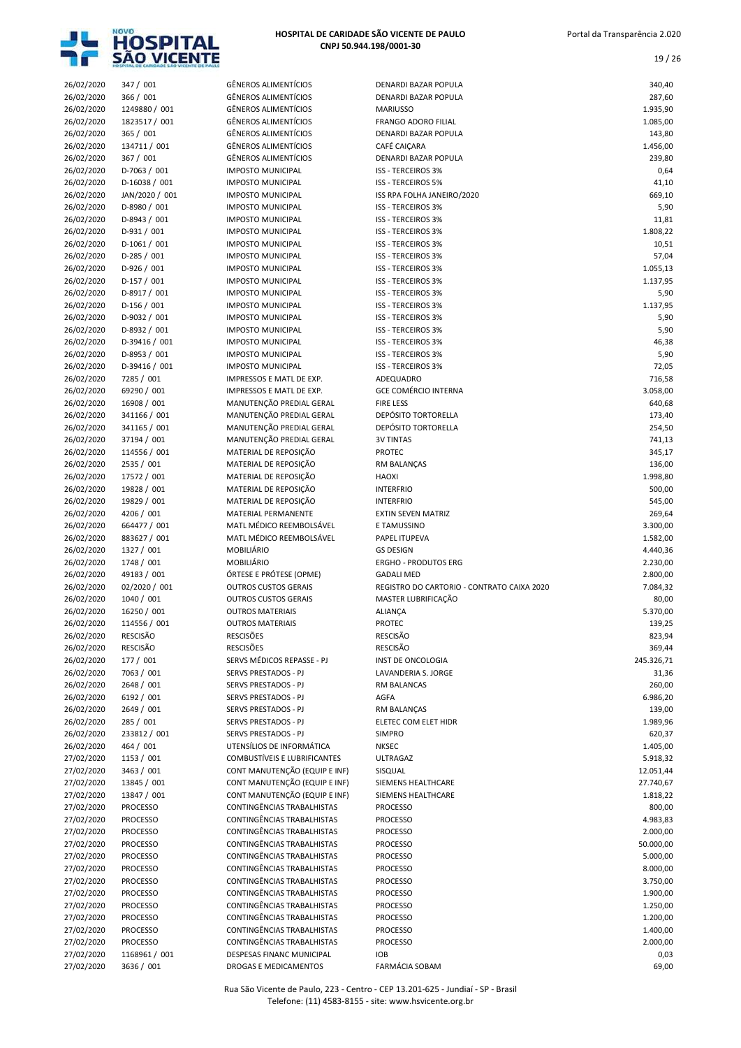| | | | | |
|---|---|---|---|---|
| 26/02/2020 | 347 / 001 | GÊNEROS ALIMENTÍCIOS | DENARDI BAZAR POPULA | 340,40 |
| 26/02/2020 | 366 / 001 | GÊNEROS ALIMENTÍCIOS | DENARDI BAZAR POPULA | 287,60 |
| 26/02/2020 | 1249880 / 001 | GÊNEROS ALIMENTÍCIOS | MARIUSSO | 1.935,90 |
| 26/02/2020 | 1823517 / 001 | GÊNEROS ALIMENTÍCIOS | FRANGO ADORO FILIAL | 1.085,00 |
| 26/02/2020 | 365 / 001 | GÊNEROS ALIMENTÍCIOS | DENARDI BAZAR POPULA | 143,80 |
| 26/02/2020 | 134711 / 001 | GÊNEROS ALIMENTÍCIOS | CAFÉ CAIÇARA | 1.456,00 |
| 26/02/2020 | 367 / 001 | GÊNEROS ALIMENTÍCIOS | DENARDI BAZAR POPULA | 239,80 |
| 26/02/2020 | D-7063 / 001 | IMPOSTO MUNICIPAL | ISS - TERCEIROS 3% | 0,64 |
| 26/02/2020 | D-16038 / 001 | IMPOSTO MUNICIPAL | ISS - TERCEIROS 5% | 41,10 |
| 26/02/2020 | JAN/2020 / 001 | IMPOSTO MUNICIPAL | ISS RPA FOLHA JANEIRO/2020 | 669,10 |
| 26/02/2020 | D-8980 / 001 | IMPOSTO MUNICIPAL | ISS - TERCEIROS 3% | 5,90 |
| 26/02/2020 | D-8943 / 001 | IMPOSTO MUNICIPAL | ISS - TERCEIROS 3% | 11,81 |
| 26/02/2020 | D-931 / 001 | IMPOSTO MUNICIPAL | ISS - TERCEIROS 3% | 1.808,22 |
| 26/02/2020 | D-1061 / 001 | IMPOSTO MUNICIPAL | ISS - TERCEIROS 3% | 10,51 |
| 26/02/2020 | D-285 / 001 | IMPOSTO MUNICIPAL | ISS - TERCEIROS 3% | 57,04 |
| 26/02/2020 | D-926 / 001 | IMPOSTO MUNICIPAL | ISS - TERCEIROS 3% | 1.055,13 |
| 26/02/2020 | D-157 / 001 | IMPOSTO MUNICIPAL | ISS - TERCEIROS 3% | 1.137,95 |
| 26/02/2020 | D-8917 / 001 | IMPOSTO MUNICIPAL | ISS - TERCEIROS 3% | 5,90 |
| 26/02/2020 | D-156 / 001 | IMPOSTO MUNICIPAL | ISS - TERCEIROS 3% | 1.137,95 |
| 26/02/2020 | D-9032 / 001 | IMPOSTO MUNICIPAL | ISS - TERCEIROS 3% | 5,90 |
| 26/02/2020 | D-8932 / 001 | IMPOSTO MUNICIPAL | ISS - TERCEIROS 3% | 5,90 |
| 26/02/2020 | D-39416 / 001 | IMPOSTO MUNICIPAL | ISS - TERCEIROS 3% | 46,38 |
| 26/02/2020 | D-8953 / 001 | IMPOSTO MUNICIPAL | ISS - TERCEIROS 3% | 5,90 |
| 26/02/2020 | D-39416 / 001 | IMPOSTO MUNICIPAL | ISS - TERCEIROS 3% | 72,05 |
| 26/02/2020 | 7285 / 001 | IMPRESSOS E MATL DE EXP. | ADEQUADRO | 716,58 |
| 26/02/2020 | 69290 / 001 | IMPRESSOS E MATL DE EXP. | GCE COMÉRCIO INTERNA | 3.058,00 |
| 26/02/2020 | 16908 / 001 | MANUTENÇÃO PREDIAL GERAL | FIRE LESS | 640,68 |
| 26/02/2020 | 341166 / 001 | MANUTENÇÃO PREDIAL GERAL | DEPÓSITO TORTORELLA | 173,40 |
| 26/02/2020 | 341165 / 001 | MANUTENÇÃO PREDIAL GERAL | DEPÓSITO TORTORELLA | 254,50 |
| 26/02/2020 | 37194 / 001 | MANUTENÇÃO PREDIAL GERAL | 3V TINTAS | 741,13 |
| 26/02/2020 | 114556 / 001 | MATERIAL DE REPOSIÇÃO | PROTEC | 345,17 |
| 26/02/2020 | 2535 / 001 | MATERIAL DE REPOSIÇÃO | RM BALANÇAS | 136,00 |
| 26/02/2020 | 17572 / 001 | MATERIAL DE REPOSIÇÃO | HAOXI | 1.998,80 |
| 26/02/2020 | 19828 / 001 | MATERIAL DE REPOSIÇÃO | INTERFRIO | 500,00 |
| 26/02/2020 | 19829 / 001 | MATERIAL DE REPOSIÇÃO | INTERFRIO | 545,00 |
| 26/02/2020 | 4206 / 001 | MATERIAL PERMANENTE | EXTIN SEVEN MATRIZ | 269,64 |
| 26/02/2020 | 664477 / 001 | MATL MÉDICO REEMBOLSÁVEL | E TAMUSSINO | 3.300,00 |
| 26/02/2020 | 883627 / 001 | MATL MÉDICO REEMBOLSÁVEL | PAPEL ITUPEVA | 1.582,00 |
| 26/02/2020 | 1327 / 001 | MOBILIÁRIO | GS DESIGN | 4.440,36 |
| 26/02/2020 | 1748 / 001 | MOBILIÁRIO | ERGHO - PRODUTOS ERG | 2.230,00 |
| 26/02/2020 | 49183 / 001 | ÓRTESE E PRÓTESE (OPME) | GADALI MED | 2.800,00 |
| 26/02/2020 | 02/2020 / 001 | OUTROS CUSTOS GERAIS | REGISTRO DO CARTORIO - CONTRATO CAIXA 2020 | 7.084,32 |
| 26/02/2020 | 1040 / 001 | OUTROS CUSTOS GERAIS | MASTER LUBRIFICAÇÃO | 80,00 |
| 26/02/2020 | 16250 / 001 | OUTROS MATERIAIS | ALIANÇA | 5.370,00 |
| 26/02/2020 | 114556 / 001 | OUTROS MATERIAIS | PROTEC | 139,25 |
| 26/02/2020 | RESCISÃO | RESCISÕES | RESCISÃO | 823,94 |
| 26/02/2020 | RESCISÃO | RESCISÕES | RESCISÃO | 369,44 |
| 26/02/2020 | 177 / 001 | SERVS MÉDICOS REPASSE - PJ | INST DE ONCOLOGIA | 245.326,71 |
| 26/02/2020 | 7063 / 001 | SERVS PRESTADOS - PJ | LAVANDERIA S. JORGE | 31,36 |
| 26/02/2020 | 2648 / 001 | SERVS PRESTADOS - PJ | RM BALANCAS | 260,00 |
| 26/02/2020 | 6192 / 001 | SERVS PRESTADOS - PJ | AGFA | 6.986,20 |
| 26/02/2020 | 2649 / 001 | SERVS PRESTADOS - PJ | RM BALANÇAS | 139,00 |
| 26/02/2020 | 285 / 001 | SERVS PRESTADOS - PJ | ELETEC COM ELET HIDR | 1.989,96 |
| 26/02/2020 | 233812 / 001 | SERVS PRESTADOS - PJ | SIMPRO | 620,37 |
| 26/02/2020 | 464 / 001 | UTENSÍLIOS DE INFORMÁTICA | NKSEC | 1.405,00 |
| 27/02/2020 | 1153 / 001 | COMBUSTÍVEIS E LUBRIFICANTES | ULTRAGAZ | 5.918,32 |
| 27/02/2020 | 3463 / 001 | CONT MANUTENÇÃO (EQUIP E INF) | SISQUAL | 12.051,44 |
| 27/02/2020 | 13845 / 001 | CONT MANUTENÇÃO (EQUIP E INF) | SIEMENS HEALTHCARE | 27.740,67 |
| 27/02/2020 | 13847 / 001 | CONT MANUTENÇÃO (EQUIP E INF) | SIEMENS HEALTHCARE | 1.818,22 |
| 27/02/2020 | PROCESSO | CONTINGÊNCIAS TRABALHISTAS | PROCESSO | 800,00 |
| 27/02/2020 | PROCESSO | CONTINGÊNCIAS TRABALHISTAS | PROCESSO | 4.983,83 |
| 27/02/2020 | PROCESSO | CONTINGÊNCIAS TRABALHISTAS | PROCESSO | 2.000,00 |
| 27/02/2020 | PROCESSO | CONTINGÊNCIAS TRABALHISTAS | PROCESSO | 50.000,00 |
| 27/02/2020 | PROCESSO | CONTINGÊNCIAS TRABALHISTAS | PROCESSO | 5.000,00 |
| 27/02/2020 | PROCESSO | CONTINGÊNCIAS TRABALHISTAS | PROCESSO | 8.000,00 |
| 27/02/2020 | PROCESSO | CONTINGÊNCIAS TRABALHISTAS | PROCESSO | 3.750,00 |
| 27/02/2020 | PROCESSO | CONTINGÊNCIAS TRABALHISTAS | PROCESSO | 1.900,00 |
| 27/02/2020 | PROCESSO | CONTINGÊNCIAS TRABALHISTAS | PROCESSO | 1.250,00 |
| 27/02/2020 | PROCESSO | CONTINGÊNCIAS TRABALHISTAS | PROCESSO | 1.200,00 |
| 27/02/2020 | PROCESSO | CONTINGÊNCIAS TRABALHISTAS | PROCESSO | 1.400,00 |
| 27/02/2020 | PROCESSO | CONTINGÊNCIAS TRABALHISTAS | PROCESSO | 2.000,00 |
| 27/02/2020 | 1168961 / 001 | DESPESAS FINANC MUNICIPAL | IOB | 0,03 |
| 27/02/2020 | 3636 / 001 | DROGAS E MEDICAMENTOS | FARMÁCIA SOBAM | 69,00 |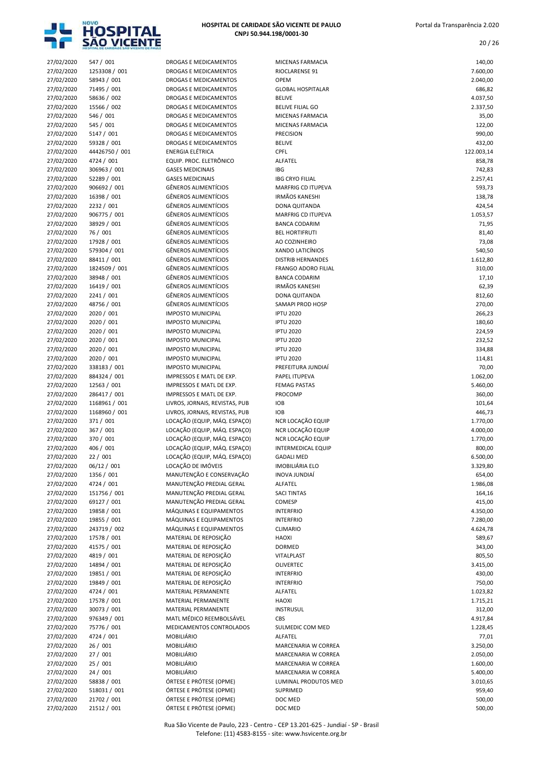| | | | | |
|---|---|---|---|---|
| 27/02/2020 | 547 / 001 | DROGAS E MEDICAMENTOS | MICENAS FARMACIA | 140,00 |
| 27/02/2020 | 1253308 / 001 | DROGAS E MEDICAMENTOS | RIOCLARENSE 91 | 7.600,00 |
| 27/02/2020 | 58943 / 001 | DROGAS E MEDICAMENTOS | OPEM | 2.040,00 |
| 27/02/2020 | 71495 / 001 | DROGAS E MEDICAMENTOS | GLOBAL HOSPITALAR | 686,82 |
| 27/02/2020 | 58636 / 002 | DROGAS E MEDICAMENTOS | BELIVE | 4.037,50 |
| 27/02/2020 | 15566 / 002 | DROGAS E MEDICAMENTOS | BELIVE FILIAL GO | 2.337,50 |
| 27/02/2020 | 546 / 001 | DROGAS E MEDICAMENTOS | MICENAS FARMACIA | 35,00 |
| 27/02/2020 | 545 / 001 | DROGAS E MEDICAMENTOS | MICENAS FARMACIA | 122,00 |
| 27/02/2020 | 5147 / 001 | DROGAS E MEDICAMENTOS | PRECISION | 990,00 |
| 27/02/2020 | 59328 / 001 | DROGAS E MEDICAMENTOS | BELIVE | 432,00 |
| 27/02/2020 | 44426750 / 001 | ENERGIA ELÉTRICA | CPFL | 122.003,14 |
| 27/02/2020 | 4724 / 001 | EQUIP. PROC. ELETRÔNICO | ALFATEL | 858,78 |
| 27/02/2020 | 306963 / 001 | GASES MEDICINAIS | IBG | 742,83 |
| 27/02/2020 | 52289 / 001 | GASES MEDICINAIS | IBG CRYO FILIAL | 2.257,41 |
| 27/02/2020 | 906692 / 001 | GÊNEROS ALIMENTÍCIOS | MARFRIG CD ITUPEVA | 593,73 |
| 27/02/2020 | 16398 / 001 | GÊNEROS ALIMENTÍCIOS | IRMÃOS KANESHI | 138,78 |
| 27/02/2020 | 2232 / 001 | GÊNEROS ALIMENTÍCIOS | DONA QUITANDA | 424,54 |
| 27/02/2020 | 906775 / 001 | GÊNEROS ALIMENTÍCIOS | MARFRIG CD ITUPEVA | 1.053,57 |
| 27/02/2020 | 38929 / 001 | GÊNEROS ALIMENTÍCIOS | BANCA CODARIM | 71,95 |
| 27/02/2020 | 76 / 001 | GÊNEROS ALIMENTÍCIOS | BEL HORTIFRUTI | 81,40 |
| 27/02/2020 | 17928 / 001 | GÊNEROS ALIMENTÍCIOS | AO COZINHEIRO | 73,08 |
| 27/02/2020 | 579304 / 001 | GÊNEROS ALIMENTÍCIOS | XANDO LATICÍNIOS | 540,50 |
| 27/02/2020 | 88411 / 001 | GÊNEROS ALIMENTÍCIOS | DISTRIB HERNANDES | 1.612,80 |
| 27/02/2020 | 1824509 / 001 | GÊNEROS ALIMENTÍCIOS | FRANGO ADORO FILIAL | 310,00 |
| 27/02/2020 | 38948 / 001 | GÊNEROS ALIMENTÍCIOS | BANCA CODARIM | 17,10 |
| 27/02/2020 | 16419 / 001 | GÊNEROS ALIMENTÍCIOS | IRMÃOS KANESHI | 62,39 |
| 27/02/2020 | 2241 / 001 | GÊNEROS ALIMENTÍCIOS | DONA QUITANDA | 812,60 |
| 27/02/2020 | 48756 / 001 | GÊNEROS ALIMENTÍCIOS | SAMAPI PROD HOSP | 270,00 |
| 27/02/2020 | 2020 / 001 | IMPOSTO MUNICIPAL | IPTU 2020 | 266,23 |
| 27/02/2020 | 2020 / 001 | IMPOSTO MUNICIPAL | IPTU 2020 | 180,60 |
| 27/02/2020 | 2020 / 001 | IMPOSTO MUNICIPAL | IPTU 2020 | 224,59 |
| 27/02/2020 | 2020 / 001 | IMPOSTO MUNICIPAL | IPTU 2020 | 232,52 |
| 27/02/2020 | 2020 / 001 | IMPOSTO MUNICIPAL | IPTU 2020 | 334,88 |
| 27/02/2020 | 2020 / 001 | IMPOSTO MUNICIPAL | IPTU 2020 | 114,81 |
| 27/02/2020 | 338183 / 001 | IMPOSTO MUNICIPAL | PREFEITURA JUNDIAÍ | 70,00 |
| 27/02/2020 | 884324 / 001 | IMPRESSOS E MATL DE EXP. | PAPEL ITUPEVA | 1.062,00 |
| 27/02/2020 | 12563 / 001 | IMPRESSOS E MATL DE EXP. | FEMAG PASTAS | 5.460,00 |
| 27/02/2020 | 286417 / 001 | IMPRESSOS E MATL DE EXP. | PROCOMP | 360,00 |
| 27/02/2020 | 1168961 / 001 | LIVROS, JORNAIS, REVISTAS, PUB | IOB | 101,64 |
| 27/02/2020 | 1168960 / 001 | LIVROS, JORNAIS, REVISTAS, PUB | IOB | 446,73 |
| 27/02/2020 | 371 / 001 | LOCAÇÃO (EQUIP, MÁQ. ESPAÇO) | NCR LOCAÇÃO EQUIP | 1.770,00 |
| 27/02/2020 | 367 / 001 | LOCAÇÃO (EQUIP, MÁQ. ESPAÇO) | NCR LOCAÇÃO EQUIP | 4.000,00 |
| 27/02/2020 | 370 / 001 | LOCAÇÃO (EQUIP, MÁQ. ESPAÇO) | NCR LOCAÇÃO EQUIP | 1.770,00 |
| 27/02/2020 | 406 / 001 | LOCAÇÃO (EQUIP, MÁQ. ESPAÇO) | INTERMEDICAL EQUIP | 800,00 |
| 27/02/2020 | 22 / 001 | LOCAÇÃO (EQUIP, MÁQ. ESPAÇO) | GADALI MED | 6.500,00 |
| 27/02/2020 | 06/12 / 001 | LOCAÇÃO DE IMÓVEIS | IMOBILIÁRIA ELO | 3.329,80 |
| 27/02/2020 | 1356 / 001 | MANUTENÇÃO E CONSERVAÇÃO | INOVA JUNDIAÍ | 654,00 |
| 27/02/2020 | 4724 / 001 | MANUTENÇÃO PREDIAL GERAL | ALFATEL | 1.986,08 |
| 27/02/2020 | 151756 / 001 | MANUTENÇÃO PREDIAL GERAL | SACI TINTAS | 164,16 |
| 27/02/2020 | 69127 / 001 | MANUTENÇÃO PREDIAL GERAL | COMESP | 415,00 |
| 27/02/2020 | 19858 / 001 | MÁQUINAS E EQUIPAMENTOS | INTERFRIO | 4.350,00 |
| 27/02/2020 | 19855 / 001 | MÁQUINAS E EQUIPAMENTOS | INTERFRIO | 7.280,00 |
| 27/02/2020 | 243719 / 002 | MÁQUINAS E EQUIPAMENTOS | CLIMARIO | 4.624,78 |
| 27/02/2020 | 17578 / 001 | MATERIAL DE REPOSIÇÃO | HAOXI | 589,67 |
| 27/02/2020 | 41575 / 001 | MATERIAL DE REPOSIÇÃO | DORMED | 343,00 |
| 27/02/2020 | 4819 / 001 | MATERIAL DE REPOSIÇÃO | VITALPLAST | 805,50 |
| 27/02/2020 | 14894 / 001 | MATERIAL DE REPOSIÇÃO | OLIVERTEC | 3.415,00 |
| 27/02/2020 | 19851 / 001 | MATERIAL DE REPOSIÇÃO | INTERFRIO | 430,00 |
| 27/02/2020 | 19849 / 001 | MATERIAL DE REPOSIÇÃO | INTERFRIO | 750,00 |
| 27/02/2020 | 4724 / 001 | MATERIAL PERMANENTE | ALFATEL | 1.023,82 |
| 27/02/2020 | 17578 / 001 | MATERIAL PERMANENTE | HAOXI | 1.715,21 |
| 27/02/2020 | 30073 / 001 | MATERIAL PERMANENTE | INSTRUSUL | 312,00 |
| 27/02/2020 | 976349 / 001 | MATL MÉDICO REEMBOLSÁVEL | CBS | 4.917,84 |
| 27/02/2020 | 75776 / 001 | MEDICAMENTOS CONTROLADOS | SULMEDIC COM MED | 1.228,45 |
| 27/02/2020 | 4724 / 001 | MOBILIÁRIO | ALFATEL | 77,01 |
| 27/02/2020 | 26 / 001 | MOBILIÁRIO | MARCENARIA W CORREA | 3.250,00 |
| 27/02/2020 | 27 / 001 | MOBILIÁRIO | MARCENARIA W CORREA | 2.050,00 |
| 27/02/2020 | 25 / 001 | MOBILIÁRIO | MARCENARIA W CORREA | 1.600,00 |
| 27/02/2020 | 24 / 001 | MOBILIÁRIO | MARCENARIA W CORREA | 5.400,00 |
| 27/02/2020 | 58838 / 001 | ÓRTESE E PRÓTESE (OPME) | LUMINAL PRODUTOS MED | 3.010,65 |
| 27/02/2020 | 518031 / 001 | ÓRTESE E PRÓTESE (OPME) | SUPRIMED | 959,40 |
| 27/02/2020 | 21702 / 001 | ÓRTESE E PRÓTESE (OPME) | DOC MED | 500,00 |
| 27/02/2020 | 21512 / 001 | ÓRTESE E PRÓTESE (OPME) | DOC MED | 500,00 |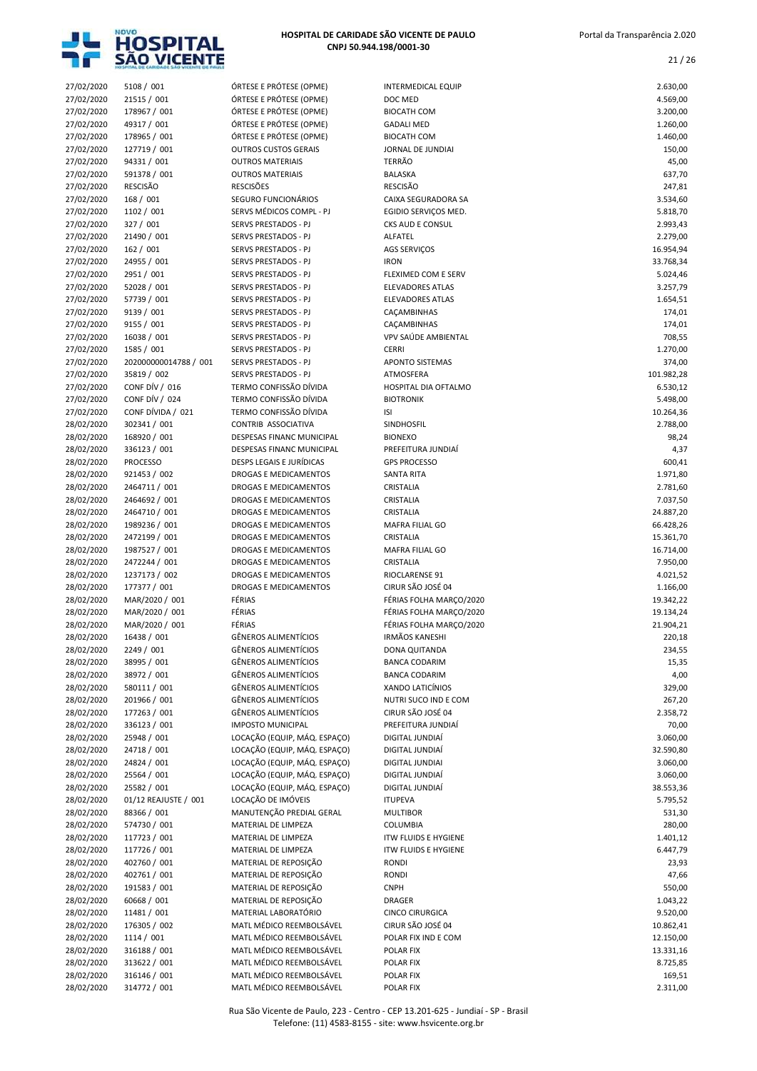| | | | | |
|---|---|---|---|---|
| 27/02/2020 | 5108 / 001 | ÓRTESE E PRÓTESE (OPME) | INTERMEDICAL EQUIP | 2.630,00 |
| 27/02/2020 | 21515 / 001 | ÓRTESE E PRÓTESE (OPME) | DOC MED | 4.569,00 |
| 27/02/2020 | 178967 / 001 | ÓRTESE E PRÓTESE (OPME) | BIOCATH COM | 3.200,00 |
| 27/02/2020 | 49317 / 001 | ÓRTESE E PRÓTESE (OPME) | GADALI MED | 1.260,00 |
| 27/02/2020 | 178965 / 001 | ÓRTESE E PRÓTESE (OPME) | BIOCATH COM | 1.460,00 |
| 27/02/2020 | 127719 / 001 | OUTROS CUSTOS GERAIS | JORNAL DE JUNDIAI | 150,00 |
| 27/02/2020 | 94331 / 001 | OUTROS MATERIAIS | TERRÃO | 45,00 |
| 27/02/2020 | 591378 / 001 | OUTROS MATERIAIS | BALASKA | 637,70 |
| 27/02/2020 | RESCISÃO | RESCISÕES | RESCISÃO | 247,81 |
| 27/02/2020 | 168 / 001 | SEGURO FUNCIONÁRIOS | CAIXA SEGURADORA SA | 3.534,60 |
| 27/02/2020 | 1102 / 001 | SERVS MÉDICOS COMPL - PJ | EGIDIO SERVIÇOS MED. | 5.818,70 |
| 27/02/2020 | 327 / 001 | SERVS PRESTADOS - PJ | CKS AUD E CONSUL | 2.993,43 |
| 27/02/2020 | 21490 / 001 | SERVS PRESTADOS - PJ | ALFATEL | 2.279,00 |
| 27/02/2020 | 162 / 001 | SERVS PRESTADOS - PJ | AGS SERVIÇOS | 16.954,94 |
| 27/02/2020 | 24955 / 001 | SERVS PRESTADOS - PJ | IRON | 33.768,34 |
| 27/02/2020 | 2951 / 001 | SERVS PRESTADOS - PJ | FLEXIMED COM E SERV | 5.024,46 |
| 27/02/2020 | 52028 / 001 | SERVS PRESTADOS - PJ | ELEVADORES ATLAS | 3.257,79 |
| 27/02/2020 | 57739 / 001 | SERVS PRESTADOS - PJ | ELEVADORES ATLAS | 1.654,51 |
| 27/02/2020 | 9139 / 001 | SERVS PRESTADOS - PJ | CAÇAMBINHAS | 174,01 |
| 27/02/2020 | 9155 / 001 | SERVS PRESTADOS - PJ | CAÇAMBINHAS | 174,01 |
| 27/02/2020 | 16038 / 001 | SERVS PRESTADOS - PJ | VPV SAÚDE AMBIENTAL | 708,55 |
| 27/02/2020 | 1585 / 001 | SERVS PRESTADOS - PJ | CERRI | 1.270,00 |
| 27/02/2020 | 202000000014788 / 001 | SERVS PRESTADOS - PJ | APONTO SISTEMAS | 374,00 |
| 27/02/2020 | 35819 / 002 | SERVS PRESTADOS - PJ | ATMOSFERA | 101.982,28 |
| 27/02/2020 | CONF DÍV / 016 | TERMO CONFISSÃO DÍVIDA | HOSPITAL DIA OFTALMO | 6.530,12 |
| 27/02/2020 | CONF DÍV / 024 | TERMO CONFISSÃO DÍVIDA | BIOTRONIK | 5.498,00 |
| 27/02/2020 | CONF DÍVIDA / 021 | TERMO CONFISSÃO DÍVIDA | ISI | 10.264,36 |
| 28/02/2020 | 302341 / 001 | CONTRIB ASSOCIATIVA | SINDHOSFIL | 2.788,00 |
| 28/02/2020 | 168920 / 001 | DESPESAS FINANC MUNICIPAL | BIONEXO | 98,24 |
| 28/02/2020 | 336123 / 001 | DESPESAS FINANC MUNICIPAL | PREFEITURA JUNDIAÍ | 4,37 |
| 28/02/2020 | PROCESSO | DESPS LEGAIS E JURÍDICAS | GPS PROCESSO | 600,41 |
| 28/02/2020 | 921453 / 002 | DROGAS E MEDICAMENTOS | SANTA RITA | 1.971,80 |
| 28/02/2020 | 2464711 / 001 | DROGAS E MEDICAMENTOS | CRISTALIA | 2.781,60 |
| 28/02/2020 | 2464692 / 001 | DROGAS E MEDICAMENTOS | CRISTALIA | 7.037,50 |
| 28/02/2020 | 2464710 / 001 | DROGAS E MEDICAMENTOS | CRISTALIA | 24.887,20 |
| 28/02/2020 | 1989236 / 001 | DROGAS E MEDICAMENTOS | MAFRA FILIAL GO | 66.428,26 |
| 28/02/2020 | 2472199 / 001 | DROGAS E MEDICAMENTOS | CRISTALIA | 15.361,70 |
| 28/02/2020 | 1987527 / 001 | DROGAS E MEDICAMENTOS | MAFRA FILIAL GO | 16.714,00 |
| 28/02/2020 | 2472244 / 001 | DROGAS E MEDICAMENTOS | CRISTALIA | 7.950,00 |
| 28/02/2020 | 1237173 / 002 | DROGAS E MEDICAMENTOS | RIOCLARENSE 91 | 4.021,52 |
| 28/02/2020 | 177377 / 001 | DROGAS E MEDICAMENTOS | CIRUR SÃO JOSÉ 04 | 1.166,00 |
| 28/02/2020 | MAR/2020 / 001 | FÉRIAS | FÉRIAS FOLHA MARÇO/2020 | 19.342,22 |
| 28/02/2020 | MAR/2020 / 001 | FÉRIAS | FÉRIAS FOLHA MARÇO/2020 | 19.134,24 |
| 28/02/2020 | MAR/2020 / 001 | FÉRIAS | FÉRIAS FOLHA MARÇO/2020 | 21.904,21 |
| 28/02/2020 | 16438 / 001 | GÊNEROS ALIMENTÍCIOS | IRMÃOS KANESHI | 220,18 |
| 28/02/2020 | 2249 / 001 | GÊNEROS ALIMENTÍCIOS | DONA QUITANDA | 234,55 |
| 28/02/2020 | 38995 / 001 | GÊNEROS ALIMENTÍCIOS | BANCA CODARIM | 15,35 |
| 28/02/2020 | 38972 / 001 | GÊNEROS ALIMENTÍCIOS | BANCA CODARIM | 4,00 |
| 28/02/2020 | 580111 / 001 | GÊNEROS ALIMENTÍCIOS | XANDO LATICÍNIOS | 329,00 |
| 28/02/2020 | 201966 / 001 | GÊNEROS ALIMENTÍCIOS | NUTRI SUCO IND E COM | 267,20 |
| 28/02/2020 | 177263 / 001 | GÊNEROS ALIMENTÍCIOS | CIRUR SÃO JOSÉ 04 | 2.358,72 |
| 28/02/2020 | 336123 / 001 | IMPOSTO MUNICIPAL | PREFEITURA JUNDIAÍ | 70,00 |
| 28/02/2020 | 25948 / 001 | LOCAÇÃO (EQUIP, MÁQ. ESPAÇO) | DIGITAL JUNDIAÍ | 3.060,00 |
| 28/02/2020 | 24718 / 001 | LOCAÇÃO (EQUIP, MÁQ. ESPAÇO) | DIGITAL JUNDIAÍ | 32.590,80 |
| 28/02/2020 | 24824 / 001 | LOCAÇÃO (EQUIP, MÁQ. ESPAÇO) | DIGITAL JUNDIAI | 3.060,00 |
| 28/02/2020 | 25564 / 001 | LOCAÇÃO (EQUIP, MÁQ. ESPAÇO) | DIGITAL JUNDIAÍ | 3.060,00 |
| 28/02/2020 | 25582 / 001 | LOCAÇÃO (EQUIP, MÁQ. ESPAÇO) | DIGITAL JUNDIAÍ | 38.553,36 |
| 28/02/2020 | 01/12 REAJUSTE / 001 | LOCAÇÃO DE IMÓVEIS | ITUPEVA | 5.795,52 |
| 28/02/2020 | 88366 / 001 | MANUTENÇÃO PREDIAL GERAL | MULTIBOR | 531,30 |
| 28/02/2020 | 574730 / 001 | MATERIAL DE LIMPEZA | COLUMBIA | 280,00 |
| 28/02/2020 | 117723 / 001 | MATERIAL DE LIMPEZA | ITW FLUIDS E HYGIENE | 1.401,12 |
| 28/02/2020 | 117726 / 001 | MATERIAL DE LIMPEZA | ITW FLUIDS E HYGIENE | 6.447,79 |
| 28/02/2020 | 402760 / 001 | MATERIAL DE REPOSIÇÃO | RONDI | 23,93 |
| 28/02/2020 | 402761 / 001 | MATERIAL DE REPOSIÇÃO | RONDI | 47,66 |
| 28/02/2020 | 191583 / 001 | MATERIAL DE REPOSIÇÃO | CNPH | 550,00 |
| 28/02/2020 | 60668 / 001 | MATERIAL DE REPOSIÇÃO | DRAGER | 1.043,22 |
| 28/02/2020 | 11481 / 001 | MATERIAL LABORATÓRIO | CINCO CIRURGICA | 9.520,00 |
| 28/02/2020 | 176305 / 002 | MATL MÉDICO REEMBOLSÁVEL | CIRUR SÃO JOSÉ 04 | 10.862,41 |
| 28/02/2020 | 1114 / 001 | MATL MÉDICO REEMBOLSÁVEL | POLAR FIX IND E COM | 12.150,00 |
| 28/02/2020 | 316188 / 001 | MATL MÉDICO REEMBOLSÁVEL | POLAR FIX | 13.331,16 |
| 28/02/2020 | 313622 / 001 | MATL MÉDICO REEMBOLSÁVEL | POLAR FIX | 8.725,85 |
| 28/02/2020 | 316146 / 001 | MATL MÉDICO REEMBOLSÁVEL | POLAR FIX | 169,51 |
| 28/02/2020 | 314772 / 001 | MATL MÉDICO REEMBOLSÁVEL | POLAR FIX | 2.311,00 |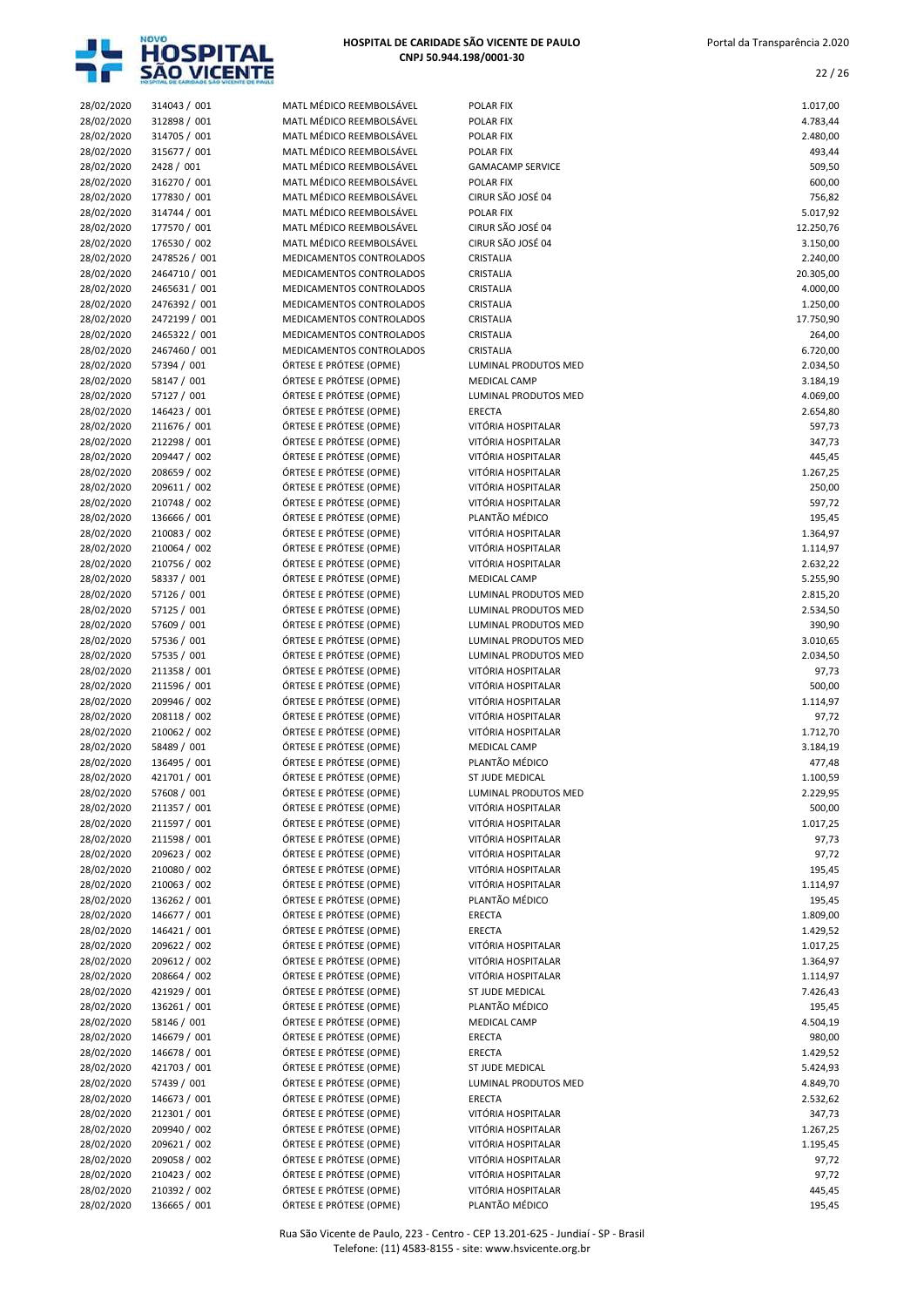| | | | | |
|---|---|---|---|---|
| 28/02/2020 | 314043 / 001 | MATL MÉDICO REEMBOLSÁVEL | POLAR FIX | 1.017,00 |
| 28/02/2020 | 312898 / 001 | MATL MÉDICO REEMBOLSÁVEL | POLAR FIX | 4.783,44 |
| 28/02/2020 | 314705 / 001 | MATL MÉDICO REEMBOLSÁVEL | POLAR FIX | 2.480,00 |
| 28/02/2020 | 315677 / 001 | MATL MÉDICO REEMBOLSÁVEL | POLAR FIX | 493,44 |
| 28/02/2020 | 2428 / 001 | MATL MÉDICO REEMBOLSÁVEL | GAMACAMP SERVICE | 509,50 |
| 28/02/2020 | 316270 / 001 | MATL MÉDICO REEMBOLSÁVEL | POLAR FIX | 600,00 |
| 28/02/2020 | 177830 / 001 | MATL MÉDICO REEMBOLSÁVEL | CIRUR SÃO JOSÉ 04 | 756,82 |
| 28/02/2020 | 314744 / 001 | MATL MÉDICO REEMBOLSÁVEL | POLAR FIX | 5.017,92 |
| 28/02/2020 | 177570 / 001 | MATL MÉDICO REEMBOLSÁVEL | CIRUR SÃO JOSÉ 04 | 12.250,76 |
| 28/02/2020 | 176530 / 002 | MATL MÉDICO REEMBOLSÁVEL | CIRUR SÃO JOSÉ 04 | 3.150,00 |
| 28/02/2020 | 2478526 / 001 | MEDICAMENTOS CONTROLADOS | CRISTALIA | 2.240,00 |
| 28/02/2020 | 2464710 / 001 | MEDICAMENTOS CONTROLADOS | CRISTALIA | 20.305,00 |
| 28/02/2020 | 2465631 / 001 | MEDICAMENTOS CONTROLADOS | CRISTALIA | 4.000,00 |
| 28/02/2020 | 2476392 / 001 | MEDICAMENTOS CONTROLADOS | CRISTALIA | 1.250,00 |
| 28/02/2020 | 2472199 / 001 | MEDICAMENTOS CONTROLADOS | CRISTALIA | 17.750,90 |
| 28/02/2020 | 2465322 / 001 | MEDICAMENTOS CONTROLADOS | CRISTALIA | 264,00 |
| 28/02/2020 | 2467460 / 001 | MEDICAMENTOS CONTROLADOS | CRISTALIA | 6.720,00 |
| 28/02/2020 | 57394 / 001 | ÓRTESE E PRÓTESE (OPME) | LUMINAL PRODUTOS MED | 2.034,50 |
| 28/02/2020 | 58147 / 001 | ÓRTESE E PRÓTESE (OPME) | MEDICAL CAMP | 3.184,19 |
| 28/02/2020 | 57127 / 001 | ÓRTESE E PRÓTESE (OPME) | LUMINAL PRODUTOS MED | 4.069,00 |
| 28/02/2020 | 146423 / 001 | ÓRTESE E PRÓTESE (OPME) | ERECTA | 2.654,80 |
| 28/02/2020 | 211676 / 001 | ÓRTESE E PRÓTESE (OPME) | VITÓRIA HOSPITALAR | 597,73 |
| 28/02/2020 | 212298 / 001 | ÓRTESE E PRÓTESE (OPME) | VITÓRIA HOSPITALAR | 347,73 |
| 28/02/2020 | 209447 / 002 | ÓRTESE E PRÓTESE (OPME) | VITÓRIA HOSPITALAR | 445,45 |
| 28/02/2020 | 208659 / 002 | ÓRTESE E PRÓTESE (OPME) | VITÓRIA HOSPITALAR | 1.267,25 |
| 28/02/2020 | 209611 / 002 | ÓRTESE E PRÓTESE (OPME) | VITÓRIA HOSPITALAR | 250,00 |
| 28/02/2020 | 210748 / 002 | ÓRTESE E PRÓTESE (OPME) | VITÓRIA HOSPITALAR | 597,72 |
| 28/02/2020 | 136666 / 001 | ÓRTESE E PRÓTESE (OPME) | PLANTÃO MÉDICO | 195,45 |
| 28/02/2020 | 210083 / 002 | ÓRTESE E PRÓTESE (OPME) | VITÓRIA HOSPITALAR | 1.364,97 |
| 28/02/2020 | 210064 / 002 | ÓRTESE E PRÓTESE (OPME) | VITÓRIA HOSPITALAR | 1.114,97 |
| 28/02/2020 | 210756 / 002 | ÓRTESE E PRÓTESE (OPME) | VITÓRIA HOSPITALAR | 2.632,22 |
| 28/02/2020 | 58337 / 001 | ÓRTESE E PRÓTESE (OPME) | MEDICAL CAMP | 5.255,90 |
| 28/02/2020 | 57126 / 001 | ÓRTESE E PRÓTESE (OPME) | LUMINAL PRODUTOS MED | 2.815,20 |
| 28/02/2020 | 57125 / 001 | ÓRTESE E PRÓTESE (OPME) | LUMINAL PRODUTOS MED | 2.534,50 |
| 28/02/2020 | 57609 / 001 | ÓRTESE E PRÓTESE (OPME) | LUMINAL PRODUTOS MED | 390,90 |
| 28/02/2020 | 57536 / 001 | ÓRTESE E PRÓTESE (OPME) | LUMINAL PRODUTOS MED | 3.010,65 |
| 28/02/2020 | 57535 / 001 | ÓRTESE E PRÓTESE (OPME) | LUMINAL PRODUTOS MED | 2.034,50 |
| 28/02/2020 | 211358 / 001 | ÓRTESE E PRÓTESE (OPME) | VITÓRIA HOSPITALAR | 97,73 |
| 28/02/2020 | 211596 / 001 | ÓRTESE E PRÓTESE (OPME) | VITÓRIA HOSPITALAR | 500,00 |
| 28/02/2020 | 209946 / 002 | ÓRTESE E PRÓTESE (OPME) | VITÓRIA HOSPITALAR | 1.114,97 |
| 28/02/2020 | 208118 / 002 | ÓRTESE E PRÓTESE (OPME) | VITÓRIA HOSPITALAR | 97,72 |
| 28/02/2020 | 210062 / 002 | ÓRTESE E PRÓTESE (OPME) | VITÓRIA HOSPITALAR | 1.712,70 |
| 28/02/2020 | 58489 / 001 | ÓRTESE E PRÓTESE (OPME) | MEDICAL CAMP | 3.184,19 |
| 28/02/2020 | 136495 / 001 | ÓRTESE E PRÓTESE (OPME) | PLANTÃO MÉDICO | 477,48 |
| 28/02/2020 | 421701 / 001 | ÓRTESE E PRÓTESE (OPME) | ST JUDE MEDICAL | 1.100,59 |
| 28/02/2020 | 57608 / 001 | ÓRTESE E PRÓTESE (OPME) | LUMINAL PRODUTOS MED | 2.229,95 |
| 28/02/2020 | 211357 / 001 | ÓRTESE E PRÓTESE (OPME) | VITÓRIA HOSPITALAR | 500,00 |
| 28/02/2020 | 211597 / 001 | ÓRTESE E PRÓTESE (OPME) | VITÓRIA HOSPITALAR | 1.017,25 |
| 28/02/2020 | 211598 / 001 | ÓRTESE E PRÓTESE (OPME) | VITÓRIA HOSPITALAR | 97,73 |
| 28/02/2020 | 209623 / 002 | ÓRTESE E PRÓTESE (OPME) | VITÓRIA HOSPITALAR | 97,72 |
| 28/02/2020 | 210080 / 002 | ÓRTESE E PRÓTESE (OPME) | VITÓRIA HOSPITALAR | 195,45 |
| 28/02/2020 | 210063 / 002 | ÓRTESE E PRÓTESE (OPME) | VITÓRIA HOSPITALAR | 1.114,97 |
| 28/02/2020 | 136262 / 001 | ÓRTESE E PRÓTESE (OPME) | PLANTÃO MÉDICO | 195,45 |
| 28/02/2020 | 146677 / 001 | ÓRTESE E PRÓTESE (OPME) | ERECTA | 1.809,00 |
| 28/02/2020 | 146421 / 001 | ÓRTESE E PRÓTESE (OPME) | ERECTA | 1.429,52 |
| 28/02/2020 | 209622 / 002 | ÓRTESE E PRÓTESE (OPME) | VITÓRIA HOSPITALAR | 1.017,25 |
| 28/02/2020 | 209612 / 002 | ÓRTESE E PRÓTESE (OPME) | VITÓRIA HOSPITALAR | 1.364,97 |
| 28/02/2020 | 208664 / 002 | ÓRTESE E PRÓTESE (OPME) | VITÓRIA HOSPITALAR | 1.114,97 |
| 28/02/2020 | 421929 / 001 | ÓRTESE E PRÓTESE (OPME) | ST JUDE MEDICAL | 7.426,43 |
| 28/02/2020 | 136261 / 001 | ÓRTESE E PRÓTESE (OPME) | PLANTÃO MÉDICO | 195,45 |
| 28/02/2020 | 58146 / 001 | ÓRTESE E PRÓTESE (OPME) | MEDICAL CAMP | 4.504,19 |
| 28/02/2020 | 146679 / 001 | ÓRTESE E PRÓTESE (OPME) | ERECTA | 980,00 |
| 28/02/2020 | 146678 / 001 | ÓRTESE E PRÓTESE (OPME) | ERECTA | 1.429,52 |
| 28/02/2020 | 421703 / 001 | ÓRTESE E PRÓTESE (OPME) | ST JUDE MEDICAL | 5.424,93 |
| 28/02/2020 | 57439 / 001 | ÓRTESE E PRÓTESE (OPME) | LUMINAL PRODUTOS MED | 4.849,70 |
| 28/02/2020 | 146673 / 001 | ÓRTESE E PRÓTESE (OPME) | ERECTA | 2.532,62 |
| 28/02/2020 | 212301 / 001 | ÓRTESE E PRÓTESE (OPME) | VITÓRIA HOSPITALAR | 347,73 |
| 28/02/2020 | 209940 / 002 | ÓRTESE E PRÓTESE (OPME) | VITÓRIA HOSPITALAR | 1.267,25 |
| 28/02/2020 | 209621 / 002 | ÓRTESE E PRÓTESE (OPME) | VITÓRIA HOSPITALAR | 1.195,45 |
| 28/02/2020 | 209058 / 002 | ÓRTESE E PRÓTESE (OPME) | VITÓRIA HOSPITALAR | 97,72 |
| 28/02/2020 | 210423 / 002 | ÓRTESE E PRÓTESE (OPME) | VITÓRIA HOSPITALAR | 97,72 |
| 28/02/2020 | 210392 / 002 | ÓRTESE E PRÓTESE (OPME) | VITÓRIA HOSPITALAR | 445,45 |
| 28/02/2020 | 136665 / 001 | ÓRTESE E PRÓTESE (OPME) | PLANTÃO MÉDICO | 195,45 |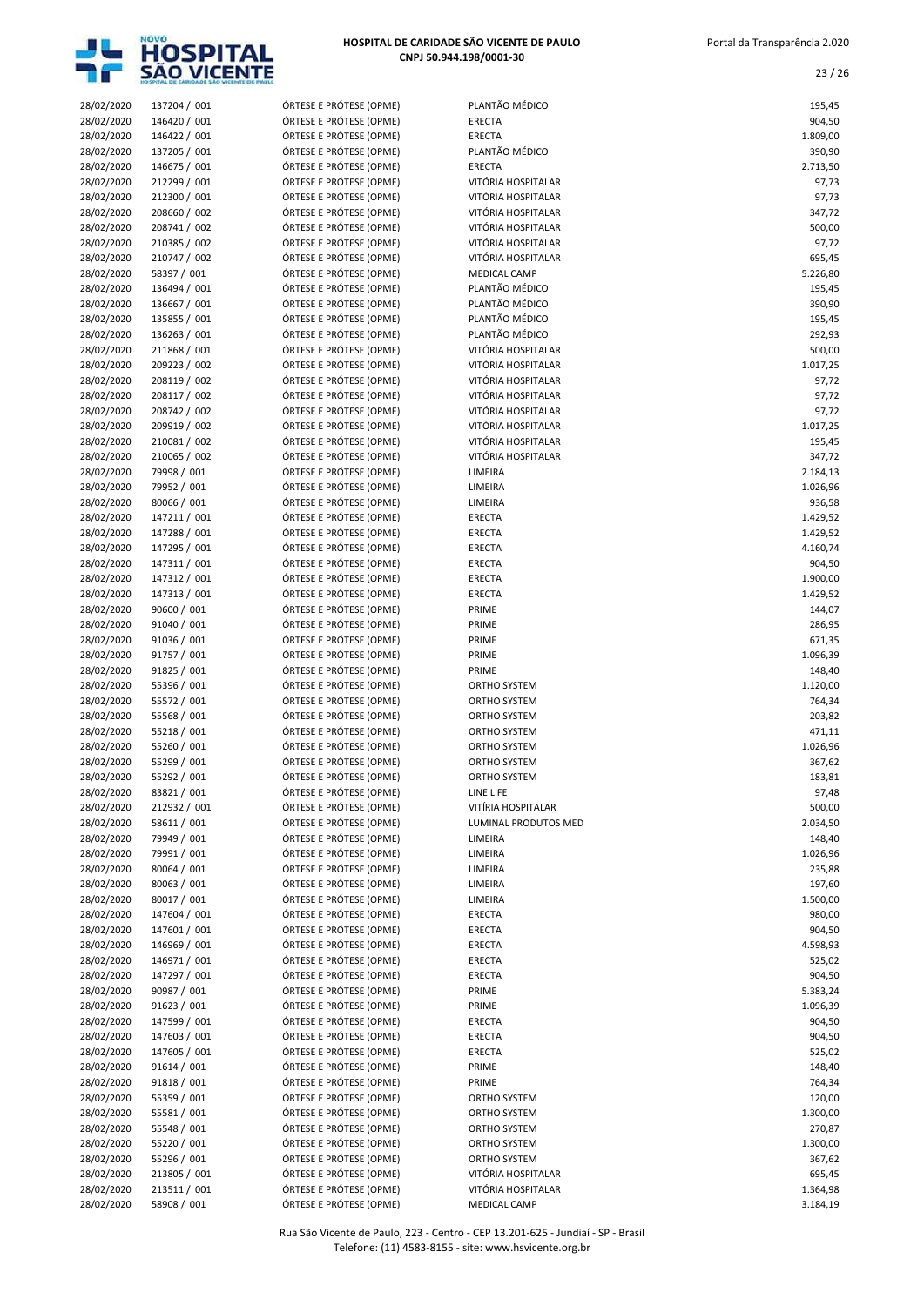| | | | | |
|---|---|---|---|---|
| 28/02/2020 | 137204 / 001 | ÓRTESE E PRÓTESE (OPME) | PLANTÃO MÉDICO | 195,45 |
| 28/02/2020 | 146420 / 001 | ÓRTESE E PRÓTESE (OPME) | ERECTA | 904,50 |
| 28/02/2020 | 146422 / 001 | ÓRTESE E PRÓTESE (OPME) | ERECTA | 1.809,00 |
| 28/02/2020 | 137205 / 001 | ÓRTESE E PRÓTESE (OPME) | PLANTÃO MÉDICO | 390,90 |
| 28/02/2020 | 146675 / 001 | ÓRTESE E PRÓTESE (OPME) | ERECTA | 2.713,50 |
| 28/02/2020 | 212299 / 001 | ÓRTESE E PRÓTESE (OPME) | VITÓRIA HOSPITALAR | 97,73 |
| 28/02/2020 | 212300 / 001 | ÓRTESE E PRÓTESE (OPME) | VITÓRIA HOSPITALAR | 97,73 |
| 28/02/2020 | 208660 / 002 | ÓRTESE E PRÓTESE (OPME) | VITÓRIA HOSPITALAR | 347,72 |
| 28/02/2020 | 208741 / 002 | ÓRTESE E PRÓTESE (OPME) | VITÓRIA HOSPITALAR | 500,00 |
| 28/02/2020 | 210385 / 002 | ÓRTESE E PRÓTESE (OPME) | VITÓRIA HOSPITALAR | 97,72 |
| 28/02/2020 | 210747 / 002 | ÓRTESE E PRÓTESE (OPME) | VITÓRIA HOSPITALAR | 695,45 |
| 28/02/2020 | 58397 / 001 | ÓRTESE E PRÓTESE (OPME) | MEDICAL CAMP | 5.226,80 |
| 28/02/2020 | 136494 / 001 | ÓRTESE E PRÓTESE (OPME) | PLANTÃO MÉDICO | 195,45 |
| 28/02/2020 | 136667 / 001 | ÓRTESE E PRÓTESE (OPME) | PLANTÃO MÉDICO | 390,90 |
| 28/02/2020 | 135855 / 001 | ÓRTESE E PRÓTESE (OPME) | PLANTÃO MÉDICO | 195,45 |
| 28/02/2020 | 136263 / 001 | ÓRTESE E PRÓTESE (OPME) | PLANTÃO MÉDICO | 292,93 |
| 28/02/2020 | 211868 / 001 | ÓRTESE E PRÓTESE (OPME) | VITÓRIA HOSPITALAR | 500,00 |
| 28/02/2020 | 209223 / 002 | ÓRTESE E PRÓTESE (OPME) | VITÓRIA HOSPITALAR | 1.017,25 |
| 28/02/2020 | 208119 / 002 | ÓRTESE E PRÓTESE (OPME) | VITÓRIA HOSPITALAR | 97,72 |
| 28/02/2020 | 208117 / 002 | ÓRTESE E PRÓTESE (OPME) | VITÓRIA HOSPITALAR | 97,72 |
| 28/02/2020 | 208742 / 002 | ÓRTESE E PRÓTESE (OPME) | VITÓRIA HOSPITALAR | 97,72 |
| 28/02/2020 | 209919 / 002 | ÓRTESE E PRÓTESE (OPME) | VITÓRIA HOSPITALAR | 1.017,25 |
| 28/02/2020 | 210081 / 002 | ÓRTESE E PRÓTESE (OPME) | VITÓRIA HOSPITALAR | 195,45 |
| 28/02/2020 | 210065 / 002 | ÓRTESE E PRÓTESE (OPME) | VITÓRIA HOSPITALAR | 347,72 |
| 28/02/2020 | 79998 / 001 | ÓRTESE E PRÓTESE (OPME) | LIMEIRA | 2.184,13 |
| 28/02/2020 | 79952 / 001 | ÓRTESE E PRÓTESE (OPME) | LIMEIRA | 1.026,96 |
| 28/02/2020 | 80066 / 001 | ÓRTESE E PRÓTESE (OPME) | LIMEIRA | 936,58 |
| 28/02/2020 | 147211 / 001 | ÓRTESE E PRÓTESE (OPME) | ERECTA | 1.429,52 |
| 28/02/2020 | 147288 / 001 | ÓRTESE E PRÓTESE (OPME) | ERECTA | 1.429,52 |
| 28/02/2020 | 147295 / 001 | ÓRTESE E PRÓTESE (OPME) | ERECTA | 4.160,74 |
| 28/02/2020 | 147311 / 001 | ÓRTESE E PRÓTESE (OPME) | ERECTA | 904,50 |
| 28/02/2020 | 147312 / 001 | ÓRTESE E PRÓTESE (OPME) | ERECTA | 1.900,00 |
| 28/02/2020 | 147313 / 001 | ÓRTESE E PRÓTESE (OPME) | ERECTA | 1.429,52 |
| 28/02/2020 | 90600 / 001 | ÓRTESE E PRÓTESE (OPME) | PRIME | 144,07 |
| 28/02/2020 | 91040 / 001 | ÓRTESE E PRÓTESE (OPME) | PRIME | 286,95 |
| 28/02/2020 | 91036 / 001 | ÓRTESE E PRÓTESE (OPME) | PRIME | 671,35 |
| 28/02/2020 | 91757 / 001 | ÓRTESE E PRÓTESE (OPME) | PRIME | 1.096,39 |
| 28/02/2020 | 91825 / 001 | ÓRTESE E PRÓTESE (OPME) | PRIME | 148,40 |
| 28/02/2020 | 55396 / 001 | ÓRTESE E PRÓTESE (OPME) | ORTHO SYSTEM | 1.120,00 |
| 28/02/2020 | 55572 / 001 | ÓRTESE E PRÓTESE (OPME) | ORTHO SYSTEM | 764,34 |
| 28/02/2020 | 55568 / 001 | ÓRTESE E PRÓTESE (OPME) | ORTHO SYSTEM | 203,82 |
| 28/02/2020 | 55218 / 001 | ÓRTESE E PRÓTESE (OPME) | ORTHO SYSTEM | 471,11 |
| 28/02/2020 | 55260 / 001 | ÓRTESE E PRÓTESE (OPME) | ORTHO SYSTEM | 1.026,96 |
| 28/02/2020 | 55299 / 001 | ÓRTESE E PRÓTESE (OPME) | ORTHO SYSTEM | 367,62 |
| 28/02/2020 | 55292 / 001 | ÓRTESE E PRÓTESE (OPME) | ORTHO SYSTEM | 183,81 |
| 28/02/2020 | 83821 / 001 | ÓRTESE E PRÓTESE (OPME) | LINE LIFE | 97,48 |
| 28/02/2020 | 212932 / 001 | ÓRTESE E PRÓTESE (OPME) | VITÍRIA HOSPITALAR | 500,00 |
| 28/02/2020 | 58611 / 001 | ÓRTESE E PRÓTESE (OPME) | LUMINAL PRODUTOS MED | 2.034,50 |
| 28/02/2020 | 79949 / 001 | ÓRTESE E PRÓTESE (OPME) | LIMEIRA | 148,40 |
| 28/02/2020 | 79991 / 001 | ÓRTESE E PRÓTESE (OPME) | LIMEIRA | 1.026,96 |
| 28/02/2020 | 80064 / 001 | ÓRTESE E PRÓTESE (OPME) | LIMEIRA | 235,88 |
| 28/02/2020 | 80063 / 001 | ÓRTESE E PRÓTESE (OPME) | LIMEIRA | 197,60 |
| 28/02/2020 | 80017 / 001 | ÓRTESE E PRÓTESE (OPME) | LIMEIRA | 1.500,00 |
| 28/02/2020 | 147604 / 001 | ÓRTESE E PRÓTESE (OPME) | ERECTA | 980,00 |
| 28/02/2020 | 147601 / 001 | ÓRTESE E PRÓTESE (OPME) | ERECTA | 904,50 |
| 28/02/2020 | 146969 / 001 | ÓRTESE E PRÓTESE (OPME) | ERECTA | 4.598,93 |
| 28/02/2020 | 146971 / 001 | ÓRTESE E PRÓTESE (OPME) | ERECTA | 525,02 |
| 28/02/2020 | 147297 / 001 | ÓRTESE E PRÓTESE (OPME) | ERECTA | 904,50 |
| 28/02/2020 | 90987 / 001 | ÓRTESE E PRÓTESE (OPME) | PRIME | 5.383,24 |
| 28/02/2020 | 91623 / 001 | ÓRTESE E PRÓTESE (OPME) | PRIME | 1.096,39 |
| 28/02/2020 | 147599 / 001 | ÓRTESE E PRÓTESE (OPME) | ERECTA | 904,50 |
| 28/02/2020 | 147603 / 001 | ÓRTESE E PRÓTESE (OPME) | ERECTA | 904,50 |
| 28/02/2020 | 147605 / 001 | ÓRTESE E PRÓTESE (OPME) | ERECTA | 525,02 |
| 28/02/2020 | 91614 / 001 | ÓRTESE E PRÓTESE (OPME) | PRIME | 148,40 |
| 28/02/2020 | 91818 / 001 | ÓRTESE E PRÓTESE (OPME) | PRIME | 764,34 |
| 28/02/2020 | 55359 / 001 | ÓRTESE E PRÓTESE (OPME) | ORTHO SYSTEM | 120,00 |
| 28/02/2020 | 55581 / 001 | ÓRTESE E PRÓTESE (OPME) | ORTHO SYSTEM | 1.300,00 |
| 28/02/2020 | 55548 / 001 | ÓRTESE E PRÓTESE (OPME) | ORTHO SYSTEM | 270,87 |
| 28/02/2020 | 55220 / 001 | ÓRTESE E PRÓTESE (OPME) | ORTHO SYSTEM | 1.300,00 |
| 28/02/2020 | 55296 / 001 | ÓRTESE E PRÓTESE (OPME) | ORTHO SYSTEM | 367,62 |
| 28/02/2020 | 213805 / 001 | ÓRTESE E PRÓTESE (OPME) | VITÓRIA HOSPITALAR | 695,45 |
| 28/02/2020 | 213511 / 001 | ÓRTESE E PRÓTESE (OPME) | VITÓRIA HOSPITALAR | 1.364,98 |
| 28/02/2020 | 58908 / 001 | ÓRTESE E PRÓTESE (OPME) | MEDICAL CAMP | 3.184,19 |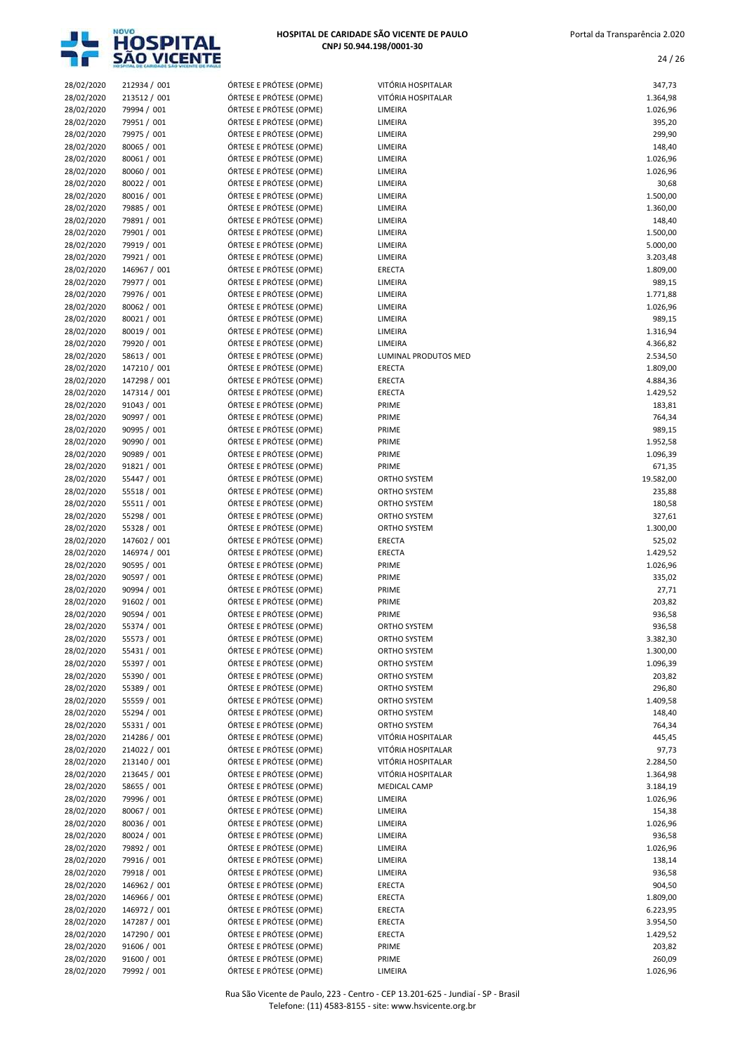| | | | | |
|---|---|---|---|---|
| 28/02/2020 | 212934 / 001 | ÓRTESE E PRÓTESE (OPME) | VITÓRIA HOSPITALAR | 347,73 |
| 28/02/2020 | 213512 / 001 | ÓRTESE E PRÓTESE (OPME) | VITÓRIA HOSPITALAR | 1.364,98 |
| 28/02/2020 | 79994 / 001 | ÓRTESE E PRÓTESE (OPME) | LIMEIRA | 1.026,96 |
| 28/02/2020 | 79951 / 001 | ÓRTESE E PRÓTESE (OPME) | LIMEIRA | 395,20 |
| 28/02/2020 | 79975 / 001 | ÓRTESE E PRÓTESE (OPME) | LIMEIRA | 299,90 |
| 28/02/2020 | 80065 / 001 | ÓRTESE E PRÓTESE (OPME) | LIMEIRA | 148,40 |
| 28/02/2020 | 80061 / 001 | ÓRTESE E PRÓTESE (OPME) | LIMEIRA | 1.026,96 |
| 28/02/2020 | 80060 / 001 | ÓRTESE E PRÓTESE (OPME) | LIMEIRA | 1.026,96 |
| 28/02/2020 | 80022 / 001 | ÓRTESE E PRÓTESE (OPME) | LIMEIRA | 30,68 |
| 28/02/2020 | 80016 / 001 | ÓRTESE E PRÓTESE (OPME) | LIMEIRA | 1.500,00 |
| 28/02/2020 | 79885 / 001 | ÓRTESE E PRÓTESE (OPME) | LIMEIRA | 1.360,00 |
| 28/02/2020 | 79891 / 001 | ÓRTESE E PRÓTESE (OPME) | LIMEIRA | 148,40 |
| 28/02/2020 | 79901 / 001 | ÓRTESE E PRÓTESE (OPME) | LIMEIRA | 1.500,00 |
| 28/02/2020 | 79919 / 001 | ÓRTESE E PRÓTESE (OPME) | LIMEIRA | 5.000,00 |
| 28/02/2020 | 79921 / 001 | ÓRTESE E PRÓTESE (OPME) | LIMEIRA | 3.203,48 |
| 28/02/2020 | 146967 / 001 | ÓRTESE E PRÓTESE (OPME) | ERECTA | 1.809,00 |
| 28/02/2020 | 79977 / 001 | ÓRTESE E PRÓTESE (OPME) | LIMEIRA | 989,15 |
| 28/02/2020 | 79976 / 001 | ÓRTESE E PRÓTESE (OPME) | LIMEIRA | 1.771,88 |
| 28/02/2020 | 80062 / 001 | ÓRTESE E PRÓTESE (OPME) | LIMEIRA | 1.026,96 |
| 28/02/2020 | 80021 / 001 | ÓRTESE E PRÓTESE (OPME) | LIMEIRA | 989,15 |
| 28/02/2020 | 80019 / 001 | ÓRTESE E PRÓTESE (OPME) | LIMEIRA | 1.316,94 |
| 28/02/2020 | 79920 / 001 | ÓRTESE E PRÓTESE (OPME) | LIMEIRA | 4.366,82 |
| 28/02/2020 | 58613 / 001 | ÓRTESE E PRÓTESE (OPME) | LUMINAL PRODUTOS MED | 2.534,50 |
| 28/02/2020 | 147210 / 001 | ÓRTESE E PRÓTESE (OPME) | ERECTA | 1.809,00 |
| 28/02/2020 | 147298 / 001 | ÓRTESE E PRÓTESE (OPME) | ERECTA | 4.884,36 |
| 28/02/2020 | 147314 / 001 | ÓRTESE E PRÓTESE (OPME) | ERECTA | 1.429,52 |
| 28/02/2020 | 91043 / 001 | ÓRTESE E PRÓTESE (OPME) | PRIME | 183,81 |
| 28/02/2020 | 90997 / 001 | ÓRTESE E PRÓTESE (OPME) | PRIME | 764,34 |
| 28/02/2020 | 90995 / 001 | ÓRTESE E PRÓTESE (OPME) | PRIME | 989,15 |
| 28/02/2020 | 90990 / 001 | ÓRTESE E PRÓTESE (OPME) | PRIME | 1.952,58 |
| 28/02/2020 | 90989 / 001 | ÓRTESE E PRÓTESE (OPME) | PRIME | 1.096,39 |
| 28/02/2020 | 91821 / 001 | ÓRTESE E PRÓTESE (OPME) | PRIME | 671,35 |
| 28/02/2020 | 55447 / 001 | ÓRTESE E PRÓTESE (OPME) | ORTHO SYSTEM | 19.582,00 |
| 28/02/2020 | 55518 / 001 | ÓRTESE E PRÓTESE (OPME) | ORTHO SYSTEM | 235,88 |
| 28/02/2020 | 55511 / 001 | ÓRTESE E PRÓTESE (OPME) | ORTHO SYSTEM | 180,58 |
| 28/02/2020 | 55298 / 001 | ÓRTESE E PRÓTESE (OPME) | ORTHO SYSTEM | 327,61 |
| 28/02/2020 | 55328 / 001 | ÓRTESE E PRÓTESE (OPME) | ORTHO SYSTEM | 1.300,00 |
| 28/02/2020 | 147602 / 001 | ÓRTESE E PRÓTESE (OPME) | ERECTA | 525,02 |
| 28/02/2020 | 146974 / 001 | ÓRTESE E PRÓTESE (OPME) | ERECTA | 1.429,52 |
| 28/02/2020 | 90595 / 001 | ÓRTESE E PRÓTESE (OPME) | PRIME | 1.026,96 |
| 28/02/2020 | 90597 / 001 | ÓRTESE E PRÓTESE (OPME) | PRIME | 335,02 |
| 28/02/2020 | 90994 / 001 | ÓRTESE E PRÓTESE (OPME) | PRIME | 27,71 |
| 28/02/2020 | 91602 / 001 | ÓRTESE E PRÓTESE (OPME) | PRIME | 203,82 |
| 28/02/2020 | 90594 / 001 | ÓRTESE E PRÓTESE (OPME) | PRIME | 936,58 |
| 28/02/2020 | 55374 / 001 | ÓRTESE E PRÓTESE (OPME) | ORTHO SYSTEM | 936,58 |
| 28/02/2020 | 55573 / 001 | ÓRTESE E PRÓTESE (OPME) | ORTHO SYSTEM | 3.382,30 |
| 28/02/2020 | 55431 / 001 | ÓRTESE E PRÓTESE (OPME) | ORTHO SYSTEM | 1.300,00 |
| 28/02/2020 | 55397 / 001 | ÓRTESE E PRÓTESE (OPME) | ORTHO SYSTEM | 1.096,39 |
| 28/02/2020 | 55390 / 001 | ÓRTESE E PRÓTESE (OPME) | ORTHO SYSTEM | 203,82 |
| 28/02/2020 | 55389 / 001 | ÓRTESE E PRÓTESE (OPME) | ORTHO SYSTEM | 296,80 |
| 28/02/2020 | 55559 / 001 | ÓRTESE E PRÓTESE (OPME) | ORTHO SYSTEM | 1.409,58 |
| 28/02/2020 | 55294 / 001 | ÓRTESE E PRÓTESE (OPME) | ORTHO SYSTEM | 148,40 |
| 28/02/2020 | 55331 / 001 | ÓRTESE E PRÓTESE (OPME) | ORTHO SYSTEM | 764,34 |
| 28/02/2020 | 214286 / 001 | ÓRTESE E PRÓTESE (OPME) | VITÓRIA HOSPITALAR | 445,45 |
| 28/02/2020 | 214022 / 001 | ÓRTESE E PRÓTESE (OPME) | VITÓRIA HOSPITALAR | 97,73 |
| 28/02/2020 | 213140 / 001 | ÓRTESE E PRÓTESE (OPME) | VITÓRIA HOSPITALAR | 2.284,50 |
| 28/02/2020 | 213645 / 001 | ÓRTESE E PRÓTESE (OPME) | VITÓRIA HOSPITALAR | 1.364,98 |
| 28/02/2020 | 58655 / 001 | ÓRTESE E PRÓTESE (OPME) | MEDICAL CAMP | 3.184,19 |
| 28/02/2020 | 79996 / 001 | ÓRTESE E PRÓTESE (OPME) | LIMEIRA | 1.026,96 |
| 28/02/2020 | 80067 / 001 | ÓRTESE E PRÓTESE (OPME) | LIMEIRA | 154,38 |
| 28/02/2020 | 80036 / 001 | ÓRTESE E PRÓTESE (OPME) | LIMEIRA | 1.026,96 |
| 28/02/2020 | 80024 / 001 | ÓRTESE E PRÓTESE (OPME) | LIMEIRA | 936,58 |
| 28/02/2020 | 79892 / 001 | ÓRTESE E PRÓTESE (OPME) | LIMEIRA | 1.026,96 |
| 28/02/2020 | 79916 / 001 | ÓRTESE E PRÓTESE (OPME) | LIMEIRA | 138,14 |
| 28/02/2020 | 79918 / 001 | ÓRTESE E PRÓTESE (OPME) | LIMEIRA | 936,58 |
| 28/02/2020 | 146962 / 001 | ÓRTESE E PRÓTESE (OPME) | ERECTA | 904,50 |
| 28/02/2020 | 146966 / 001 | ÓRTESE E PRÓTESE (OPME) | ERECTA | 1.809,00 |
| 28/02/2020 | 146972 / 001 | ÓRTESE E PRÓTESE (OPME) | ERECTA | 6.223,95 |
| 28/02/2020 | 147287 / 001 | ÓRTESE E PRÓTESE (OPME) | ERECTA | 3.954,50 |
| 28/02/2020 | 147290 / 001 | ÓRTESE E PRÓTESE (OPME) | ERECTA | 1.429,52 |
| 28/02/2020 | 91606 / 001 | ÓRTESE E PRÓTESE (OPME) | PRIME | 203,82 |
| 28/02/2020 | 91600 / 001 | ÓRTESE E PRÓTESE (OPME) | PRIME | 260,09 |
| 28/02/2020 | 79992 / 001 | ÓRTESE E PRÓTESE (OPME) | LIMEIRA | 1.026,96 |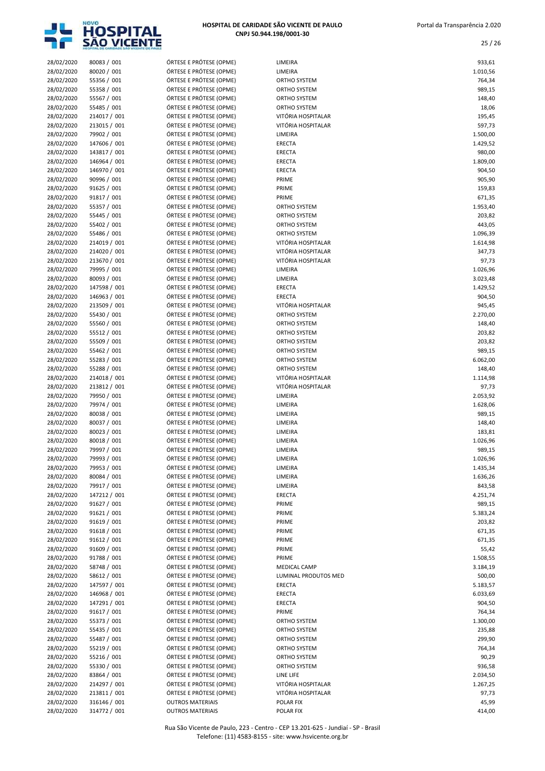| | | | | |
|---|---|---|---|---|
| 28/02/2020 | 80083 / 001 | ÓRTESE E PRÓTESE (OPME) | LIMEIRA | 933,61 |
| 28/02/2020 | 80020 / 001 | ÓRTESE E PRÓTESE (OPME) | LIMEIRA | 1.010,56 |
| 28/02/2020 | 55356 / 001 | ÓRTESE E PRÓTESE (OPME) | ORTHO SYSTEM | 764,34 |
| 28/02/2020 | 55358 / 001 | ÓRTESE E PRÓTESE (OPME) | ORTHO SYSTEM | 989,15 |
| 28/02/2020 | 55567 / 001 | ÓRTESE E PRÓTESE (OPME) | ORTHO SYSTEM | 148,40 |
| 28/02/2020 | 55485 / 001 | ÓRTESE E PRÓTESE (OPME) | ORTHO SYSTEM | 18,06 |
| 28/02/2020 | 214017 / 001 | ÓRTESE E PRÓTESE (OPME) | VITÓRIA HOSPITALAR | 195,45 |
| 28/02/2020 | 213015 / 001 | ÓRTESE E PRÓTESE (OPME) | VITÓRIA HOSPITALAR | 597,73 |
| 28/02/2020 | 79902 / 001 | ÓRTESE E PRÓTESE (OPME) | LIMEIRA | 1.500,00 |
| 28/02/2020 | 147606 / 001 | ÓRTESE E PRÓTESE (OPME) | ERECTA | 1.429,52 |
| 28/02/2020 | 143817 / 001 | ÓRTESE E PRÓTESE (OPME) | ERECTA | 980,00 |
| 28/02/2020 | 146964 / 001 | ÓRTESE E PRÓTESE (OPME) | ERECTA | 1.809,00 |
| 28/02/2020 | 146970 / 001 | ÓRTESE E PRÓTESE (OPME) | ERECTA | 904,50 |
| 28/02/2020 | 90996 / 001 | ÓRTESE E PRÓTESE (OPME) | PRIME | 905,90 |
| 28/02/2020 | 91625 / 001 | ÓRTESE E PRÓTESE (OPME) | PRIME | 159,83 |
| 28/02/2020 | 91817 / 001 | ÓRTESE E PRÓTESE (OPME) | PRIME | 671,35 |
| 28/02/2020 | 55357 / 001 | ÓRTESE E PRÓTESE (OPME) | ORTHO SYSTEM | 1.953,40 |
| 28/02/2020 | 55445 / 001 | ÓRTESE E PRÓTESE (OPME) | ORTHO SYSTEM | 203,82 |
| 28/02/2020 | 55402 / 001 | ÓRTESE E PRÓTESE (OPME) | ORTHO SYSTEM | 443,05 |
| 28/02/2020 | 55486 / 001 | ÓRTESE E PRÓTESE (OPME) | ORTHO SYSTEM | 1.096,39 |
| 28/02/2020 | 214019 / 001 | ÓRTESE E PRÓTESE (OPME) | VITÓRIA HOSPITALAR | 1.614,98 |
| 28/02/2020 | 214020 / 001 | ÓRTESE E PRÓTESE (OPME) | VITÓRIA HOSPITALAR | 347,73 |
| 28/02/2020 | 213670 / 001 | ÓRTESE E PRÓTESE (OPME) | VITÓRIA HOSPITALAR | 97,73 |
| 28/02/2020 | 79995 / 001 | ÓRTESE E PRÓTESE (OPME) | LIMEIRA | 1.026,96 |
| 28/02/2020 | 80093 / 001 | ÓRTESE E PRÓTESE (OPME) | LIMEIRA | 3.023,48 |
| 28/02/2020 | 147598 / 001 | ÓRTESE E PRÓTESE (OPME) | ERECTA | 1.429,52 |
| 28/02/2020 | 146963 / 001 | ÓRTESE E PRÓTESE (OPME) | ERECTA | 904,50 |
| 28/02/2020 | 213509 / 001 | ÓRTESE E PRÓTESE (OPME) | VITÓRIA HOSPITALAR | 945,45 |
| 28/02/2020 | 55430 / 001 | ÓRTESE E PRÓTESE (OPME) | ORTHO SYSTEM | 2.270,00 |
| 28/02/2020 | 55560 / 001 | ÓRTESE E PRÓTESE (OPME) | ORTHO SYSTEM | 148,40 |
| 28/02/2020 | 55512 / 001 | ÓRTESE E PRÓTESE (OPME) | ORTHO SYSTEM | 203,82 |
| 28/02/2020 | 55509 / 001 | ÓRTESE E PRÓTESE (OPME) | ORTHO SYSTEM | 203,82 |
| 28/02/2020 | 55462 / 001 | ÓRTESE E PRÓTESE (OPME) | ORTHO SYSTEM | 989,15 |
| 28/02/2020 | 55283 / 001 | ÓRTESE E PRÓTESE (OPME) | ORTHO SYSTEM | 6.062,00 |
| 28/02/2020 | 55288 / 001 | ÓRTESE E PRÓTESE (OPME) | ORTHO SYSTEM | 148,40 |
| 28/02/2020 | 214018 / 001 | ÓRTESE E PRÓTESE (OPME) | VITÓRIA HOSPITALAR | 1.114,98 |
| 28/02/2020 | 213812 / 001 | ÓRTESE E PRÓTESE (OPME) | VITÓRIA HOSPITALAR | 97,73 |
| 28/02/2020 | 79950 / 001 | ÓRTESE E PRÓTESE (OPME) | LIMEIRA | 2.053,92 |
| 28/02/2020 | 79974 / 001 | ÓRTESE E PRÓTESE (OPME) | LIMEIRA | 1.628,06 |
| 28/02/2020 | 80038 / 001 | ÓRTESE E PRÓTESE (OPME) | LIMEIRA | 989,15 |
| 28/02/2020 | 80037 / 001 | ÓRTESE E PRÓTESE (OPME) | LIMEIRA | 148,40 |
| 28/02/2020 | 80023 / 001 | ÓRTESE E PRÓTESE (OPME) | LIMEIRA | 183,81 |
| 28/02/2020 | 80018 / 001 | ÓRTESE E PRÓTESE (OPME) | LIMEIRA | 1.026,96 |
| 28/02/2020 | 79997 / 001 | ÓRTESE E PRÓTESE (OPME) | LIMEIRA | 989,15 |
| 28/02/2020 | 79993 / 001 | ÓRTESE E PRÓTESE (OPME) | LIMEIRA | 1.026,96 |
| 28/02/2020 | 79953 / 001 | ÓRTESE E PRÓTESE (OPME) | LIMEIRA | 1.435,34 |
| 28/02/2020 | 80084 / 001 | ÓRTESE E PRÓTESE (OPME) | LIMEIRA | 1.636,26 |
| 28/02/2020 | 79917 / 001 | ÓRTESE E PRÓTESE (OPME) | LIMEIRA | 843,58 |
| 28/02/2020 | 147212 / 001 | ÓRTESE E PRÓTESE (OPME) | ERECTA | 4.251,74 |
| 28/02/2020 | 91627 / 001 | ÓRTESE E PRÓTESE (OPME) | PRIME | 989,15 |
| 28/02/2020 | 91621 / 001 | ÓRTESE E PRÓTESE (OPME) | PRIME | 5.383,24 |
| 28/02/2020 | 91619 / 001 | ÓRTESE E PRÓTESE (OPME) | PRIME | 203,82 |
| 28/02/2020 | 91618 / 001 | ÓRTESE E PRÓTESE (OPME) | PRIME | 671,35 |
| 28/02/2020 | 91612 / 001 | ÓRTESE E PRÓTESE (OPME) | PRIME | 671,35 |
| 28/02/2020 | 91609 / 001 | ÓRTESE E PRÓTESE (OPME) | PRIME | 55,42 |
| 28/02/2020 | 91788 / 001 | ÓRTESE E PRÓTESE (OPME) | PRIME | 1.508,55 |
| 28/02/2020 | 58748 / 001 | ÓRTESE E PRÓTESE (OPME) | MEDICAL CAMP | 3.184,19 |
| 28/02/2020 | 58612 / 001 | ÓRTESE E PRÓTESE (OPME) | LUMINAL PRODUTOS MED | 500,00 |
| 28/02/2020 | 147597 / 001 | ÓRTESE E PRÓTESE (OPME) | ERECTA | 5.183,57 |
| 28/02/2020 | 146968 / 001 | ÓRTESE E PRÓTESE (OPME) | ERECTA | 6.033,69 |
| 28/02/2020 | 147291 / 001 | ÓRTESE E PRÓTESE (OPME) | ERECTA | 904,50 |
| 28/02/2020 | 91617 / 001 | ÓRTESE E PRÓTESE (OPME) | PRIME | 764,34 |
| 28/02/2020 | 55373 / 001 | ÓRTESE E PRÓTESE (OPME) | ORTHO SYSTEM | 1.300,00 |
| 28/02/2020 | 55435 / 001 | ÓRTESE E PRÓTESE (OPME) | ORTHO SYSTEM | 235,88 |
| 28/02/2020 | 55487 / 001 | ÓRTESE E PRÓTESE (OPME) | ORTHO SYSTEM | 299,90 |
| 28/02/2020 | 55219 / 001 | ÓRTESE E PRÓTESE (OPME) | ORTHO SYSTEM | 764,34 |
| 28/02/2020 | 55216 / 001 | ÓRTESE E PRÓTESE (OPME) | ORTHO SYSTEM | 90,29 |
| 28/02/2020 | 55330 / 001 | ÓRTESE E PRÓTESE (OPME) | ORTHO SYSTEM | 936,58 |
| 28/02/2020 | 83864 / 001 | ÓRTESE E PRÓTESE (OPME) | LINE LIFE | 2.034,50 |
| 28/02/2020 | 214297 / 001 | ÓRTESE E PRÓTESE (OPME) | VITÓRIA HOSPITALAR | 1.267,25 |
| 28/02/2020 | 213811 / 001 | ÓRTESE E PRÓTESE (OPME) | VITÓRIA HOSPITALAR | 97,73 |
| 28/02/2020 | 316146 / 001 | OUTROS MATERIAIS | POLAR FIX | 45,99 |
| 28/02/2020 | 314772 / 001 | OUTROS MATERIAIS | POLAR FIX | 414,00 |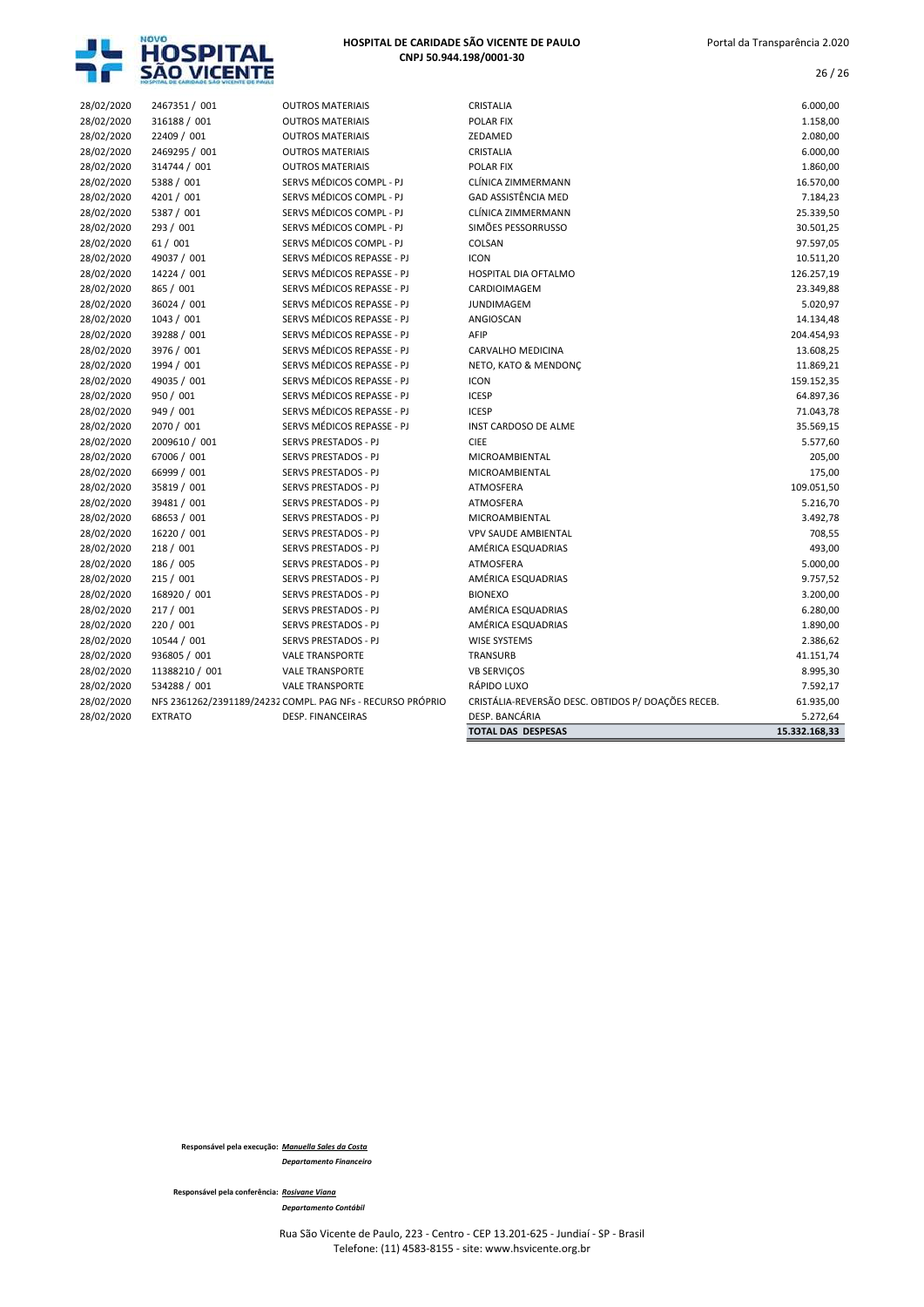| | | | | |
|---|---|---|---|---|
| 28/02/2020 | 2467351 / 001 | OUTROS MATERIAIS | CRISTALIA | 6.000,00 |
| 28/02/2020 | 316188 / 001 | OUTROS MATERIAIS | POLAR FIX | 1.158,00 |
| 28/02/2020 | 22409 / 001 | OUTROS MATERIAIS | ZEDAMED | 2.080,00 |
| 28/02/2020 | 2469295 / 001 | OUTROS MATERIAIS | CRISTALIA | 6.000,00 |
| 28/02/2020 | 314744 / 001 | OUTROS MATERIAIS | POLAR FIX | 1.860,00 |
| 28/02/2020 | 5388 / 001 | SERVS MÉDICOS COMPL - PJ | CLÍNICA ZIMMERMANN | 16.570,00 |
| 28/02/2020 | 4201 / 001 | SERVS MÉDICOS COMPL - PJ | GAD ASSISTÊNCIA MED | 7.184,23 |
| 28/02/2020 | 5387 / 001 | SERVS MÉDICOS COMPL - PJ | CLÍNICA ZIMMERMANN | 25.339,50 |
| 28/02/2020 | 293 / 001 | SERVS MÉDICOS COMPL - PJ | SIMÕES PESSORRUSSO | 30.501,25 |
| 28/02/2020 | 61 / 001 | SERVS MÉDICOS COMPL - PJ | COLSAN | 97.597,05 |
| 28/02/2020 | 49037 / 001 | SERVS MÉDICOS REPASSE - PJ | ICON | 10.511,20 |
| 28/02/2020 | 14224 / 001 | SERVS MÉDICOS REPASSE - PJ | HOSPITAL DIA OFTALMO | 126.257,19 |
| 28/02/2020 | 865 / 001 | SERVS MÉDICOS REPASSE - PJ | CARDIOIMAGEM | 23.349,88 |
| 28/02/2020 | 36024 / 001 | SERVS MÉDICOS REPASSE - PJ | JUNDIMAGEM | 5.020,97 |
| 28/02/2020 | 1043 / 001 | SERVS MÉDICOS REPASSE - PJ | ANGIOSCAN | 14.134,48 |
| 28/02/2020 | 39288 / 001 | SERVS MÉDICOS REPASSE - PJ | AFIP | 204.454,93 |
| 28/02/2020 | 3976 / 001 | SERVS MÉDICOS REPASSE - PJ | CARVALHO MEDICINA | 13.608,25 |
| 28/02/2020 | 1994 / 001 | SERVS MÉDICOS REPASSE - PJ | NETO, KATO & MENDONÇ | 11.869,21 |
| 28/02/2020 | 49035 / 001 | SERVS MÉDICOS REPASSE - PJ | ICON | 159.152,35 |
| 28/02/2020 | 950 / 001 | SERVS MÉDICOS REPASSE - PJ | ICESP | 64.897,36 |
| 28/02/2020 | 949 / 001 | SERVS MÉDICOS REPASSE - PJ | ICESP | 71.043,78 |
| 28/02/2020 | 2070 / 001 | SERVS MÉDICOS REPASSE - PJ | INST CARDOSO DE ALME | 35.569,15 |
| 28/02/2020 | 2009610 / 001 | SERVS PRESTADOS - PJ | CIEE | 5.577,60 |
| 28/02/2020 | 67006 / 001 | SERVS PRESTADOS - PJ | MICROAMBIENTAL | 205,00 |
| 28/02/2020 | 66999 / 001 | SERVS PRESTADOS - PJ | MICROAMBIENTAL | 175,00 |
| 28/02/2020 | 35819 / 001 | SERVS PRESTADOS - PJ | ATMOSFERA | 109.051,50 |
| 28/02/2020 | 39481 / 001 | SERVS PRESTADOS - PJ | ATMOSFERA | 5.216,70 |
| 28/02/2020 | 68653 / 001 | SERVS PRESTADOS - PJ | MICROAMBIENTAL | 3.492,78 |
| 28/02/2020 | 16220 / 001 | SERVS PRESTADOS - PJ | VPV SAUDE AMBIENTAL | 708,55 |
| 28/02/2020 | 218 / 001 | SERVS PRESTADOS - PJ | AMÉRICA ESQUADRIAS | 493,00 |
| 28/02/2020 | 186 / 005 | SERVS PRESTADOS - PJ | ATMOSFERA | 5.000,00 |
| 28/02/2020 | 215 / 001 | SERVS PRESTADOS - PJ | AMÉRICA ESQUADRIAS | 9.757,52 |
| 28/02/2020 | 168920 / 001 | SERVS PRESTADOS - PJ | BIONEXO | 3.200,00 |
| 28/02/2020 | 217 / 001 | SERVS PRESTADOS - PJ | AMÉRICA ESQUADRIAS | 6.280,00 |
| 28/02/2020 | 220 / 001 | SERVS PRESTADOS - PJ | AMÉRICA ESQUADRIAS | 1.890,00 |
| 28/02/2020 | 10544 / 001 | SERVS PRESTADOS - PJ | WISE SYSTEMS | 2.386,62 |
| 28/02/2020 | 936805 / 001 | VALE TRANSPORTE | TRANSURB | 41.151,74 |
| 28/02/2020 | 11388210 / 001 | VALE TRANSPORTE | VB SERVIÇOS | 8.995,30 |
| 28/02/2020 | 534288 / 001 | VALE TRANSPORTE | RÁPIDO LUXO | 7.592,17 |
| 28/02/2020 | NFS 2361262/2391189/24232 | COMPL. PAG NFs - RECURSO PRÓPRIO | CRISTÁLIA-REVERSÃO DESC. OBTIDOS P/ DOAÇÕES RECEB. | 61.935,00 |
| 28/02/2020 | EXTRATO | DESP. FINANCEIRAS | DESP. BANCÁRIA | 5.272,64 |
| | | | **TOTAL DAS DESPESAS** | **15.332.168,33** |

**Responsável pela execução:** ***Manuella Sales da Costa***
***Departamento Financeiro***

**Responsável pela conferência:** ***Rosivane Viana***
***Departamento Contábil***

Rua São Vicente de Paulo, 223 - Centro - CEP 13.201-625 - Jundiaí - SP - Brasil
Telefone: (11) 4583-8155 - site: www.hsvicente.org.br